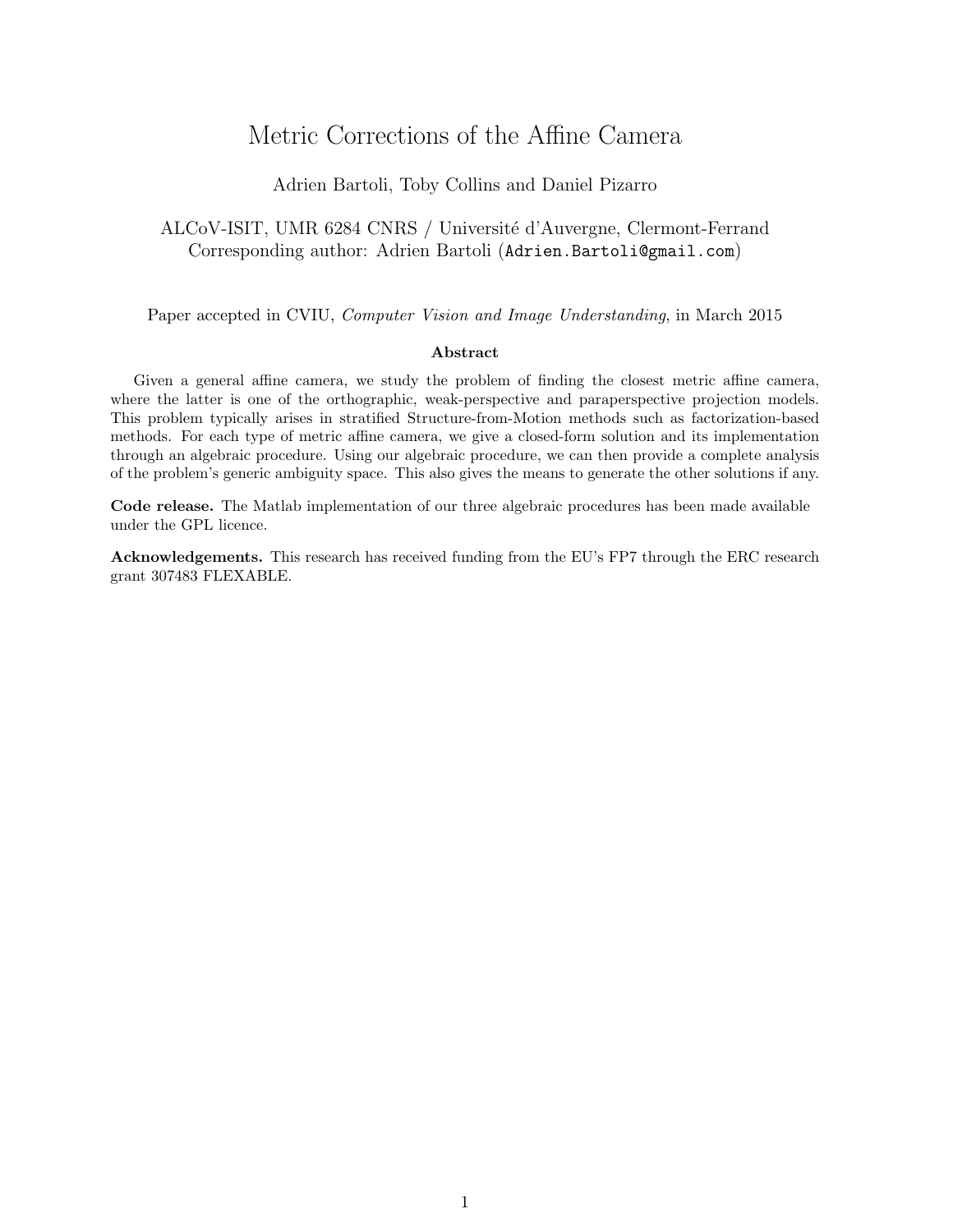# Metric Corrections of the Affine Camera

Adrien Bartoli, Toby Collins and Daniel Pizarro

ALCoV-ISIT, UMR 6284 CNRS / Université d'Auvergne, Clermont-Ferrand
Corresponding author: Adrien Bartoli (Adrien.Bartoli@gmail.com)

Paper accepted in CVIU, *Computer Vision and Image Understanding*, in March 2015

## Abstract

Given a general affine camera, we study the problem of finding the closest metric affine camera, where the latter is one of the orthographic, weak-perspective and paraperspective projection models. This problem typically arises in stratified Structure-from-Motion methods such as factorization-based methods. For each type of metric affine camera, we give a closed-form solution and its implementation through an algebraic procedure. Using our algebraic procedure, we can then provide a complete analysis of the problem's generic ambiguity space. This also gives the means to generate the other solutions if any.

**Code release.** The Matlab implementation of our three algebraic procedures has been made available under the GPL licence.

**Acknowledgements.** This research has received funding from the EU's FP7 through the ERC research grant 307483 FLEXABLE.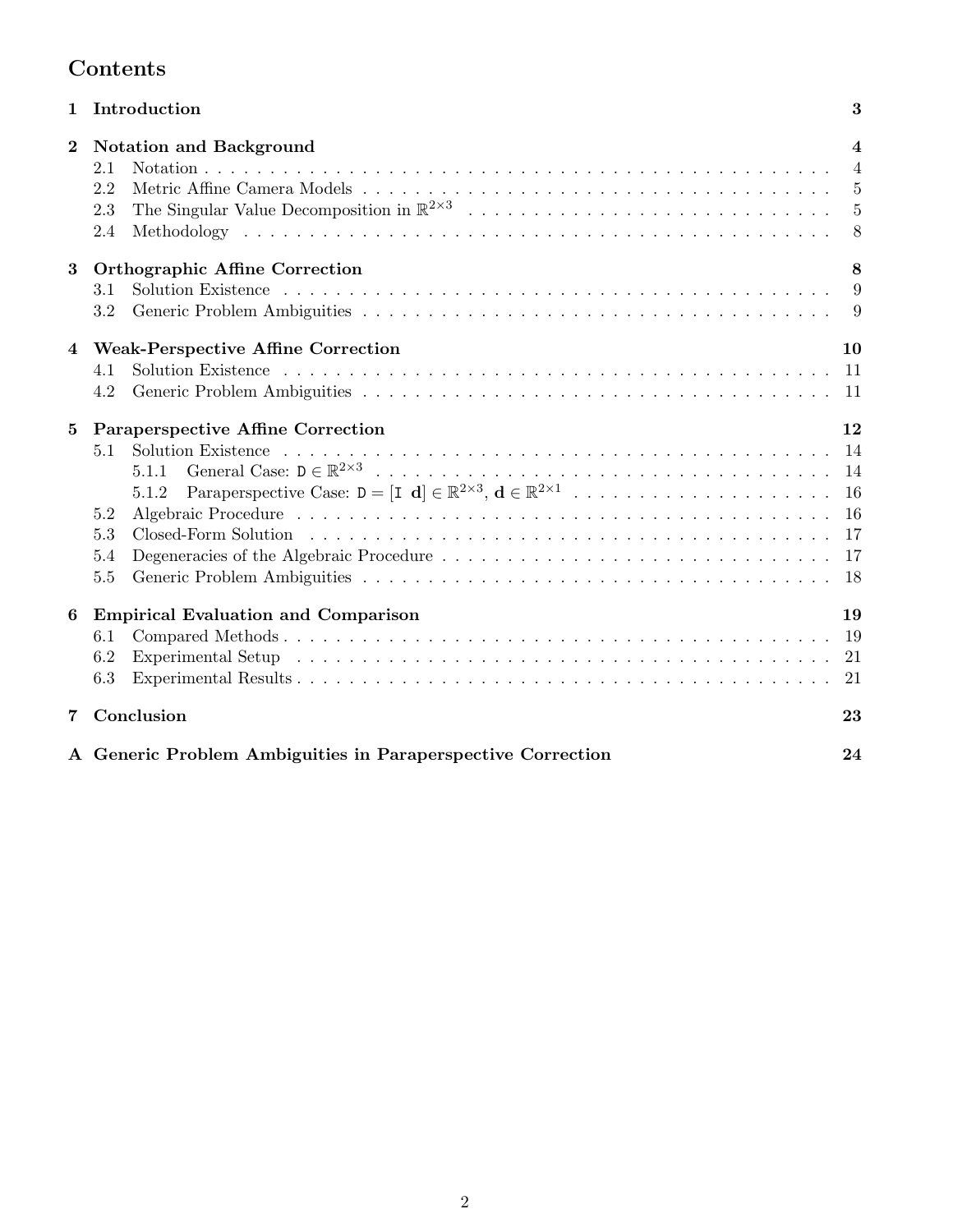# Contents

**1 Introduction** — 3

**2 Notation and Background** — 4
- 2.1 Notation — 4
- 2.2 Metric Affine Camera Models — 5
- 2.3 The Singular Value Decomposition in $\mathbb{R}^{2\times 3}$ — 5
- 2.4 Methodology — 8

**3 Orthographic Affine Correction** — 8
- 3.1 Solution Existence — 9
- 3.2 Generic Problem Ambiguities — 9

**4 Weak-Perspective Affine Correction** — 10
- 4.1 Solution Existence — 11
- 4.2 Generic Problem Ambiguities — 11

**5 Paraperspective Affine Correction** — 12
- 5.1 Solution Existence — 14
  - 5.1.1 General Case: $\mathtt{D} \in \mathbb{R}^{2\times 3}$ — 14
  - 5.1.2 Paraperspective Case: $\mathtt{D} = [\mathtt{I} \ \ \mathbf{d}] \in \mathbb{R}^{2\times 3}$, $\mathbf{d} \in \mathbb{R}^{2\times 1}$ — 16
- 5.2 Algebraic Procedure — 16
- 5.3 Closed-Form Solution — 17
- 5.4 Degeneracies of the Algebraic Procedure — 17
- 5.5 Generic Problem Ambiguities — 18

**6 Empirical Evaluation and Comparison** — 19
- 6.1 Compared Methods — 19
- 6.2 Experimental Setup — 21
- 6.3 Experimental Results — 21

**7 Conclusion** — 23

**A Generic Problem Ambiguities in Paraperspective Correction** — 24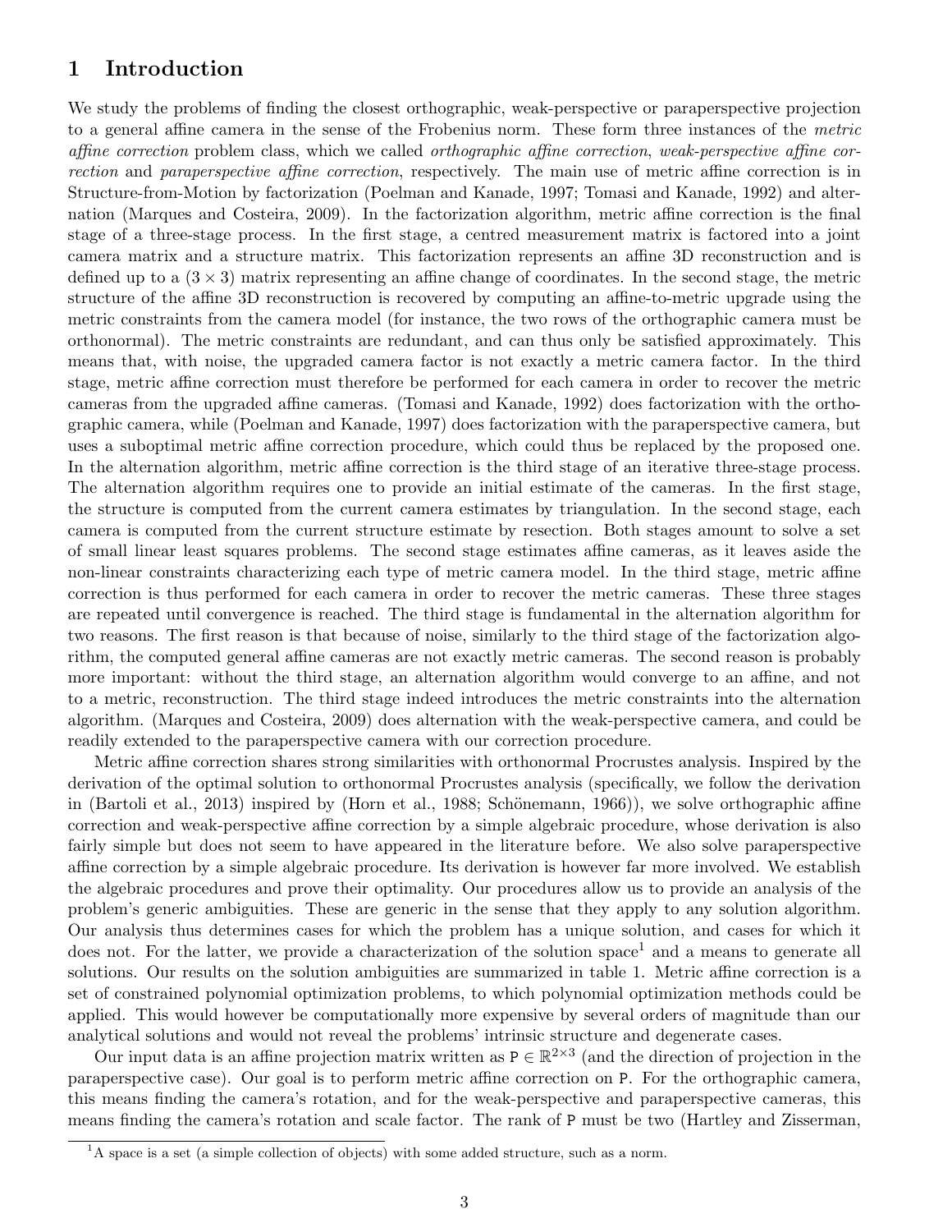# 1 Introduction

We study the problems of finding the closest orthographic, weak-perspective or paraperspective projection to a general affine camera in the sense of the Frobenius norm. These form three instances of the *metric affine correction* problem class, which we called *orthographic affine correction*, *weak-perspective affine correction* and *paraperspective affine correction*, respectively. The main use of metric affine correction is in Structure-from-Motion by factorization (Poelman and Kanade, 1997; Tomasi and Kanade, 1992) and alternation (Marques and Costeira, 2009). In the factorization algorithm, metric affine correction is the final stage of a three-stage process. In the first stage, a centred measurement matrix is factored into a joint camera matrix and a structure matrix. This factorization represents an affine 3D reconstruction and is defined up to a $(3 \times 3)$ matrix representing an affine change of coordinates. In the second stage, the metric structure of the affine 3D reconstruction is recovered by computing an affine-to-metric upgrade using the metric constraints from the camera model (for instance, the two rows of the orthographic camera must be orthonormal). The metric constraints are redundant, and can thus only be satisfied approximately. This means that, with noise, the upgraded camera factor is not exactly a metric camera factor. In the third stage, metric affine correction must therefore be performed for each camera in order to recover the metric cameras from the upgraded affine cameras. (Tomasi and Kanade, 1992) does factorization with the orthographic camera, while (Poelman and Kanade, 1997) does factorization with the paraperspective camera, but uses a suboptimal metric affine correction procedure, which could thus be replaced by the proposed one. In the alternation algorithm, metric affine correction is the third stage of an iterative three-stage process. The alternation algorithm requires one to provide an initial estimate of the cameras. In the first stage, the structure is computed from the current camera estimates by triangulation. In the second stage, each camera is computed from the current structure estimate by resection. Both stages amount to solve a set of small linear least squares problems. The second stage estimates affine cameras, as it leaves aside the non-linear constraints characterizing each type of metric camera model. In the third stage, metric affine correction is thus performed for each camera in order to recover the metric cameras. These three stages are repeated until convergence is reached. The third stage is fundamental in the alternation algorithm for two reasons. The first reason is that because of noise, similarly to the third stage of the factorization algorithm, the computed general affine cameras are not exactly metric cameras. The second reason is probably more important: without the third stage, an alternation algorithm would converge to an affine, and not to a metric, reconstruction. The third stage indeed introduces the metric constraints into the alternation algorithm. (Marques and Costeira, 2009) does alternation with the weak-perspective camera, and could be readily extended to the paraperspective camera with our correction procedure.

Metric affine correction shares strong similarities with orthonormal Procrustes analysis. Inspired by the derivation of the optimal solution to orthonormal Procrustes analysis (specifically, we follow the derivation in (Bartoli et al., 2013) inspired by (Horn et al., 1988; Schönemann, 1966)), we solve orthographic affine correction and weak-perspective affine correction by a simple algebraic procedure, whose derivation is also fairly simple but does not seem to have appeared in the literature before. We also solve paraperspective affine correction by a simple algebraic procedure. Its derivation is however far more involved. We establish the algebraic procedures and prove their optimality. Our procedures allow us to provide an analysis of the problem's generic ambiguities. These are generic in the sense that they apply to any solution algorithm. Our analysis thus determines cases for which the problem has a unique solution, and cases for which it does not. For the latter, we provide a characterization of the solution space[1] and a means to generate all solutions. Our results on the solution ambiguities are summarized in table 1. Metric affine correction is a set of constrained polynomial optimization problems, to which polynomial optimization methods could be applied. This would however be computationally more expensive by several orders of magnitude than our analytical solutions and would not reveal the problems' intrinsic structure and degenerate cases.

Our input data is an affine projection matrix written as $\mathtt{P} \in \mathbb{R}^{2\times 3}$ (and the direction of projection in the paraperspective case). Our goal is to perform metric affine correction on $\mathtt{P}$. For the orthographic camera, this means finding the camera's rotation, and for the weak-perspective and paraperspective cameras, this means finding the camera's rotation and scale factor. The rank of $\mathtt{P}$ must be two (Hartley and Zisserman,

[1] A space is a set (a simple collection of objects) with some added structure, such as a norm.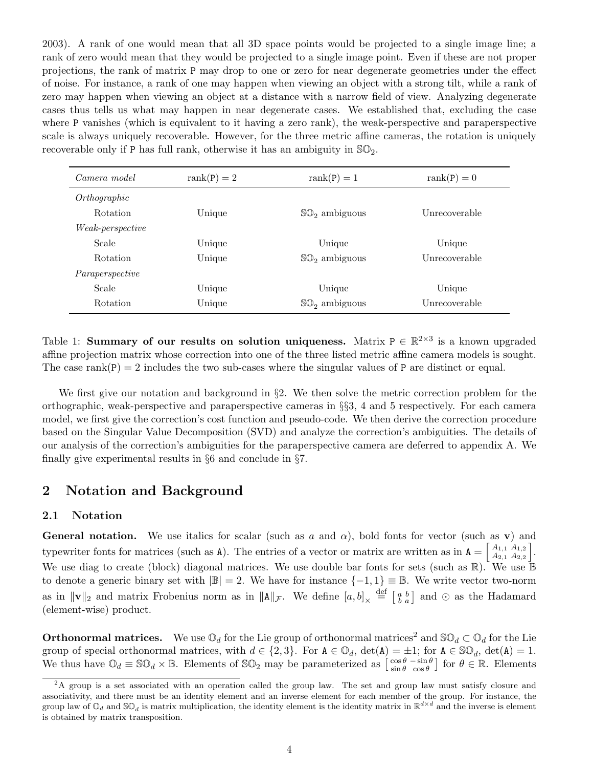2003). A rank of one would mean that all 3D space points would be projected to a single image line; a rank of zero would mean that they would be projected to a single image point. Even if these are not proper projections, the rank of matrix $\mathtt{P}$ may drop to one or zero for near degenerate geometries under the effect of noise. For instance, a rank of one may happen when viewing an object with a strong tilt, while a rank of zero may happen when viewing an object at a distance with a narrow field of view. Analyzing degenerate cases thus tells us what may happen in near degenerate cases. We established that, excluding the case where $\mathtt{P}$ vanishes (which is equivalent to it having a zero rank), the weak-perspective and paraperspective scale is always uniquely recoverable. However, for the three metric affine cameras, the rotation is uniquely recoverable only if $\mathtt{P}$ has full rank, otherwise it has an ambiguity in $\mathbb{SO}_2$.

| *Camera model* | $\text{rank}(\mathtt{P}) = 2$ | $\text{rank}(\mathtt{P}) = 1$ | $\text{rank}(\mathtt{P}) = 0$ |
|---|---|---|---|
| *Orthographic* | | | |
| Rotation | Unique | $\mathbb{SO}_2$ ambiguous | Unrecoverable |
| *Weak-perspective* | | | |
| Scale | Unique | Unique | Unique |
| Rotation | Unique | $\mathbb{SO}_2$ ambiguous | Unrecoverable |
| *Paraperspective* | | | |
| Scale | Unique | Unique | Unique |
| Rotation | Unique | $\mathbb{SO}_2$ ambiguous | Unrecoverable |

Table 1: **Summary of our results on solution uniqueness.** Matrix $\mathtt{P} \in \mathbb{R}^{2\times 3}$ is a known upgraded affine projection matrix whose correction into one of the three listed metric affine camera models is sought. The case $\text{rank}(\mathtt{P}) = 2$ includes the two sub-cases where the singular values of $\mathtt{P}$ are distinct or equal.

We first give our notation and background in §2. We then solve the metric correction problem for the orthographic, weak-perspective and paraperspective cameras in §§3, 4 and 5 respectively. For each camera model, we first give the correction's cost function and pseudo-code. We then derive the correction procedure based on the Singular Value Decomposition (SVD) and analyze the correction's ambiguities. The details of our analysis of the correction's ambiguities for the paraperspective camera are deferred to appendix A. We finally give experimental results in §6 and conclude in §7.

## 2 Notation and Background

### 2.1 Notation

**General notation.** We use italics for scalar (such as $a$ and $\alpha$), bold fonts for vector (such as $\mathbf{v}$) and typewriter fonts for matrices (such as $\mathtt{A}$). The entries of a vector or matrix are written as in $\mathtt{A} = \begin{bmatrix} A_{1,1} & A_{1,2} \\ A_{2,1} & A_{2,2} \end{bmatrix}$. We use diag to create (block) diagonal matrices. We use double bar fonts for sets (such as $\mathbb{R}$). We use $\mathbb{B}$ to denote a generic binary set with $|\mathbb{B}| = 2$. We have for instance $\{-1, 1\} \equiv \mathbb{B}$. We write vector two-norm as in $\|\mathbf{v}\|_2$ and matrix Frobenius norm as in $\|\mathtt{A}\|_{\mathcal{F}}$. We define $[a, b]_\times \stackrel{\text{def}}{=} \begin{bmatrix} a & b \\ b & a \end{bmatrix}$ and $\odot$ as the Hadamard (element-wise) product.

**Orthonormal matrices.** We use $\mathbb{O}_d$ for the Lie group of orthonormal matrices[2] and $\mathbb{SO}_d \subset \mathbb{O}_d$ for the Lie group of special orthonormal matrices, with $d \in \{2, 3\}$. For $\mathtt{A} \in \mathbb{O}_d$, $\det(\mathtt{A}) = \pm 1$; for $\mathtt{A} \in \mathbb{SO}_d$, $\det(\mathtt{A}) = 1$. We thus have $\mathbb{O}_d \equiv \mathbb{SO}_d \times \mathbb{B}$. Elements of $\mathbb{SO}_2$ may be parameterized as $\begin{bmatrix} \cos\theta & -\sin\theta \\ \sin\theta & \cos\theta \end{bmatrix}$ for $\theta \in \mathbb{R}$. Elements

[2] A group is a set associated with an operation called the group law. The set and group law must satisfy closure and associativity, and there must be an identity element and an inverse element for each member of the group. For instance, the group law of $\mathbb{O}_d$ and $\mathbb{SO}_d$ is matrix multiplication, the identity element is the identity matrix in $\mathbb{R}^{d\times d}$ and the inverse is element is obtained by matrix transposition.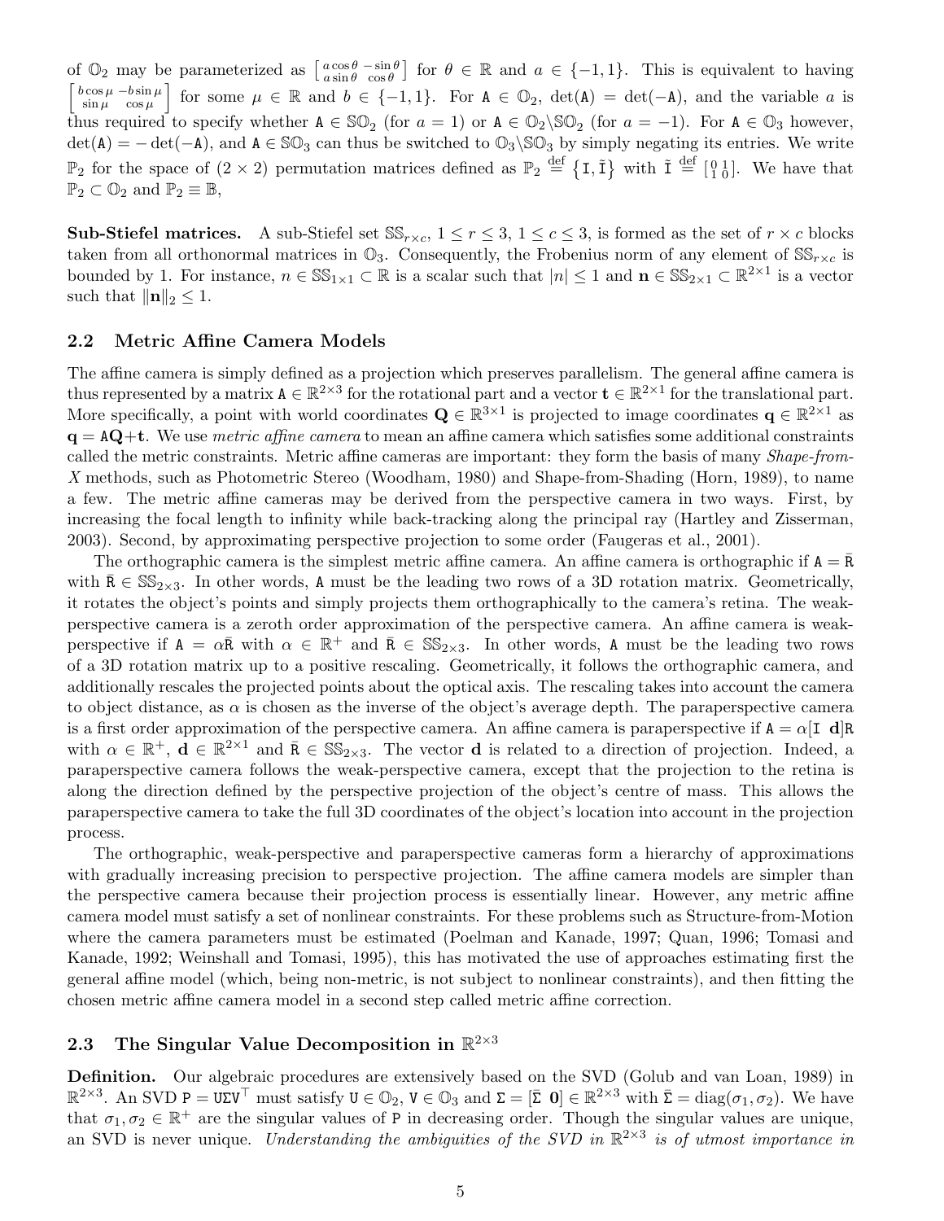of $\mathbb{O}_2$ may be parameterized as $\left[\begin{smallmatrix} a\cos\theta & -\sin\theta \\ a\sin\theta & \cos\theta \end{smallmatrix}\right]$ for $\theta \in \mathbb{R}$ and $a \in \{-1, 1\}$. This is equivalent to having $\left[\begin{smallmatrix} b\cos\mu & -b\sin\mu \\ \sin\mu & \cos\mu \end{smallmatrix}\right]$ for some $\mu \in \mathbb{R}$ and $b \in \{-1, 1\}$. For $\mathtt{A} \in \mathbb{O}_2$, $\det(\mathtt{A}) = \det(-\mathtt{A})$, and the variable $a$ is thus required to specify whether $\mathtt{A} \in \mathbb{SO}_2$ (for $a = 1$) or $\mathtt{A} \in \mathbb{O}_2 \backslash \mathbb{SO}_2$ (for $a = -1$). For $\mathtt{A} \in \mathbb{O}_3$ however, $\det(\mathtt{A}) = -\det(-\mathtt{A})$, and $\mathtt{A} \in \mathbb{SO}_3$ can thus be switched to $\mathbb{O}_3 \backslash \mathbb{SO}_3$ by simply negating its entries. We write $\mathbb{P}_2$ for the space of $(2 \times 2)$ permutation matrices defined as $\mathbb{P}_2 \stackrel{\text{def}}{=} \{\mathtt{I}, \tilde{\mathtt{I}}\}$ with $\tilde{\mathtt{I}} \stackrel{\text{def}}{=} \left[\begin{smallmatrix} 0 & 1 \\ 1 & 0 \end{smallmatrix}\right]$. We have that $\mathbb{P}_2 \subset \mathbb{O}_2$ and $\mathbb{P}_2 \equiv \mathbb{B}$,

**Sub-Stiefel matrices.** A sub-Stiefel set $\mathbb{SS}_{r\times c}$, $1 \leq r \leq 3$, $1 \leq c \leq 3$, is formed as the set of $r \times c$ blocks taken from all orthonormal matrices in $\mathbb{O}_3$. Consequently, the Frobenius norm of any element of $\mathbb{SS}_{r\times c}$ is bounded by 1. For instance, $n \in \mathbb{SS}_{1\times 1} \subset \mathbb{R}$ is a scalar such that $|n| \leq 1$ and $\mathbf{n} \in \mathbb{SS}_{2\times 1} \subset \mathbb{R}^{2\times 1}$ is a vector such that $\|\mathbf{n}\|_2 \leq 1$.

## 2.2 Metric Affine Camera Models

The affine camera is simply defined as a projection which preserves parallelism. The general affine camera is thus represented by a matrix $\mathtt{A} \in \mathbb{R}^{2\times 3}$ for the rotational part and a vector $\mathbf{t} \in \mathbb{R}^{2\times 1}$ for the translational part. More specifically, a point with world coordinates $\mathbf{Q} \in \mathbb{R}^{3\times 1}$ is projected to image coordinates $\mathbf{q} \in \mathbb{R}^{2\times 1}$ as $\mathbf{q} = \mathtt{A}\mathbf{Q} + \mathbf{t}$. We use *metric affine camera* to mean an affine camera which satisfies some additional constraints called the metric constraints. Metric affine cameras are important: they form the basis of many *Shape-from-X* methods, such as Photometric Stereo (Woodham, 1980) and Shape-from-Shading (Horn, 1989), to name a few. The metric affine cameras may be derived from the perspective camera in two ways. First, by increasing the focal length to infinity while back-tracking along the principal ray (Hartley and Zisserman, 2003). Second, by approximating perspective projection to some order (Faugeras et al., 2001).

The orthographic camera is the simplest metric affine camera. An affine camera is orthographic if $\mathtt{A} = \bar{\mathtt{R}}$ with $\bar{\mathtt{R}} \in \mathbb{SS}_{2\times 3}$. In other words, $\mathtt{A}$ must be the leading two rows of a 3D rotation matrix. Geometrically, it rotates the object's points and simply projects them orthographically to the camera's retina. The weak-perspective camera is a zeroth order approximation of the perspective camera. An affine camera is weak-perspective if $\mathtt{A} = \alpha\bar{\mathtt{R}}$ with $\alpha \in \mathbb{R}^+$ and $\bar{\mathtt{R}} \in \mathbb{SS}_{2\times 3}$. In other words, $\mathtt{A}$ must be the leading two rows of a 3D rotation matrix up to a positive rescaling. Geometrically, it follows the orthographic camera, and additionally rescales the projected points about the optical axis. The rescaling takes into account the camera to object distance, as $\alpha$ is chosen as the inverse of the object's average depth. The paraperspective camera is a first order approximation of the perspective camera. An affine camera is paraperspective if $\mathtt{A} = \alpha[\mathtt{I}\ \ \mathbf{d}]\mathtt{R}$ with $\alpha \in \mathbb{R}^+$, $\mathbf{d} \in \mathbb{R}^{2\times 1}$ and $\bar{\mathtt{R}} \in \mathbb{SS}_{2\times 3}$. The vector $\mathbf{d}$ is related to a direction of projection. Indeed, a paraperspective camera follows the weak-perspective camera, except that the projection to the retina is along the direction defined by the perspective projection of the object's centre of mass. This allows the paraperspective camera to take the full 3D coordinates of the object's location into account in the projection process.

The orthographic, weak-perspective and paraperspective cameras form a hierarchy of approximations with gradually increasing precision to perspective projection. The affine camera models are simpler than the perspective camera because their projection process is essentially linear. However, any metric affine camera model must satisfy a set of nonlinear constraints. For these problems such as Structure-from-Motion where the camera parameters must be estimated (Poelman and Kanade, 1997; Quan, 1996; Tomasi and Kanade, 1992; Weinshall and Tomasi, 1995), this has motivated the use of approaches estimating first the general affine model (which, being non-metric, is not subject to nonlinear constraints), and then fitting the chosen metric affine camera model in a second step called metric affine correction.

## 2.3 The Singular Value Decomposition in $\mathbb{R}^{2\times 3}$

**Definition.** Our algebraic procedures are extensively based on the SVD (Golub and van Loan, 1989) in $\mathbb{R}^{2\times 3}$. An SVD $\mathtt{P} = \mathtt{U}\Sigma\mathtt{V}^\top$ must satisfy $\mathtt{U} \in \mathbb{O}_2$, $\mathtt{V} \in \mathbb{O}_3$ and $\Sigma = [\bar{\Sigma}\ \ \mathbf{0}] \in \mathbb{R}^{2\times 3}$ with $\bar{\Sigma} = \text{diag}(\sigma_1, \sigma_2)$. We have that $\sigma_1, \sigma_2 \in \mathbb{R}^+$ are the singular values of $\mathtt{P}$ in decreasing order. Though the singular values are unique, an SVD is never unique. *Understanding the ambiguities of the SVD in $\mathbb{R}^{2\times 3}$ is of utmost importance in*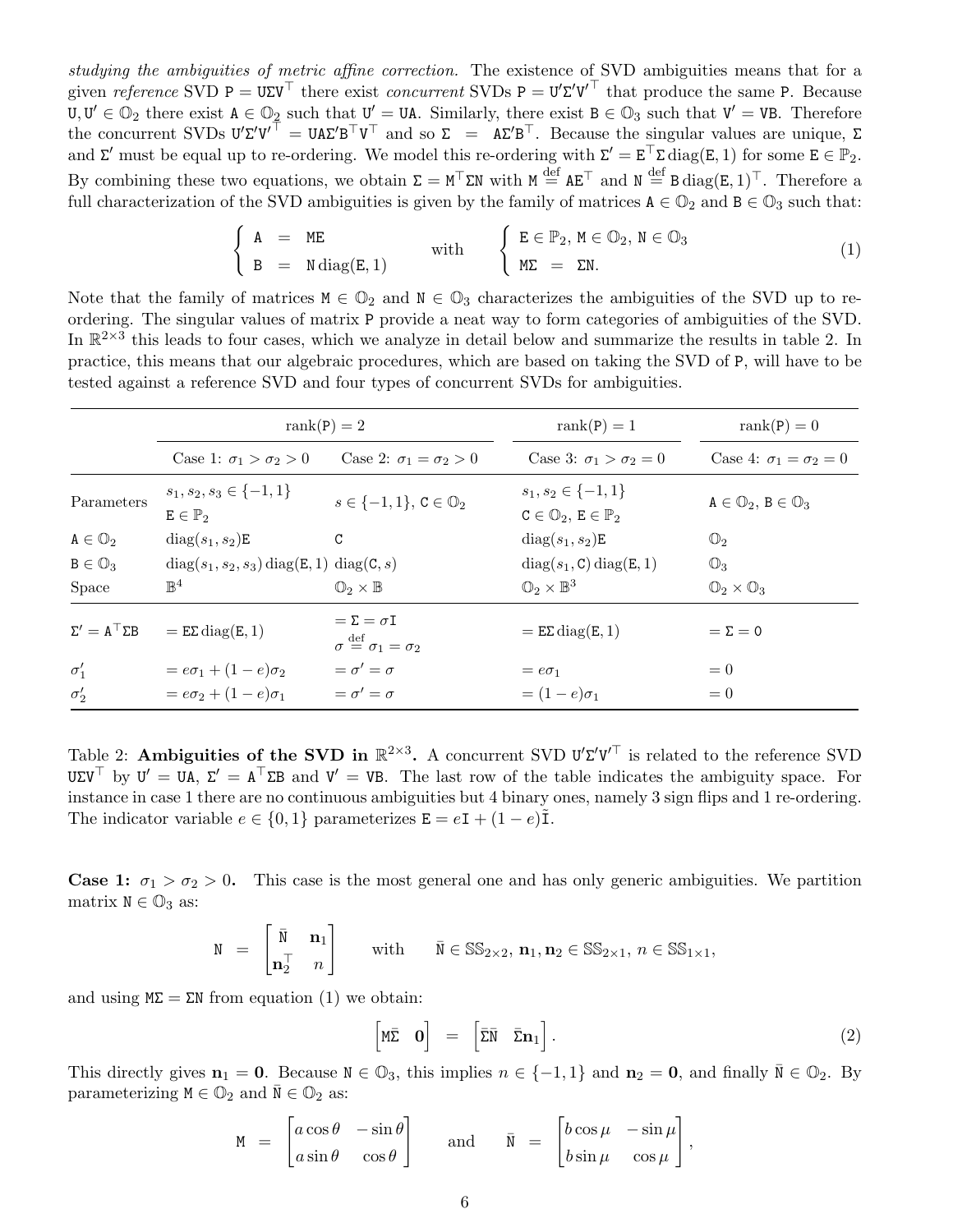*studying the ambiguities of metric affine correction.* The existence of SVD ambiguities means that for a given *reference* SVD $\mathtt{P} = \mathtt{U}\Sigma\mathtt{V}^\top$ there exist *concurrent* SVDs $\mathtt{P} = \mathtt{U}'\Sigma'\mathtt{V}'^\top$ that produce the same P. Because $\mathtt{U}, \mathtt{U}' \in \mathbb{O}_2$ there exist $\mathtt{A} \in \mathbb{O}_2$ such that $\mathtt{U}' = \mathtt{UA}$. Similarly, there exist $\mathtt{B} \in \mathbb{O}_3$ such that $\mathtt{V}' = \mathtt{VB}$. Therefore the concurrent SVDs $\mathtt{U}'\Sigma'\mathtt{V}'^\top = \mathtt{UA}\Sigma'\mathtt{B}^\top\mathtt{V}^\top$ and so $\Sigma = \mathtt{A}\Sigma'\mathtt{B}^\top$. Because the singular values are unique, $\Sigma$ and $\Sigma'$ must be equal up to re-ordering. We model this re-ordering with $\Sigma' = \mathtt{E}^\top\Sigma\,\mathrm{diag}(\mathtt{E}, 1)$ for some $\mathtt{E} \in \mathbb{P}_2$. By combining these two equations, we obtain $\Sigma = \mathtt{M}^\top\Sigma\mathtt{N}$ with $\mathtt{M} \stackrel{\text{def}}{=} \mathtt{AE}^\top$ and $\mathtt{N} \stackrel{\text{def}}{=} \mathtt{B}\,\mathrm{diag}(\mathtt{E}, 1)^\top$. Therefore a full characterization of the SVD ambiguities is given by the family of matrices $\mathtt{A} \in \mathbb{O}_2$ and $\mathtt{B} \in \mathbb{O}_3$ such that:

$$\begin{cases} \mathtt{A} = \mathtt{ME} \\ \mathtt{B} = \mathtt{N}\,\mathrm{diag}(\mathtt{E}, 1) \end{cases} \quad \text{with} \quad \begin{cases} \mathtt{E} \in \mathbb{P}_2,\ \mathtt{M} \in \mathbb{O}_2,\ \mathtt{N} \in \mathbb{O}_3 \\ \mathtt{M}\Sigma = \Sigma\mathtt{N}. \end{cases} \tag{1}$$

Note that the family of matrices $\mathtt{M} \in \mathbb{O}_2$ and $\mathtt{N} \in \mathbb{O}_3$ characterizes the ambiguities of the SVD up to re-ordering. The singular values of matrix P provide a neat way to form categories of ambiguities of the SVD. In $\mathbb{R}^{2\times3}$ this leads to four cases, which we analyze in detail below and summarize the results in table 2. In practice, this means that our algebraic procedures, which are based on taking the SVD of P, will have to be tested against a reference SVD and four types of concurrent SVDs for ambiguities.

| | rank(P) = 2 | | rank(P) = 1 | rank(P) = 0 |
|---|---|---|---|---|
| | Case 1: $\sigma_1 > \sigma_2 > 0$ | Case 2: $\sigma_1 = \sigma_2 > 0$ | Case 3: $\sigma_1 > \sigma_2 = 0$ | Case 4: $\sigma_1 = \sigma_2 = 0$ |
| Parameters | $s_1, s_2, s_3 \in \{-1, 1\}$, $\mathtt{E} \in \mathbb{P}_2$ | $s \in \{-1, 1\}$, $\mathtt{C} \in \mathbb{O}_2$ | $s_1, s_2 \in \{-1, 1\}$, $\mathtt{C} \in \mathbb{O}_2$, $\mathtt{E} \in \mathbb{P}_2$ | $\mathtt{A} \in \mathbb{O}_2$, $\mathtt{B} \in \mathbb{O}_3$ |
| $\mathtt{A} \in \mathbb{O}_2$ | $\mathrm{diag}(s_1, s_2)\mathtt{E}$ | $\mathtt{C}$ | $\mathrm{diag}(s_1, s_2)\mathtt{E}$ | $\mathbb{O}_2$ |
| $\mathtt{B} \in \mathbb{O}_3$ | $\mathrm{diag}(s_1, s_2, s_3)\,\mathrm{diag}(\mathtt{E}, 1)$ | $\mathrm{diag}(\mathtt{C}, s)$ | $\mathrm{diag}(s_1, \mathtt{C})\,\mathrm{diag}(\mathtt{E}, 1)$ | $\mathbb{O}_3$ |
| Space | $\mathbb{B}^4$ | $\mathbb{O}_2 \times \mathbb{B}$ | $\mathbb{O}_2 \times \mathbb{B}^3$ | $\mathbb{O}_2 \times \mathbb{O}_3$ |
| $\Sigma' = \mathtt{A}^\top\Sigma\mathtt{B}$ | $= \mathtt{E}\Sigma\,\mathrm{diag}(\mathtt{E}, 1)$ | $= \Sigma = \sigma\mathtt{I}$, $\sigma \stackrel{\text{def}}{=} \sigma_1 = \sigma_2$ | $= \mathtt{E}\Sigma\,\mathrm{diag}(\mathtt{E}, 1)$ | $= \Sigma = 0$ |
| $\sigma_1'$ | $= e\sigma_1 + (1-e)\sigma_2$ | $= \sigma' = \sigma$ | $= e\sigma_1$ | $= 0$ |
| $\sigma_2'$ | $= e\sigma_2 + (1-e)\sigma_1$ | $= \sigma' = \sigma$ | $= (1-e)\sigma_1$ | $= 0$ |

Table 2: **Ambiguities of the SVD in $\mathbb{R}^{2\times3}$.** A concurrent SVD $\mathtt{U}'\Sigma'\mathtt{V}'^\top$ is related to the reference SVD $\mathtt{U}\Sigma\mathtt{V}^\top$ by $\mathtt{U}' = \mathtt{UA}$, $\Sigma' = \mathtt{A}^\top\Sigma\mathtt{B}$ and $\mathtt{V}' = \mathtt{VB}$. The last row of the table indicates the ambiguity space. For instance in case 1 there are no continuous ambiguities but 4 binary ones, namely 3 sign flips and 1 re-ordering. The indicator variable $e \in \{0, 1\}$ parameterizes $\mathtt{E} = e\mathtt{I} + (1-e)\tilde{\mathtt{I}}$.

**Case 1: $\sigma_1 > \sigma_2 > 0$.** This case is the most general one and has only generic ambiguities. We partition matrix $\mathtt{N} \in \mathbb{O}_3$ as:

$$\mathtt{N} = \begin{bmatrix} \bar{\mathtt{N}} & \mathbf{n}_1 \\ \mathbf{n}_2^\top & n \end{bmatrix} \quad \text{with} \quad \bar{\mathtt{N}} \in \mathbb{SS}_{2\times2},\ \mathbf{n}_1, \mathbf{n}_2 \in \mathbb{SS}_{2\times1},\ n \in \mathbb{SS}_{1\times1},$$

and using $\mathtt{M}\Sigma = \Sigma\mathtt{N}$ from equation (1) we obtain:

$$\begin{bmatrix} \mathtt{M}\bar{\Sigma} & \mathbf{0} \end{bmatrix} = \begin{bmatrix} \bar{\Sigma}\bar{\mathtt{N}} & \bar{\Sigma}\mathbf{n}_1 \end{bmatrix}. \tag{2}$$

This directly gives $\mathbf{n}_1 = \mathbf{0}$. Because $\mathtt{N} \in \mathbb{O}_3$, this implies $n \in \{-1, 1\}$ and $\mathbf{n}_2 = \mathbf{0}$, and finally $\bar{\mathtt{N}} \in \mathbb{O}_2$. By parameterizing $\mathtt{M} \in \mathbb{O}_2$ and $\bar{\mathtt{N}} \in \mathbb{O}_2$ as:

$$\mathtt{M} = \begin{bmatrix} a\cos\theta & -\sin\theta \\ a\sin\theta & \cos\theta \end{bmatrix} \quad \text{and} \quad \bar{\mathtt{N}} = \begin{bmatrix} b\cos\mu & -\sin\mu \\ b\sin\mu & \cos\mu \end{bmatrix},$$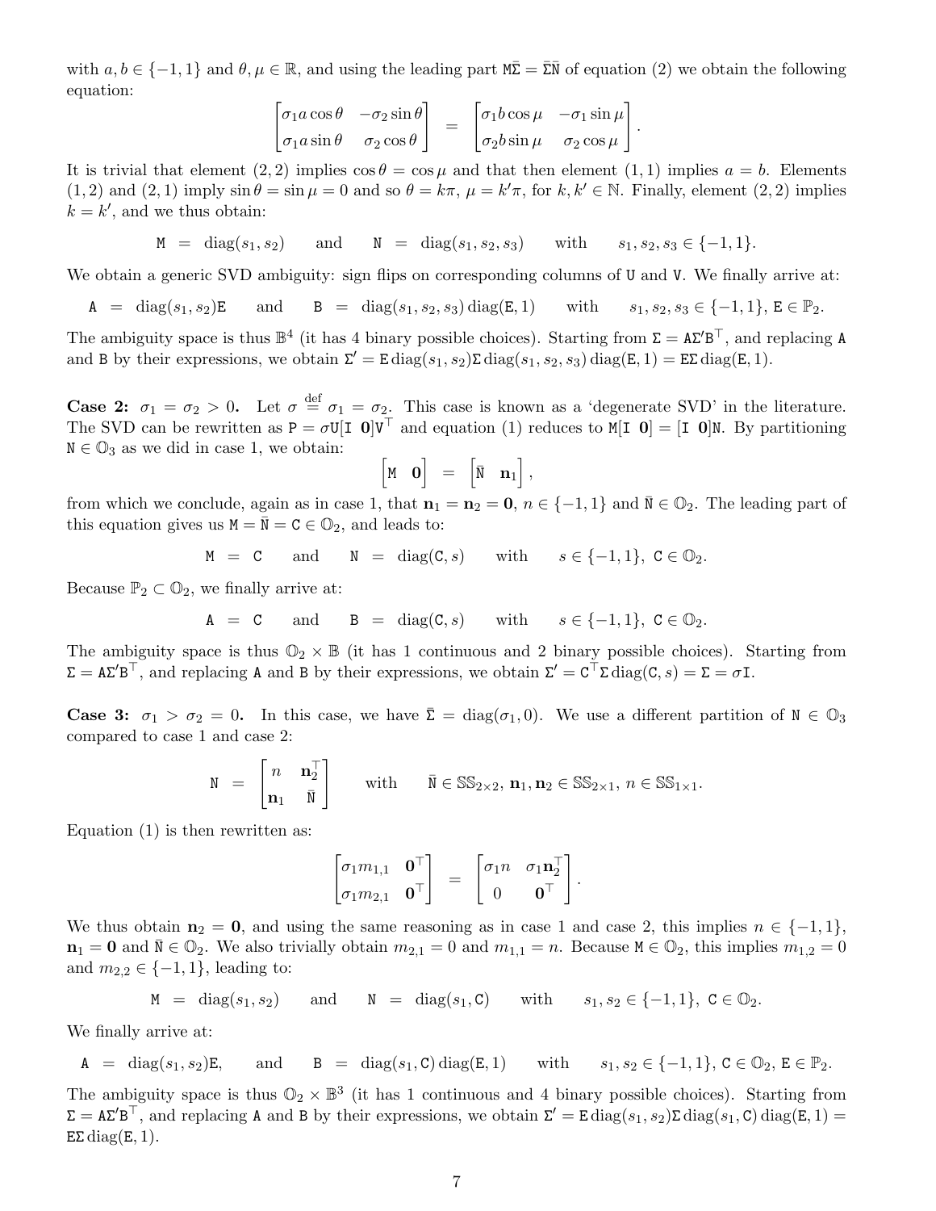with $a, b \in \{-1, 1\}$ and $\theta, \mu \in \mathbb{R}$, and using the leading part $\mathtt{M}\bar{\Sigma} = \bar{\Sigma}\bar{\mathtt{N}}$ of equation (2) we obtain the following equation:

$$\begin{bmatrix} \sigma_1 a \cos\theta & -\sigma_2 \sin\theta \\ \sigma_1 a \sin\theta & \sigma_2 \cos\theta \end{bmatrix} = \begin{bmatrix} \sigma_1 b \cos\mu & -\sigma_1 \sin\mu \\ \sigma_2 b \sin\mu & \sigma_2 \cos\mu \end{bmatrix}.$$

It is trivial that element $(2,2)$ implies $\cos\theta = \cos\mu$ and that then element $(1,1)$ implies $a = b$. Elements $(1,2)$ and $(2,1)$ imply $\sin\theta = \sin\mu = 0$ and so $\theta = k\pi$, $\mu = k'\pi$, for $k, k' \in \mathbb{N}$. Finally, element $(2,2)$ implies $k = k'$, and we thus obtain:

$$\mathtt{M} = \operatorname{diag}(s_1, s_2) \quad \text{and} \quad \mathtt{N} = \operatorname{diag}(s_1, s_2, s_3) \quad \text{with} \quad s_1, s_2, s_3 \in \{-1, 1\}.$$

We obtain a generic SVD ambiguity: sign flips on corresponding columns of $\mathtt{U}$ and $\mathtt{V}$. We finally arrive at:

$$\mathtt{A} = \operatorname{diag}(s_1, s_2)\mathtt{E} \quad \text{and} \quad \mathtt{B} = \operatorname{diag}(s_1, s_2, s_3)\operatorname{diag}(\mathtt{E}, 1) \quad \text{with} \quad s_1, s_2, s_3 \in \{-1, 1\},\ \mathtt{E} \in \mathbb{P}_2.$$

The ambiguity space is thus $\mathbb{B}^4$ (it has 4 binary possible choices). Starting from $\Sigma = \mathtt{A}\Sigma'\mathtt{B}^\top$, and replacing $\mathtt{A}$ and $\mathtt{B}$ by their expressions, we obtain $\Sigma' = \mathtt{E}\operatorname{diag}(s_1, s_2)\Sigma\operatorname{diag}(s_1, s_2, s_3)\operatorname{diag}(\mathtt{E}, 1) = \mathtt{E}\Sigma\operatorname{diag}(\mathtt{E}, 1)$.

**Case 2: $\sigma_1 = \sigma_2 > 0$.** Let $\sigma \stackrel{\text{def}}{=} \sigma_1 = \sigma_2$. This case is known as a 'degenerate SVD' in the literature. The SVD can be rewritten as $\mathtt{P} = \sigma\mathtt{U}[\mathtt{I}\ \mathbf{0}]\mathtt{V}^\top$ and equation (1) reduces to $\mathtt{M}[\mathtt{I}\ \mathbf{0}] = [\mathtt{I}\ \mathbf{0}]\mathtt{N}$. By partitioning $\mathtt{N} \in \mathbb{O}_3$ as we did in case 1, we obtain:

$$\begin{bmatrix} \mathtt{M} & \mathbf{0} \end{bmatrix} = \begin{bmatrix} \bar{\mathtt{N}} & \mathbf{n}_1 \end{bmatrix},$$

from which we conclude, again as in case 1, that $\mathbf{n}_1 = \mathbf{n}_2 = \mathbf{0}$, $n \in \{-1, 1\}$ and $\bar{\mathtt{N}} \in \mathbb{O}_2$. The leading part of this equation gives us $\mathtt{M} = \bar{\mathtt{N}} = \mathtt{C} \in \mathbb{O}_2$, and leads to:

$$\mathtt{M} = \mathtt{C} \quad \text{and} \quad \mathtt{N} = \operatorname{diag}(\mathtt{C}, s) \quad \text{with} \quad s \in \{-1, 1\},\ \mathtt{C} \in \mathbb{O}_2.$$

Because $\mathbb{P}_2 \subset \mathbb{O}_2$, we finally arrive at:

$$\mathtt{A} = \mathtt{C} \quad \text{and} \quad \mathtt{B} = \operatorname{diag}(\mathtt{C}, s) \quad \text{with} \quad s \in \{-1, 1\},\ \mathtt{C} \in \mathbb{O}_2.$$

The ambiguity space is thus $\mathbb{O}_2 \times \mathbb{B}$ (it has 1 continuous and 2 binary possible choices). Starting from $\Sigma = \mathtt{A}\Sigma'\mathtt{B}^\top$, and replacing $\mathtt{A}$ and $\mathtt{B}$ by their expressions, we obtain $\Sigma' = \mathtt{C}^\top\Sigma\operatorname{diag}(\mathtt{C}, s) = \Sigma = \sigma\mathtt{I}$.

**Case 3: $\sigma_1 > \sigma_2 = 0$.** In this case, we have $\bar{\Sigma} = \operatorname{diag}(\sigma_1, 0)$. We use a different partition of $\mathtt{N} \in \mathbb{O}_3$ compared to case 1 and case 2:

$$\mathtt{N} = \begin{bmatrix} n & \mathbf{n}_2^\top \\ \mathbf{n}_1 & \bar{\mathtt{N}} \end{bmatrix} \quad \text{with} \quad \bar{\mathtt{N}} \in \mathbb{SS}_{2\times 2},\ \mathbf{n}_1, \mathbf{n}_2 \in \mathbb{SS}_{2\times 1},\ n \in \mathbb{SS}_{1\times 1}.$$

Equation (1) is then rewritten as:

$$\begin{bmatrix} \sigma_1 m_{1,1} & \mathbf{0}^\top \\ \sigma_1 m_{2,1} & \mathbf{0}^\top \end{bmatrix} = \begin{bmatrix} \sigma_1 n & \sigma_1 \mathbf{n}_2^\top \\ 0 & \mathbf{0}^\top \end{bmatrix}.$$

We thus obtain $\mathbf{n}_2 = \mathbf{0}$, and using the same reasoning as in case 1 and case 2, this implies $n \in \{-1, 1\}$, $\mathbf{n}_1 = \mathbf{0}$ and $\bar{\mathtt{N}} \in \mathbb{O}_2$. We also trivially obtain $m_{2,1} = 0$ and $m_{1,1} = n$. Because $\mathtt{M} \in \mathbb{O}_2$, this implies $m_{1,2} = 0$ and $m_{2,2} \in \{-1, 1\}$, leading to:

$$\mathtt{M} = \operatorname{diag}(s_1, s_2) \quad \text{and} \quad \mathtt{N} = \operatorname{diag}(s_1, \mathtt{C}) \quad \text{with} \quad s_1, s_2 \in \{-1, 1\},\ \mathtt{C} \in \mathbb{O}_2.$$

We finally arrive at:

$$\mathtt{A} = \operatorname{diag}(s_1, s_2)\mathtt{E}, \quad \text{and} \quad \mathtt{B} = \operatorname{diag}(s_1, \mathtt{C})\operatorname{diag}(\mathtt{E}, 1) \quad \text{with} \quad s_1, s_2 \in \{-1, 1\},\ \mathtt{C} \in \mathbb{O}_2,\ \mathtt{E} \in \mathbb{P}_2.$$

The ambiguity space is thus $\mathbb{O}_2 \times \mathbb{B}^3$ (it has 1 continuous and 4 binary possible choices). Starting from $\Sigma = \mathtt{A}\Sigma'\mathtt{B}^\top$, and replacing $\mathtt{A}$ and $\mathtt{B}$ by their expressions, we obtain $\Sigma' = \mathtt{E}\operatorname{diag}(s_1, s_2)\Sigma\operatorname{diag}(s_1, \mathtt{C})\operatorname{diag}(\mathtt{E}, 1) = \mathtt{E}\Sigma\operatorname{diag}(\mathtt{E}, 1)$.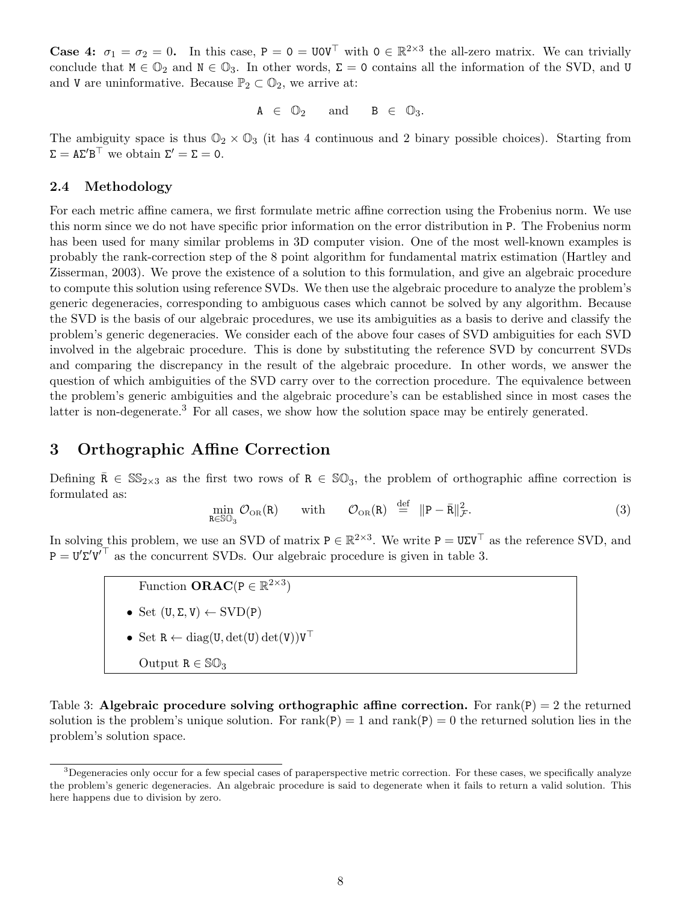**Case 4:** $\sigma_1 = \sigma_2 = 0$**.** In this case, $\mathtt{P} = \mathtt{0} = \mathtt{U}\mathtt{0}\mathtt{V}^\top$ with $\mathtt{0} \in \mathbb{R}^{2\times 3}$ the all-zero matrix. We can trivially conclude that $\mathtt{M} \in \mathbb{O}_2$ and $\mathtt{N} \in \mathbb{O}_3$. In other words, $\Sigma = \mathtt{0}$ contains all the information of the SVD, and $\mathtt{U}$ and $\mathtt{V}$ are uninformative. Because $\mathbb{P}_2 \subset \mathbb{O}_2$, we arrive at:

$$\mathtt{A} \in \mathbb{O}_2 \quad \text{and} \quad \mathtt{B} \in \mathbb{O}_3.$$

The ambiguity space is thus $\mathbb{O}_2 \times \mathbb{O}_3$ (it has 4 continuous and 2 binary possible choices). Starting from $\Sigma = \mathtt{A}\Sigma'\mathtt{B}^\top$ we obtain $\Sigma' = \Sigma = \mathtt{0}$.

### 2.4 Methodology

For each metric affine camera, we first formulate metric affine correction using the Frobenius norm. We use this norm since we do not have specific prior information on the error distribution in $\mathtt{P}$. The Frobenius norm has been used for many similar problems in 3D computer vision. One of the most well-known examples is probably the rank-correction step of the 8 point algorithm for fundamental matrix estimation (Hartley and Zisserman, 2003). We prove the existence of a solution to this formulation, and give an algebraic procedure to compute this solution using reference SVDs. We then use the algebraic procedure to analyze the problem's generic degeneracies, corresponding to ambiguous cases which cannot be solved by any algorithm. Because the SVD is the basis of our algebraic procedures, we use its ambiguities as a basis to derive and classify the problem's generic degeneracies. We consider each of the above four cases of SVD ambiguities for each SVD involved in the algebraic procedure. This is done by substituting the reference SVD by concurrent SVDs and comparing the discrepancy in the result of the algebraic procedure. In other words, we answer the question of which ambiguities of the SVD carry over to the correction procedure. The equivalence between the problem's generic ambiguities and the algebraic procedure's can be established since in most cases the latter is non-degenerate.[3] For all cases, we show how the solution space may be entirely generated.

## 3 Orthographic Affine Correction

Defining $\bar{\mathtt{R}} \in \mathbb{SS}_{2\times 3}$ as the first two rows of $\mathtt{R} \in \mathbb{SO}_3$, the problem of orthographic affine correction is formulated as:

$$\min_{\mathtt{R}\in\mathbb{SO}_3} \mathcal{O}_{\text{OR}}(\mathtt{R}) \qquad \text{with} \qquad \mathcal{O}_{\text{OR}}(\mathtt{R}) \stackrel{\text{def}}{=} \|\mathtt{P} - \bar{\mathtt{R}}\|_{\mathcal{F}}^2. \tag{3}$$

In solving this problem, we use an SVD of matrix $\mathtt{P} \in \mathbb{R}^{2\times 3}$. We write $\mathtt{P} = \mathtt{U}\Sigma\mathtt{V}^\top$ as the reference SVD, and $\mathtt{P} = \mathtt{U}'\Sigma'\mathtt{V}'^\top$ as the concurrent SVDs. Our algebraic procedure is given in table 3.

> Function **ORAC**($\mathtt{P} \in \mathbb{R}^{2\times 3}$)
>
> - Set $(\mathtt{U}, \Sigma, \mathtt{V}) \leftarrow \text{SVD}(\mathtt{P})$
> - Set $\mathtt{R} \leftarrow \text{diag}(\mathtt{U}, \det(\mathtt{U})\det(\mathtt{V}))\mathtt{V}^\top$
>
> Output $\mathtt{R} \in \mathbb{SO}_3$

Table 3: **Algebraic procedure solving orthographic affine correction.** For $\text{rank}(\mathtt{P}) = 2$ the returned solution is the problem's unique solution. For $\text{rank}(\mathtt{P}) = 1$ and $\text{rank}(\mathtt{P}) = 0$ the returned solution lies in the problem's solution space.

[3] Degeneracies only occur for a few special cases of paraperspective metric correction. For these cases, we specifically analyze the problem's generic degeneracies. An algebraic procedure is said to degenerate when it fails to return a valid solution. This here happens due to division by zero.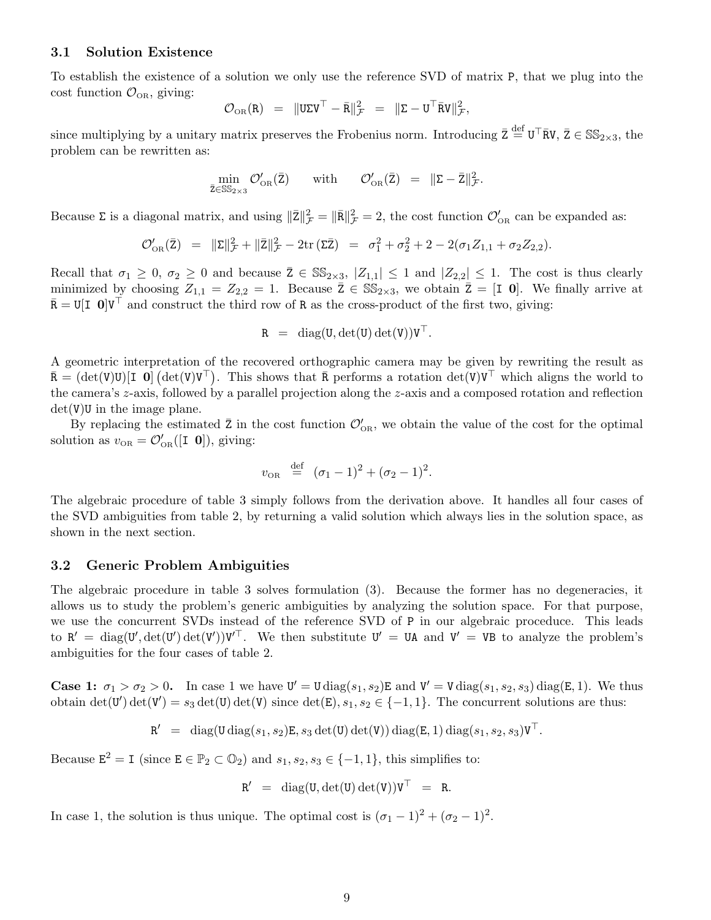### 3.1 Solution Existence

To establish the existence of a solution we only use the reference SVD of matrix $\mathtt{P}$, that we plug into the cost function $\mathcal{O}_{\text{OR}}$, giving:

$$\mathcal{O}_{\text{OR}}(\mathtt{R}) \;=\; \|\mathtt{U}\Sigma\mathtt{V}^\top - \bar{\mathtt{R}}\|^2_{\mathcal{F}} \;=\; \|\Sigma - \mathtt{U}^\top\bar{\mathtt{R}}\mathtt{V}\|^2_{\mathcal{F}},$$

since multiplying by a unitary matrix preserves the Frobenius norm. Introducing $\bar{\mathtt{Z}} \stackrel{\text{def}}{=} \mathtt{U}^\top\bar{\mathtt{R}}\mathtt{V}$, $\bar{\mathtt{Z}} \in \mathbb{SS}_{2\times 3}$, the problem can be rewritten as:

$$\min_{\bar{\mathtt{Z}}\in\mathbb{SS}_{2\times 3}} \mathcal{O}'_{\text{OR}}(\bar{\mathtt{Z}}) \qquad \text{with} \qquad \mathcal{O}'_{\text{OR}}(\bar{\mathtt{Z}}) \;=\; \|\Sigma - \bar{\mathtt{Z}}\|^2_{\mathcal{F}}.$$

Because $\Sigma$ is a diagonal matrix, and using $\|\bar{\mathtt{Z}}\|^2_{\mathcal{F}} = \|\bar{\mathtt{R}}\|^2_{\mathcal{F}} = 2$, the cost function $\mathcal{O}'_{\text{OR}}$ can be expanded as:

$$\mathcal{O}'_{\text{OR}}(\bar{\mathtt{Z}}) \;=\; \|\Sigma\|^2_{\mathcal{F}} + \|\bar{\mathtt{Z}}\|^2_{\mathcal{F}} - 2\text{tr}\,(\Sigma\bar{\mathtt{Z}}) \;=\; \sigma_1^2 + \sigma_2^2 + 2 - 2(\sigma_1 Z_{1,1} + \sigma_2 Z_{2,2}).$$

Recall that $\sigma_1 \geq 0$, $\sigma_2 \geq 0$ and because $\bar{\mathtt{Z}} \in \mathbb{SS}_{2\times 3}$, $|Z_{1,1}| \leq 1$ and $|Z_{2,2}| \leq 1$. The cost is thus clearly minimized by choosing $Z_{1,1} = Z_{2,2} = 1$. Because $\bar{\mathtt{Z}} \in \mathbb{SS}_{2\times 3}$, we obtain $\bar{\mathtt{Z}} = [\mathtt{I}\;\mathbf{0}]$. We finally arrive at $\bar{\mathtt{R}} = \mathtt{U}[\mathtt{I}\;\mathbf{0}]\mathtt{V}^\top$ and construct the third row of $\mathtt{R}$ as the cross-product of the first two, giving:

$$\mathtt{R} \;=\; \text{diag}(\mathtt{U}, \det(\mathtt{U})\det(\mathtt{V}))\mathtt{V}^\top.$$

A geometric interpretation of the recovered orthographic camera may be given by rewriting the result as $\bar{\mathtt{R}} = (\det(\mathtt{V})\mathtt{U})[\mathtt{I}\;\mathbf{0}]\left(\det(\mathtt{V})\mathtt{V}^\top\right)$. This shows that $\bar{\mathtt{R}}$ performs a rotation $\det(\mathtt{V})\mathtt{V}^\top$ which aligns the world to the camera's $z$-axis, followed by a parallel projection along the $z$-axis and a composed rotation and reflection $\det(\mathtt{V})\mathtt{U}$ in the image plane.

By replacing the estimated $\bar{\mathtt{Z}}$ in the cost function $\mathcal{O}'_{\text{OR}}$, we obtain the value of the cost for the optimal solution as $v_{\text{OR}} = \mathcal{O}'_{\text{OR}}([\mathtt{I}\;\mathbf{0}])$, giving:

$$v_{\text{OR}} \;\stackrel{\text{def}}{=}\; (\sigma_1 - 1)^2 + (\sigma_2 - 1)^2.$$

The algebraic procedure of table 3 simply follows from the derivation above. It handles all four cases of the SVD ambiguities from table 2, by returning a valid solution which always lies in the solution space, as shown in the next section.

### 3.2 Generic Problem Ambiguities

The algebraic procedure in table 3 solves formulation (3). Because the former has no degeneracies, it allows us to study the problem's generic ambiguities by analyzing the solution space. For that purpose, we use the concurrent SVDs instead of the reference SVD of $\mathtt{P}$ in our algebraic proceduce. This leads to $\mathtt{R}' = \text{diag}(\mathtt{U}', \det(\mathtt{U}')\det(\mathtt{V}'))\mathtt{V}'^\top$. We then substitute $\mathtt{U}' = \mathtt{UA}$ and $\mathtt{V}' = \mathtt{VB}$ to analyze the problem's ambiguities for the four cases of table 2.

**Case 1: $\sigma_1 > \sigma_2 > 0$.** In case 1 we have $\mathtt{U}' = \mathtt{U}\,\text{diag}(s_1, s_2)\mathtt{E}$ and $\mathtt{V}' = \mathtt{V}\,\text{diag}(s_1, s_2, s_3)\,\text{diag}(\mathtt{E}, 1)$. We thus obtain $\det(\mathtt{U}')\det(\mathtt{V}') = s_3\det(\mathtt{U})\det(\mathtt{V})$ since $\det(\mathtt{E})$, $s_1, s_2 \in \{-1, 1\}$. The concurrent solutions are thus:

$$\mathtt{R}' \;=\; \text{diag}(\mathtt{U}\,\text{diag}(s_1, s_2)\mathtt{E}, s_3\det(\mathtt{U})\det(\mathtt{V}))\,\text{diag}(\mathtt{E}, 1)\,\text{diag}(s_1, s_2, s_3)\mathtt{V}^\top.$$

Because $\mathtt{E}^2 = \mathtt{I}$ (since $\mathtt{E} \in \mathbb{P}_2 \subset \mathbb{O}_2$) and $s_1, s_2, s_3 \in \{-1, 1\}$, this simplifies to:

$$\mathtt{R}' \;=\; \text{diag}(\mathtt{U}, \det(\mathtt{U})\det(\mathtt{V}))\mathtt{V}^\top \;=\; \mathtt{R}.$$

In case 1, the solution is thus unique. The optimal cost is $(\sigma_1 - 1)^2 + (\sigma_2 - 1)^2$.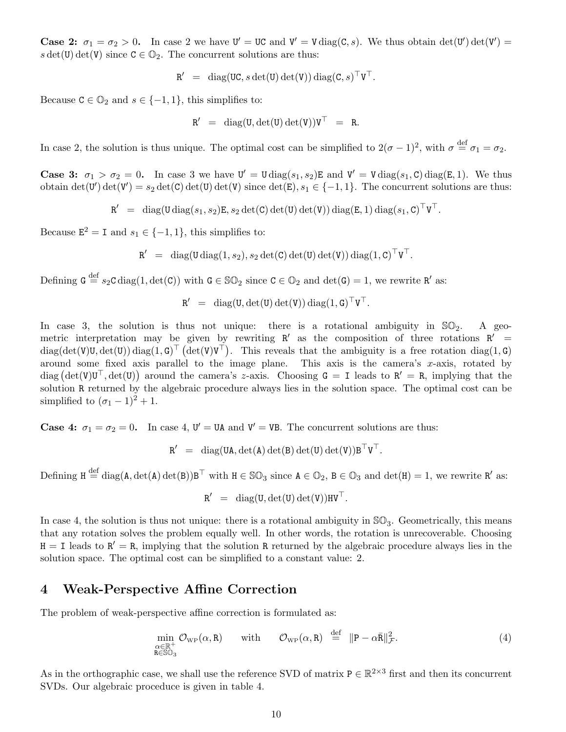**Case 2: $\sigma_1 = \sigma_2 > 0$.** In case 2 we have $\mathtt{U}' = \mathtt{UC}$ and $\mathtt{V}' = \mathtt{V}\operatorname{diag}(\mathtt{C}, s)$. We thus obtain $\det(\mathtt{U}')\det(\mathtt{V}') = s\det(\mathtt{U})\det(\mathtt{V})$ since $\mathtt{C} \in \mathbb{O}_2$. The concurrent solutions are thus:

$$\mathtt{R}' \;=\; \operatorname{diag}(\mathtt{UC}, s\det(\mathtt{U})\det(\mathtt{V}))\operatorname{diag}(\mathtt{C}, s)^\top \mathtt{V}^\top.$$

Because $\mathtt{C} \in \mathbb{O}_2$ and $s \in \{-1, 1\}$, this simplifies to:

$$\mathtt{R}' \;=\; \operatorname{diag}(\mathtt{U}, \det(\mathtt{U})\det(\mathtt{V}))\mathtt{V}^\top \;=\; \mathtt{R}.$$

In case 2, the solution is thus unique. The optimal cost can be simplified to $2(\sigma - 1)^2$, with $\sigma \stackrel{\text{def}}{=} \sigma_1 = \sigma_2$.

**Case 3: $\sigma_1 > \sigma_2 = 0$.** In case 3 we have $\mathtt{U}' = \mathtt{U}\operatorname{diag}(s_1, s_2)\mathtt{E}$ and $\mathtt{V}' = \mathtt{V}\operatorname{diag}(s_1, \mathtt{C})\operatorname{diag}(\mathtt{E}, 1)$. We thus obtain $\det(\mathtt{U}')\det(\mathtt{V}') = s_2\det(\mathtt{C})\det(\mathtt{U})\det(\mathtt{V})$ since $\det(\mathtt{E}), s_1 \in \{-1, 1\}$. The concurrent solutions are thus:

$$\mathtt{R}' \;=\; \operatorname{diag}(\mathtt{U}\operatorname{diag}(s_1, s_2)\mathtt{E}, s_2\det(\mathtt{C})\det(\mathtt{U})\det(\mathtt{V}))\operatorname{diag}(\mathtt{E}, 1)\operatorname{diag}(s_1, \mathtt{C})^\top \mathtt{V}^\top.$$

Because $\mathtt{E}^2 = \mathtt{I}$ and $s_1 \in \{-1, 1\}$, this simplifies to:

$$\mathtt{R}' \;=\; \operatorname{diag}(\mathtt{U}\operatorname{diag}(1, s_2), s_2\det(\mathtt{C})\det(\mathtt{U})\det(\mathtt{V}))\operatorname{diag}(1, \mathtt{C})^\top \mathtt{V}^\top.$$

Defining $\mathtt{G} \stackrel{\text{def}}{=} s_2\mathtt{C}\operatorname{diag}(1, \det(\mathtt{C}))$ with $\mathtt{G} \in \mathbb{SO}_2$ since $\mathtt{C} \in \mathbb{O}_2$ and $\det(\mathtt{G}) = 1$, we rewrite $\mathtt{R}'$ as:

$$\mathtt{R}' \;=\; \operatorname{diag}(\mathtt{U}, \det(\mathtt{U})\det(\mathtt{V}))\operatorname{diag}(1, \mathtt{G})^\top \mathtt{V}^\top.$$

In case 3, the solution is thus not unique: there is a rotational ambiguity in $\mathbb{SO}_2$. A geometric interpretation may be given by rewriting $\mathtt{R}'$ as the composition of three rotations $\mathtt{R}' = \operatorname{diag}(\det(\mathtt{V})\mathtt{U}, \det(\mathtt{U}))\operatorname{diag}(1, \mathtt{G})^\top\left(\det(\mathtt{V})\mathtt{V}^\top\right)$. This reveals that the ambiguity is a free rotation $\operatorname{diag}(1, \mathtt{G})$ around some fixed axis parallel to the image plane. This axis is the camera's $x$-axis, rotated by $\operatorname{diag}\left(\det(\mathtt{V})\mathtt{U}^\top, \det(\mathtt{U})\right)$ around the camera's $z$-axis. Choosing $\mathtt{G} = \mathtt{I}$ leads to $\mathtt{R}' = \mathtt{R}$, implying that the solution $\mathtt{R}$ returned by the algebraic procedure always lies in the solution space. The optimal cost can be simplified to $(\sigma_1 - 1)^2 + 1$.

**Case 4: $\sigma_1 = \sigma_2 = 0$.** In case 4, $\mathtt{U}' = \mathtt{UA}$ and $\mathtt{V}' = \mathtt{VB}$. The concurrent solutions are thus:

$$\mathtt{R}' \;=\; \operatorname{diag}(\mathtt{UA}, \det(\mathtt{A})\det(\mathtt{B})\det(\mathtt{U})\det(\mathtt{V}))\mathtt{B}^\top \mathtt{V}^\top.$$

Defining $\mathtt{H} \stackrel{\text{def}}{=} \operatorname{diag}(\mathtt{A}, \det(\mathtt{A})\det(\mathtt{B}))\mathtt{B}^\top$ with $\mathtt{H} \in \mathbb{SO}_3$ since $\mathtt{A} \in \mathbb{O}_2$, $\mathtt{B} \in \mathbb{O}_3$ and $\det(\mathtt{H}) = 1$, we rewrite $\mathtt{R}'$ as:

$$\mathtt{R}' \;=\; \operatorname{diag}(\mathtt{U}, \det(\mathtt{U})\det(\mathtt{V}))\mathtt{H}\mathtt{V}^\top.$$

In case 4, the solution is thus not unique: there is a rotational ambiguity in $\mathbb{SO}_3$. Geometrically, this means that any rotation solves the problem equally well. In other words, the rotation is unrecoverable. Choosing $\mathtt{H} = \mathtt{I}$ leads to $\mathtt{R}' = \mathtt{R}$, implying that the solution $\mathtt{R}$ returned by the algebraic procedure always lies in the solution space. The optimal cost can be simplified to a constant value: 2.

## 4 Weak-Perspective Affine Correction

The problem of weak-perspective affine correction is formulated as:

$$\min_{\substack{\alpha \in \mathbb{R}^+ \\ \mathtt{R} \in \mathbb{SO}_3}} \mathcal{O}_{\text{WP}}(\alpha, \mathtt{R}) \qquad \text{with} \qquad \mathcal{O}_{\text{WP}}(\alpha, \mathtt{R}) \;\stackrel{\text{def}}{=}\; \|\mathtt{P} - \alpha\bar{\mathtt{R}}\|^2_{\mathcal{F}}. \tag{4}$$

As in the orthographic case, we shall use the reference SVD of matrix $\mathtt{P} \in \mathbb{R}^{2\times 3}$ first and then its concurrent SVDs. Our algebraic proceduce is given in table 4.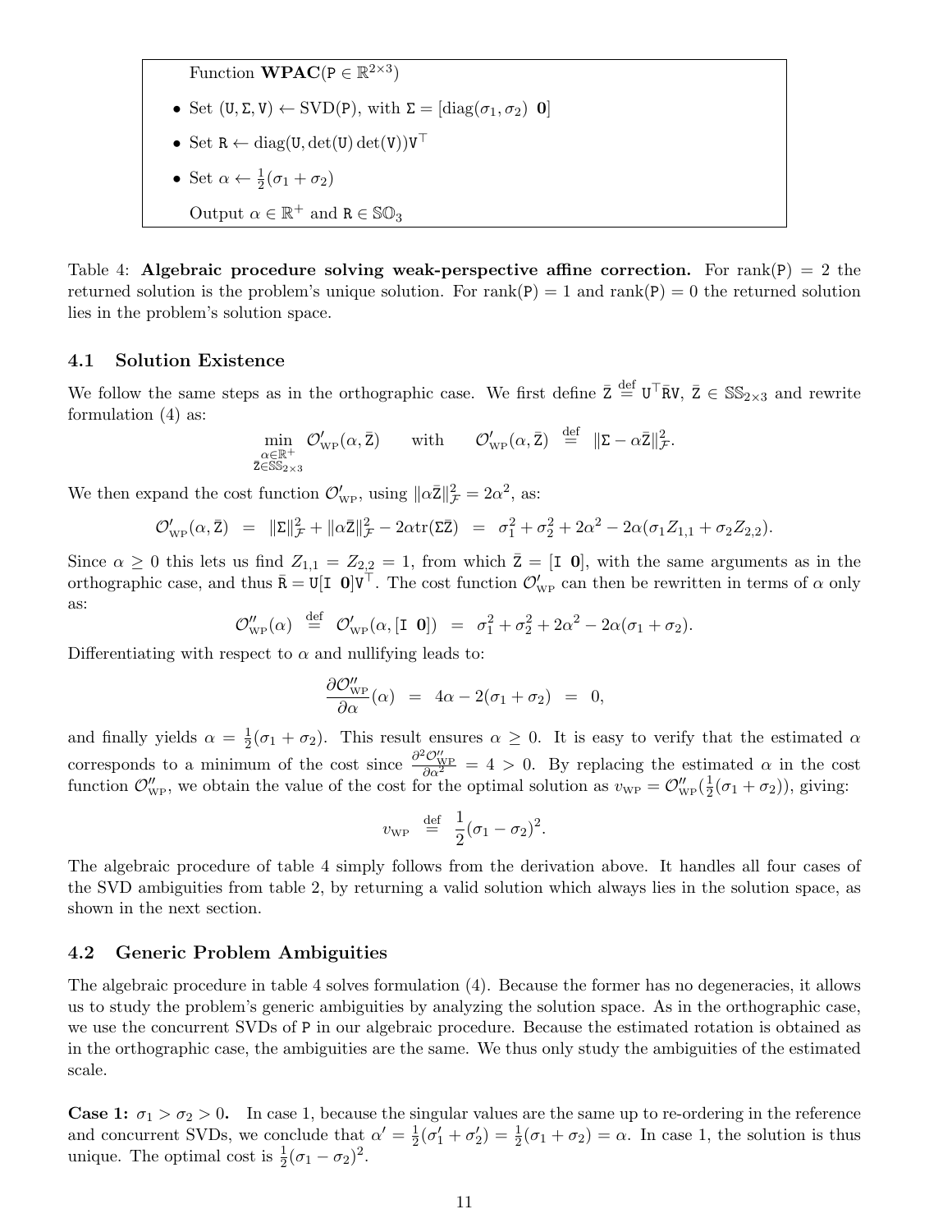Function **WPAC**($\mathtt{P} \in \mathbb{R}^{2\times 3}$)

- Set $(\mathtt{U}, \Sigma, \mathtt{V}) \leftarrow \text{SVD}(\mathtt{P})$, with $\Sigma = [\text{diag}(\sigma_1, \sigma_2) \;\; \mathbf{0}]$
- Set $\mathtt{R} \leftarrow \text{diag}(\mathtt{U}, \det(\mathtt{U})\det(\mathtt{V}))\mathtt{V}^\top$
- Set $\alpha \leftarrow \frac{1}{2}(\sigma_1 + \sigma_2)$

Output $\alpha \in \mathbb{R}^+$ and $\mathtt{R} \in \mathbb{SO}_3$

Table 4: **Algebraic procedure solving weak-perspective affine correction.** For $\text{rank}(\mathtt{P}) = 2$ the returned solution is the problem's unique solution. For $\text{rank}(\mathtt{P}) = 1$ and $\text{rank}(\mathtt{P}) = 0$ the returned solution lies in the problem's solution space.

### 4.1 Solution Existence

We follow the same steps as in the orthographic case. We first define $\bar{\mathtt{Z}} \stackrel{\text{def}}{=} \mathtt{U}^\top \bar{\mathtt{R}} \mathtt{V}$, $\bar{\mathtt{Z}} \in \mathbb{SS}_{2\times 3}$ and rewrite formulation (4) as:

$$\min_{\substack{\alpha \in \mathbb{R}^+ \\ \bar{\mathtt{Z}} \in \mathbb{SS}_{2\times 3}}} \mathcal{O}'_{\text{WP}}(\alpha, \bar{\mathtt{Z}}) \qquad \text{with} \qquad \mathcal{O}'_{\text{WP}}(\alpha, \bar{\mathtt{Z}}) \stackrel{\text{def}}{=} \|\Sigma - \alpha \bar{\mathtt{Z}}\|^2_{\mathcal{F}}.$$

We then expand the cost function $\mathcal{O}'_{\text{WP}}$, using $\|\alpha\bar{\mathtt{Z}}\|^2_{\mathcal{F}} = 2\alpha^2$, as:

$$\mathcal{O}'_{\text{WP}}(\alpha, \bar{\mathtt{Z}}) \;=\; \|\Sigma\|^2_{\mathcal{F}} + \|\alpha\bar{\mathtt{Z}}\|^2_{\mathcal{F}} - 2\alpha \text{tr}(\Sigma\bar{\mathtt{Z}}) \;=\; \sigma_1^2 + \sigma_2^2 + 2\alpha^2 - 2\alpha(\sigma_1 Z_{1,1} + \sigma_2 Z_{2,2}).$$

Since $\alpha \geq 0$ this lets us find $Z_{1,1} = Z_{2,2} = 1$, from which $\bar{\mathtt{Z}} = [\mathtt{I} \;\; \mathbf{0}]$, with the same arguments as in the orthographic case, and thus $\bar{\mathtt{R}} = \mathtt{U}[\mathtt{I} \;\; \mathbf{0}]\mathtt{V}^\top$. The cost function $\mathcal{O}'_{\text{WP}}$ can then be rewritten in terms of $\alpha$ only as:

$$\mathcal{O}''_{\text{WP}}(\alpha) \;\stackrel{\text{def}}{=}\; \mathcal{O}'_{\text{WP}}(\alpha, [\mathtt{I} \;\; \mathbf{0}]) \;=\; \sigma_1^2 + \sigma_2^2 + 2\alpha^2 - 2\alpha(\sigma_1 + \sigma_2).$$

Differentiating with respect to $\alpha$ and nullifying leads to:

$$\frac{\partial \mathcal{O}''_{\text{WP}}}{\partial \alpha}(\alpha) \;=\; 4\alpha - 2(\sigma_1 + \sigma_2) \;=\; 0,$$

and finally yields $\alpha = \frac{1}{2}(\sigma_1 + \sigma_2)$. This result ensures $\alpha \geq 0$. It is easy to verify that the estimated $\alpha$ corresponds to a minimum of the cost since $\frac{\partial^2 \mathcal{O}''_{\text{WP}}}{\partial \alpha^2} = 4 > 0$. By replacing the estimated $\alpha$ in the cost function $\mathcal{O}''_{\text{WP}}$, we obtain the value of the cost for the optimal solution as $v_{\text{WP}} = \mathcal{O}''_{\text{WP}}(\frac{1}{2}(\sigma_1 + \sigma_2))$, giving:

$$v_{\text{WP}} \;\stackrel{\text{def}}{=}\; \frac{1}{2}(\sigma_1 - \sigma_2)^2.$$

The algebraic procedure of table 4 simply follows from the derivation above. It handles all four cases of the SVD ambiguities from table 2, by returning a valid solution which always lies in the solution space, as shown in the next section.

### 4.2 Generic Problem Ambiguities

The algebraic procedure in table 4 solves formulation (4). Because the former has no degeneracies, it allows us to study the problem's generic ambiguities by analyzing the solution space. As in the orthographic case, we use the concurrent SVDs of $\mathtt{P}$ in our algebraic procedure. Because the estimated rotation is obtained as in the orthographic case, the ambiguities are the same. We thus only study the ambiguities of the estimated scale.

**Case 1: $\sigma_1 > \sigma_2 > 0$.** In case 1, because the singular values are the same up to re-ordering in the reference and concurrent SVDs, we conclude that $\alpha' = \frac{1}{2}(\sigma_1' + \sigma_2') = \frac{1}{2}(\sigma_1 + \sigma_2) = \alpha$. In case 1, the solution is thus unique. The optimal cost is $\frac{1}{2}(\sigma_1 - \sigma_2)^2$.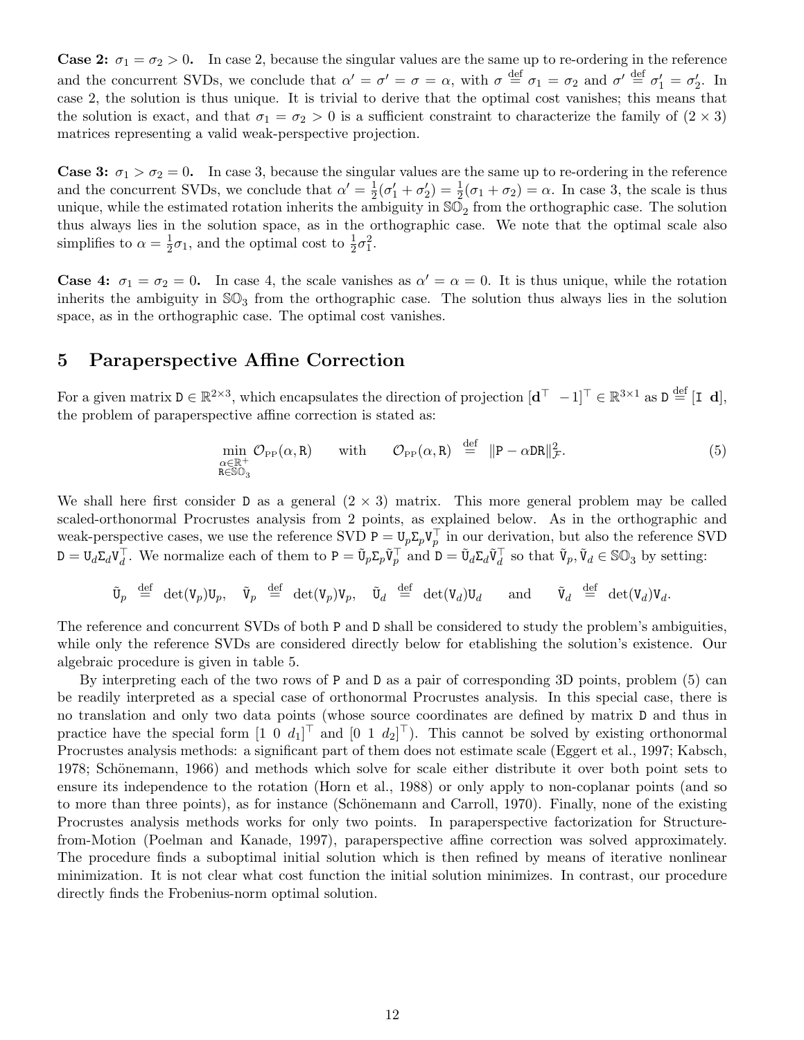**Case 2:** $\sigma_1 = \sigma_2 > 0$. In case 2, because the singular values are the same up to re-ordering in the reference and the concurrent SVDs, we conclude that $\alpha' = \sigma' = \sigma = \alpha$, with $\sigma \stackrel{\text{def}}{=} \sigma_1 = \sigma_2$ and $\sigma' \stackrel{\text{def}}{=} \sigma_1' = \sigma_2'$. In case 2, the solution is thus unique. It is trivial to derive that the optimal cost vanishes; this means that the solution is exact, and that $\sigma_1 = \sigma_2 > 0$ is a sufficient constraint to characterize the family of $(2 \times 3)$ matrices representing a valid weak-perspective projection.

**Case 3:** $\sigma_1 > \sigma_2 = 0$. In case 3, because the singular values are the same up to re-ordering in the reference and the concurrent SVDs, we conclude that $\alpha' = \frac{1}{2}(\sigma_1' + \sigma_2') = \frac{1}{2}(\sigma_1 + \sigma_2) = \alpha$. In case 3, the scale is thus unique, while the estimated rotation inherits the ambiguity in $\mathbb{SO}_2$ from the orthographic case. The solution thus always lies in the solution space, as in the orthographic case. We note that the optimal scale also simplifies to $\alpha = \frac{1}{2}\sigma_1$, and the optimal cost to $\frac{1}{2}\sigma_1^2$.

**Case 4:** $\sigma_1 = \sigma_2 = 0$. In case 4, the scale vanishes as $\alpha' = \alpha = 0$. It is thus unique, while the rotation inherits the ambiguity in $\mathbb{SO}_3$ from the orthographic case. The solution thus always lies in the solution space, as in the orthographic case. The optimal cost vanishes.

# 5 Paraperspective Affine Correction

For a given matrix $\mathtt{D} \in \mathbb{R}^{2\times 3}$, which encapsulates the direction of projection $[\mathbf{d}^\top \ -1]^\top \in \mathbb{R}^{3\times 1}$ as $\mathtt{D} \stackrel{\text{def}}{=} [\mathtt{I} \ \ \mathbf{d}]$, the problem of paraperspective affine correction is stated as:

$$\min_{\substack{\alpha \in \mathbb{R}^+ \\ \mathtt{R} \in \mathbb{SO}_3}} \mathcal{O}_{\text{PP}}(\alpha, \mathtt{R}) \qquad \text{with} \qquad \mathcal{O}_{\text{PP}}(\alpha, \mathtt{R}) \ \stackrel{\text{def}}{=} \ \|\mathtt{P} - \alpha \mathtt{D}\mathtt{R}\|_{\mathcal{F}}^2. \tag{5}$$

We shall here first consider $\mathtt{D}$ as a general $(2 \times 3)$ matrix. This more general problem may be called scaled-orthonormal Procrustes analysis from 2 points, as explained below. As in the orthographic and weak-perspective cases, we use the reference SVD $\mathtt{P} = \mathtt{U}_p \Sigma_p \mathtt{V}_p^\top$ in our derivation, but also the reference SVD $\mathtt{D} = \mathtt{U}_d \Sigma_d \mathtt{V}_d^\top$. We normalize each of them to $\mathtt{P} = \tilde{\mathtt{U}}_p \Sigma_p \tilde{\mathtt{V}}_p^\top$ and $\mathtt{D} = \tilde{\mathtt{U}}_d \Sigma_d \tilde{\mathtt{V}}_d^\top$ so that $\tilde{\mathtt{V}}_p, \tilde{\mathtt{V}}_d \in \mathbb{SO}_3$ by setting:

$$\tilde{\mathtt{U}}_p \ \stackrel{\text{def}}{=} \ \det(\mathtt{V}_p)\mathtt{U}_p, \quad \tilde{\mathtt{V}}_p \ \stackrel{\text{def}}{=} \ \det(\mathtt{V}_p)\mathtt{V}_p, \quad \tilde{\mathtt{U}}_d \ \stackrel{\text{def}}{=} \ \det(\mathtt{V}_d)\mathtt{U}_d \quad \text{and} \quad \tilde{\mathtt{V}}_d \ \stackrel{\text{def}}{=} \ \det(\mathtt{V}_d)\mathtt{V}_d.$$

The reference and concurrent SVDs of both $\mathtt{P}$ and $\mathtt{D}$ shall be considered to study the problem's ambiguities, while only the reference SVDs are considered directly below for etablishing the solution's existence. Our algebraic procedure is given in table 5.

By interpreting each of the two rows of $\mathtt{P}$ and $\mathtt{D}$ as a pair of corresponding 3D points, problem (5) can be readily interpreted as a special case of orthonormal Procrustes analysis. In this special case, there is no translation and only two data points (whose source coordinates are defined by matrix $\mathtt{D}$ and thus in practice have the special form $[1 \ 0 \ d_1]^\top$ and $[0 \ 1 \ d_2]^\top$). This cannot be solved by existing orthonormal Procrustes analysis methods: a significant part of them does not estimate scale (Eggert et al., 1997; Kabsch, 1978; Schönemann, 1966) and methods which solve for scale either distribute it over both point sets to ensure its independence to the rotation (Horn et al., 1988) or only apply to non-coplanar points (and so to more than three points), as for instance (Schönemann and Carroll, 1970). Finally, none of the existing Procrustes analysis methods works for only two points. In paraperspective factorization for Structure-from-Motion (Poelman and Kanade, 1997), paraperspective affine correction was solved approximately. The procedure finds a suboptimal initial solution which is then refined by means of iterative nonlinear minimization. It is not clear what cost function the initial solution minimizes. In contrast, our procedure directly finds the Frobenius-norm optimal solution.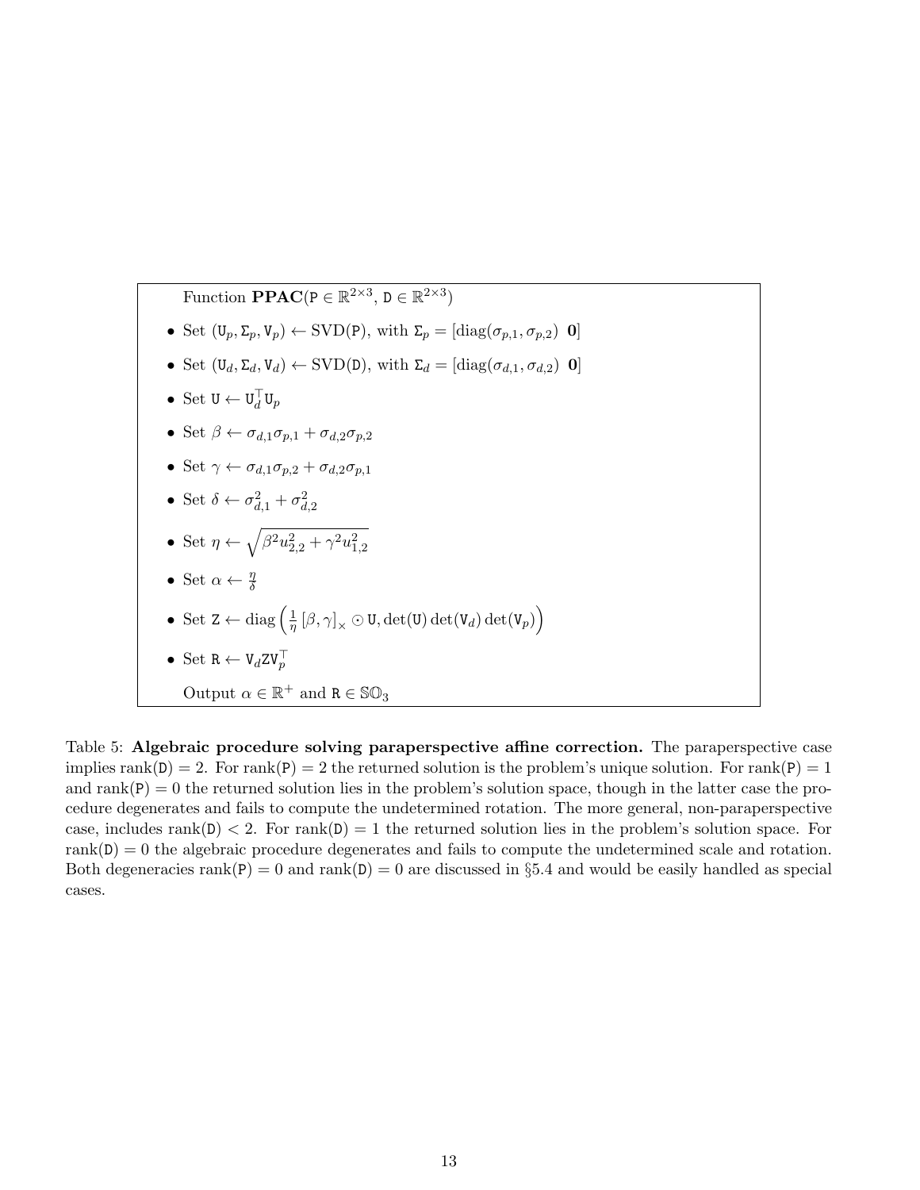Function $\mathbf{PPAC}(\mathtt{P} \in \mathbb{R}^{2\times 3}, \mathtt{D} \in \mathbb{R}^{2\times 3})$

- Set $(\mathtt{U}_p, \Sigma_p, \mathtt{V}_p) \leftarrow \text{SVD}(\mathtt{P})$, with $\Sigma_p = [\text{diag}(\sigma_{p,1}, \sigma_{p,2})\ \ \mathbf{0}]$
- Set $(\mathtt{U}_d, \Sigma_d, \mathtt{V}_d) \leftarrow \text{SVD}(\mathtt{D})$, with $\Sigma_d = [\text{diag}(\sigma_{d,1}, \sigma_{d,2})\ \ \mathbf{0}]$
- Set $\mathtt{U} \leftarrow \mathtt{U}_d^\top \mathtt{U}_p$
- Set $\beta \leftarrow \sigma_{d,1}\sigma_{p,1} + \sigma_{d,2}\sigma_{p,2}$
- Set $\gamma \leftarrow \sigma_{d,1}\sigma_{p,2} + \sigma_{d,2}\sigma_{p,1}$
- Set $\delta \leftarrow \sigma_{d,1}^2 + \sigma_{d,2}^2$
- Set $\eta \leftarrow \sqrt{\beta^2 u_{2,2}^2 + \gamma^2 u_{1,2}^2}$
- Set $\alpha \leftarrow \frac{\eta}{\delta}$
- Set $\mathtt{Z} \leftarrow \text{diag}\left(\frac{1}{\eta}\left[\beta, \gamma\right]_\times \odot \mathtt{U}, \det(\mathtt{U})\det(\mathtt{V}_d)\det(\mathtt{V}_p)\right)$
- Set $\mathtt{R} \leftarrow \mathtt{V}_d \mathtt{Z} \mathtt{V}_p^\top$

Output $\alpha \in \mathbb{R}^+$ and $\mathtt{R} \in \mathbb{SO}_3$

Table 5: **Algebraic procedure solving paraperspective affine correction.** The paraperspective case implies $\text{rank}(\mathtt{D}) = 2$. For $\text{rank}(\mathtt{P}) = 2$ the returned solution is the problem's unique solution. For $\text{rank}(\mathtt{P}) = 1$ and $\text{rank}(\mathtt{P}) = 0$ the returned solution lies in the problem's solution space, though in the latter case the procedure degenerates and fails to compute the undetermined rotation. The more general, non-paraperspective case, includes $\text{rank}(\mathtt{D}) < 2$. For $\text{rank}(\mathtt{D}) = 1$ the returned solution lies in the problem's solution space. For $\text{rank}(\mathtt{D}) = 0$ the algebraic procedure degenerates and fails to compute the undetermined scale and rotation. Both degeneracies $\text{rank}(\mathtt{P}) = 0$ and $\text{rank}(\mathtt{D}) = 0$ are discussed in §5.4 and would be easily handled as special cases.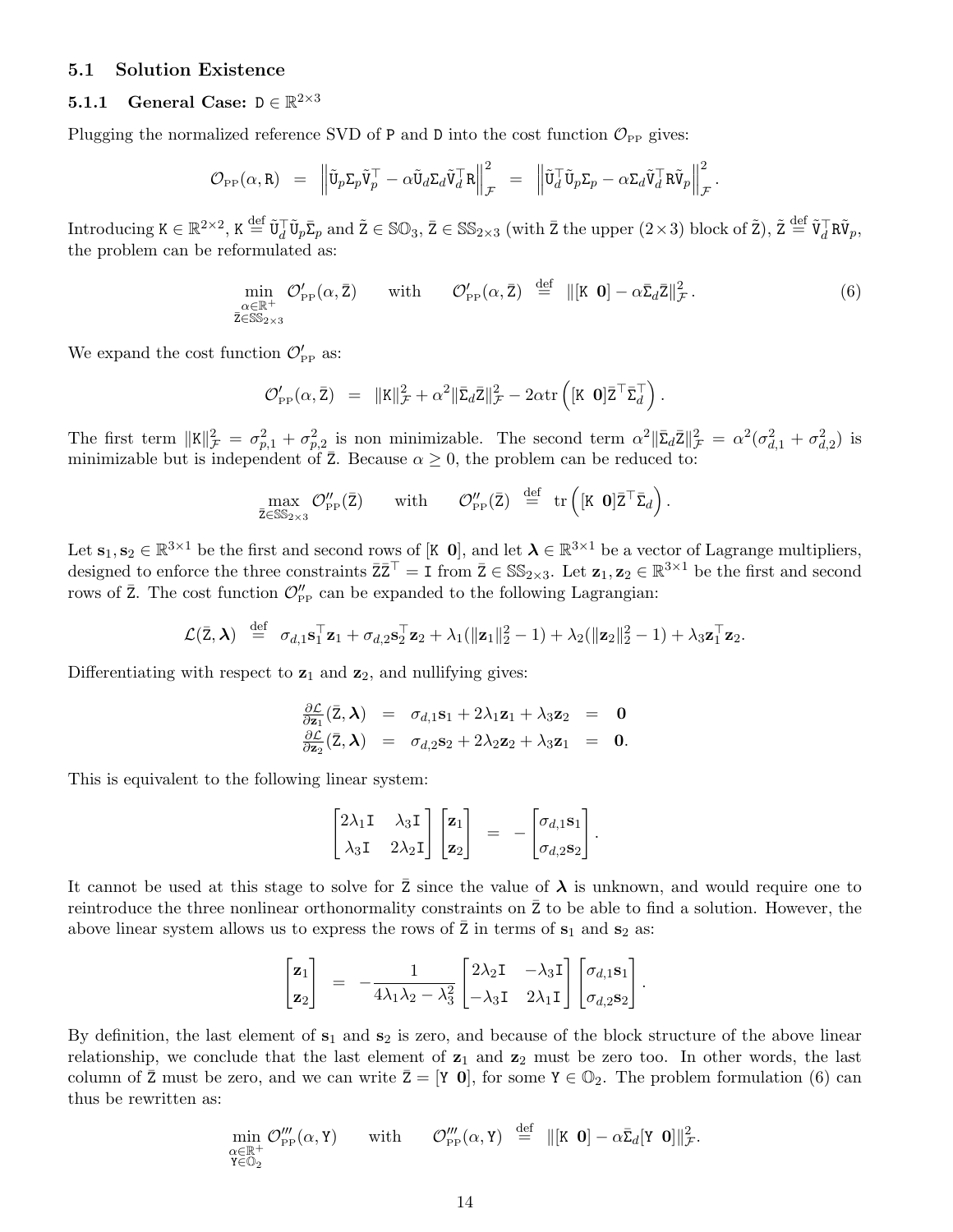### 5.1 Solution Existence

#### 5.1.1 General Case: $\mathtt{D} \in \mathbb{R}^{2\times 3}$

Plugging the normalized reference SVD of P and D into the cost function $\mathcal{O}_{\text{PP}}$ gives:

$$\mathcal{O}_{\text{PP}}(\alpha, \mathtt{R}) \;=\; \left\| \tilde{\mathtt{U}}_p \Sigma_p \tilde{\mathtt{V}}_p^\top - \alpha \tilde{\mathtt{U}}_d \Sigma_d \tilde{\mathtt{V}}_d^\top \mathtt{R} \right\|_{\mathcal{F}}^2 \;=\; \left\| \tilde{\mathtt{U}}_d^\top \tilde{\mathtt{U}}_p \Sigma_p - \alpha \Sigma_d \tilde{\mathtt{V}}_d^\top \mathtt{R} \tilde{\mathtt{V}}_p \right\|_{\mathcal{F}}^2.$$

Introducing $\mathtt{K} \in \mathbb{R}^{2\times 2}$, $\mathtt{K} \stackrel{\text{def}}{=} \tilde{\mathtt{U}}_d^\top \tilde{\mathtt{U}}_p \bar{\Sigma}_p$ and $\tilde{\mathtt{Z}} \in \mathbb{SO}_3$, $\bar{\mathtt{Z}} \in \mathbb{SS}_{2\times 3}$ (with $\bar{\mathtt{Z}}$ the upper $(2\times 3)$ block of $\tilde{\mathtt{Z}}$), $\tilde{\mathtt{Z}} \stackrel{\text{def}}{=} \tilde{\mathtt{V}}_d^\top \mathtt{R} \tilde{\mathtt{V}}_p$, the problem can be reformulated as:

$$\min_{\substack{\alpha \in \mathbb{R}^+ \\ \bar{\mathtt{Z}} \in \mathbb{SS}_{2\times 3}}} \mathcal{O}'_{\text{PP}}(\alpha, \bar{\mathtt{Z}}) \qquad \text{with} \qquad \mathcal{O}'_{\text{PP}}(\alpha, \bar{\mathtt{Z}}) \;\stackrel{\text{def}}{=}\; \|[\mathtt{K}\;\; \mathbf{0}] - \alpha \bar{\Sigma}_d \bar{\mathtt{Z}}\|_{\mathcal{F}}^2. \tag{6}$$

We expand the cost function $\mathcal{O}'_{\text{PP}}$ as:

$$\mathcal{O}'_{\text{PP}}(\alpha, \bar{\mathtt{Z}}) \;=\; \|\mathtt{K}\|_{\mathcal{F}}^2 + \alpha^2 \|\bar{\Sigma}_d \bar{\mathtt{Z}}\|_{\mathcal{F}}^2 - 2\alpha \operatorname{tr}\left([\mathtt{K}\;\; \mathbf{0}] \bar{\mathtt{Z}}^\top \bar{\Sigma}_d^\top\right).$$

The first term $\|\mathtt{K}\|_{\mathcal{F}}^2 = \sigma_{p,1}^2 + \sigma_{p,2}^2$ is non minimizable. The second term $\alpha^2 \|\bar{\Sigma}_d \bar{\mathtt{Z}}\|_{\mathcal{F}}^2 = \alpha^2(\sigma_{d,1}^2 + \sigma_{d,2}^2)$ is minimizable but is independent of $\bar{\mathtt{Z}}$. Because $\alpha \geq 0$, the problem can be reduced to:

$$\max_{\bar{\mathtt{Z}} \in \mathbb{SS}_{2\times 3}} \mathcal{O}''_{\text{PP}}(\bar{\mathtt{Z}}) \qquad \text{with} \qquad \mathcal{O}''_{\text{PP}}(\bar{\mathtt{Z}}) \;\stackrel{\text{def}}{=}\; \operatorname{tr}\left([\mathtt{K}\;\; \mathbf{0}] \bar{\mathtt{Z}}^\top \bar{\Sigma}_d\right).$$

Let $\mathbf{s}_1, \mathbf{s}_2 \in \mathbb{R}^{3\times 1}$ be the first and second rows of $[\mathtt{K}\;\; \mathbf{0}]$, and let $\boldsymbol{\lambda} \in \mathbb{R}^{3\times 1}$ be a vector of Lagrange multipliers, designed to enforce the three constraints $\bar{\mathtt{Z}}\bar{\mathtt{Z}}^\top = \mathtt{I}$ from $\bar{\mathtt{Z}} \in \mathbb{SS}_{2\times 3}$. Let $\mathbf{z}_1, \mathbf{z}_2 \in \mathbb{R}^{3\times 1}$ be the first and second rows of $\bar{\mathtt{Z}}$. The cost function $\mathcal{O}''_{\text{PP}}$ can be expanded to the following Lagrangian:

$$\mathcal{L}(\bar{\mathtt{Z}}, \boldsymbol{\lambda}) \;\stackrel{\text{def}}{=}\; \sigma_{d,1} \mathbf{s}_1^\top \mathbf{z}_1 + \sigma_{d,2} \mathbf{s}_2^\top \mathbf{z}_2 + \lambda_1(\|\mathbf{z}_1\|_2^2 - 1) + \lambda_2(\|\mathbf{z}_2\|_2^2 - 1) + \lambda_3 \mathbf{z}_1^\top \mathbf{z}_2.$$

Differentiating with respect to $\mathbf{z}_1$ and $\mathbf{z}_2$, and nullifying gives:

$$\begin{aligned}
\frac{\partial \mathcal{L}}{\partial \mathbf{z}_1}(\bar{\mathtt{Z}}, \boldsymbol{\lambda}) &= \sigma_{d,1}\mathbf{s}_1 + 2\lambda_1 \mathbf{z}_1 + \lambda_3 \mathbf{z}_2 &= \mathbf{0} \\
\frac{\partial \mathcal{L}}{\partial \mathbf{z}_2}(\bar{\mathtt{Z}}, \boldsymbol{\lambda}) &= \sigma_{d,2}\mathbf{s}_2 + 2\lambda_2 \mathbf{z}_2 + \lambda_3 \mathbf{z}_1 &= \mathbf{0}.
\end{aligned}$$

This is equivalent to the following linear system:

$$\begin{bmatrix} 2\lambda_1 \mathtt{I} & \lambda_3 \mathtt{I} \\ \lambda_3 \mathtt{I} & 2\lambda_2 \mathtt{I} \end{bmatrix} \begin{bmatrix} \mathbf{z}_1 \\ \mathbf{z}_2 \end{bmatrix} \;=\; -\begin{bmatrix} \sigma_{d,1}\mathbf{s}_1 \\ \sigma_{d,2}\mathbf{s}_2 \end{bmatrix}.$$

It cannot be used at this stage to solve for $\bar{\mathtt{Z}}$ since the value of $\boldsymbol{\lambda}$ is unknown, and would require one to reintroduce the three nonlinear orthonormality constraints on $\bar{\mathtt{Z}}$ to be able to find a solution. However, the above linear system allows us to express the rows of $\bar{\mathtt{Z}}$ in terms of $\mathbf{s}_1$ and $\mathbf{s}_2$ as:

$$\begin{bmatrix} \mathbf{z}_1 \\ \mathbf{z}_2 \end{bmatrix} \;=\; -\frac{1}{4\lambda_1\lambda_2 - \lambda_3^2} \begin{bmatrix} 2\lambda_2 \mathtt{I} & -\lambda_3 \mathtt{I} \\ -\lambda_3 \mathtt{I} & 2\lambda_1 \mathtt{I} \end{bmatrix} \begin{bmatrix} \sigma_{d,1}\mathbf{s}_1 \\ \sigma_{d,2}\mathbf{s}_2 \end{bmatrix}.$$

By definition, the last element of $\mathbf{s}_1$ and $\mathbf{s}_2$ is zero, and because of the block structure of the above linear relationship, we conclude that the last element of $\mathbf{z}_1$ and $\mathbf{z}_2$ must be zero too. In other words, the last column of $\bar{\mathtt{Z}}$ must be zero, and we can write $\bar{\mathtt{Z}} = [\mathtt{Y}\;\; \mathbf{0}]$, for some $\mathtt{Y} \in \mathbb{O}_2$. The problem formulation (6) can thus be rewritten as:

$$\min_{\substack{\alpha \in \mathbb{R}^+ \\ \mathtt{Y} \in \mathbb{O}_2}} \mathcal{O}'''_{\text{PP}}(\alpha, \mathtt{Y}) \qquad \text{with} \qquad \mathcal{O}'''_{\text{PP}}(\alpha, \mathtt{Y}) \;\stackrel{\text{def}}{=}\; \|[\mathtt{K}\;\; \mathbf{0}] - \alpha \bar{\Sigma}_d [\mathtt{Y}\;\; \mathbf{0}]\|_{\mathcal{F}}^2.$$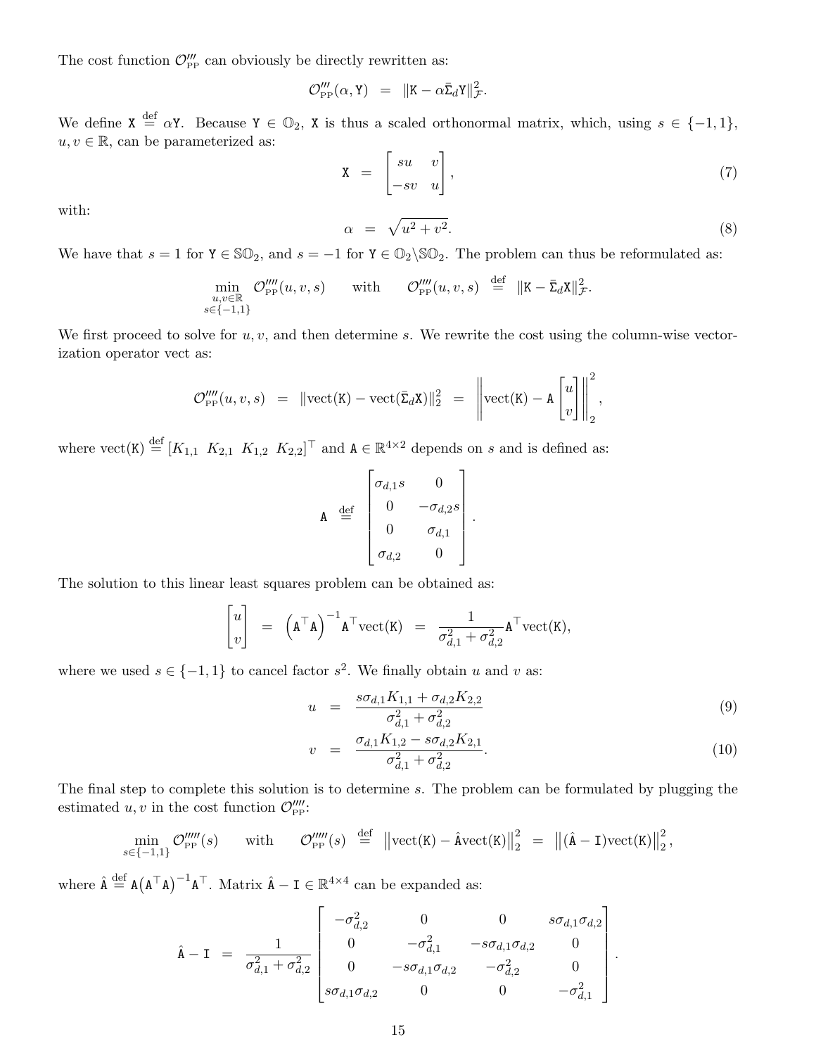The cost function $\mathcal{O}'''_{\text{PP}}$ can obviously be directly rewritten as:

$$\mathcal{O}'''_{\text{PP}}(\alpha, \mathtt{Y}) \;=\; \|\mathtt{K} - \alpha\bar{\Sigma}_d\mathtt{Y}\|^2_{\mathcal{F}}.$$

We define $\mathtt{X} \stackrel{\text{def}}{=} \alpha\mathtt{Y}$. Because $\mathtt{Y} \in \mathbb{O}_2$, $\mathtt{X}$ is thus a scaled orthonormal matrix, which, using $s \in \{-1, 1\}$, $u, v \in \mathbb{R}$, can be parameterized as:

$$\mathtt{X} \;=\; \begin{bmatrix} su & v \\ -sv & u \end{bmatrix}, \tag{7}$$

with:

$$\alpha \;=\; \sqrt{u^2 + v^2}. \tag{8}$$

We have that $s = 1$ for $\mathtt{Y} \in \mathbb{SO}_2$, and $s = -1$ for $\mathtt{Y} \in \mathbb{O}_2 \backslash \mathbb{SO}_2$. The problem can thus be reformulated as:

$$\min_{\substack{u,v\in\mathbb{R} \\ s\in\{-1,1\}}} \mathcal{O}''''_{\text{PP}}(u, v, s) \qquad \text{with} \qquad \mathcal{O}''''_{\text{PP}}(u, v, s) \;\stackrel{\text{def}}{=}\; \|\mathtt{K} - \bar{\Sigma}_d\mathtt{X}\|^2_{\mathcal{F}}.$$

We first proceed to solve for $u, v$, and then determine $s$. We rewrite the cost using the column-wise vectorization operator vect as:

$$\mathcal{O}''''_{\text{PP}}(u, v, s) \;=\; \|\text{vect}(\mathtt{K}) - \text{vect}(\bar{\Sigma}_d\mathtt{X})\|^2_2 \;=\; \left\| \text{vect}(\mathtt{K}) - \mathtt{A} \begin{bmatrix} u \\ v \end{bmatrix} \right\|^2_2,$$

where $\text{vect}(\mathtt{K}) \stackrel{\text{def}}{=} [K_{1,1} \;\; K_{2,1} \;\; K_{1,2} \;\; K_{2,2}]^\top$ and $\mathtt{A} \in \mathbb{R}^{4\times 2}$ depends on $s$ and is defined as:

$$\mathtt{A} \;\stackrel{\text{def}}{=}\; \begin{bmatrix} \sigma_{d,1}s & 0 \\ 0 & -\sigma_{d,2}s \\ 0 & \sigma_{d,1} \\ \sigma_{d,2} & 0 \end{bmatrix}.$$

The solution to this linear least squares problem can be obtained as:

$$\begin{bmatrix} u \\ v \end{bmatrix} \;=\; \left(\mathtt{A}^\top\mathtt{A}\right)^{-1}\mathtt{A}^\top\text{vect}(\mathtt{K}) \;=\; \frac{1}{\sigma^2_{d,1} + \sigma^2_{d,2}}\mathtt{A}^\top\text{vect}(\mathtt{K}),$$

where we used $s \in \{-1, 1\}$ to cancel factor $s^2$. We finally obtain $u$ and $v$ as:

$$u \;=\; \frac{s\sigma_{d,1}K_{1,1} + \sigma_{d,2}K_{2,2}}{\sigma^2_{d,1} + \sigma^2_{d,2}} \tag{9}$$

$$v \;=\; \frac{\sigma_{d,1}K_{1,2} - s\sigma_{d,2}K_{2,1}}{\sigma^2_{d,1} + \sigma^2_{d,2}}. \tag{10}$$

The final step to complete this solution is to determine $s$. The problem can be formulated by plugging the estimated $u, v$ in the cost function $\mathcal{O}''''_{\text{PP}}$:

$$\min_{s\in\{-1,1\}} \mathcal{O}'''''_{\text{PP}}(s) \qquad \text{with} \qquad \mathcal{O}'''''_{\text{PP}}(s) \;\stackrel{\text{def}}{=}\; \left\|\text{vect}(\mathtt{K}) - \hat{\mathtt{A}}\text{vect}(\mathtt{K})\right\|^2_2 \;=\; \left\|(\hat{\mathtt{A}} - \mathtt{I})\text{vect}(\mathtt{K})\right\|^2_2,$$

where $\hat{\mathtt{A}} \stackrel{\text{def}}{=} \mathtt{A}\left(\mathtt{A}^\top\mathtt{A}\right)^{-1}\mathtt{A}^\top$. Matrix $\hat{\mathtt{A}} - \mathtt{I} \in \mathbb{R}^{4\times 4}$ can be expanded as:

$$\hat{\mathtt{A}} - \mathtt{I} \;=\; \frac{1}{\sigma^2_{d,1} + \sigma^2_{d,2}} \begin{bmatrix} -\sigma^2_{d,2} & 0 & 0 & s\sigma_{d,1}\sigma_{d,2} \\ 0 & -\sigma^2_{d,1} & -s\sigma_{d,1}\sigma_{d,2} & 0 \\ 0 & -s\sigma_{d,1}\sigma_{d,2} & -\sigma^2_{d,2} & 0 \\ s\sigma_{d,1}\sigma_{d,2} & 0 & 0 & -\sigma^2_{d,1} \end{bmatrix}.$$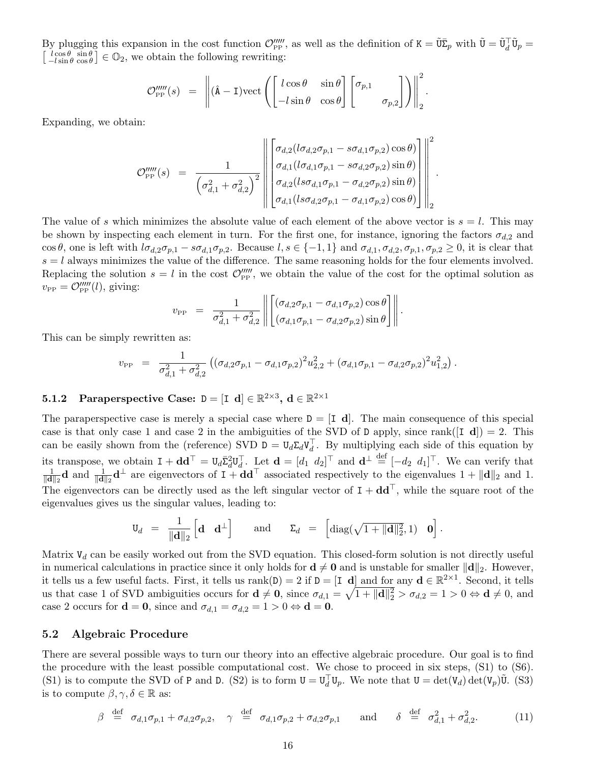By plugging this expansion in the cost function $\mathcal{O}''''''_{\text{PP}}$, as well as the definition of $\mathtt{K} = \tilde{\mathtt{U}}\bar{\Sigma}_p$ with $\tilde{\mathtt{U}} = \tilde{\mathtt{U}}_d^\top \tilde{\mathtt{U}}_p = \left[\begin{smallmatrix} l\cos\theta & \sin\theta \\ -l\sin\theta & \cos\theta \end{smallmatrix}\right] \in \mathbb{O}_2$, we obtain the following rewriting:

$$\mathcal{O}''''''_{\text{PP}}(s) \;=\; \left\| (\hat{\mathtt{A}} - \mathtt{I})\text{vect}\left( \begin{bmatrix} l\cos\theta & \sin\theta \\ -l\sin\theta & \cos\theta \end{bmatrix} \begin{bmatrix} \sigma_{p,1} & \\ & \sigma_{p,2} \end{bmatrix} \right) \right\|_2^2 .$$

Expanding, we obtain:

$$\mathcal{O}''''''_{\text{PP}}(s) \;=\; \frac{1}{\left(\sigma_{d,1}^2 + \sigma_{d,2}^2\right)^2} \left\| \begin{bmatrix} \sigma_{d,2}(l\sigma_{d,2}\sigma_{p,1} - s\sigma_{d,1}\sigma_{p,2})\cos\theta \\ \sigma_{d,1}(l\sigma_{d,1}\sigma_{p,1} - s\sigma_{d,2}\sigma_{p,2})\sin\theta \\ \sigma_{d,2}(ls\sigma_{d,1}\sigma_{p,1} - \sigma_{d,2}\sigma_{p,2})\sin\theta \\ \sigma_{d,1}(ls\sigma_{d,2}\sigma_{p,1} - \sigma_{d,1}\sigma_{p,2})\cos\theta \end{bmatrix} \right\|_2^2 .$$

The value of $s$ which minimizes the absolute value of each element of the above vector is $s = l$. This may be shown by inspecting each element in turn. For the first one, for instance, ignoring the factors $\sigma_{d,2}$ and $\cos\theta$, one is left with $l\sigma_{d,2}\sigma_{p,1} - s\sigma_{d,1}\sigma_{p,2}$. Because $l, s \in \{-1, 1\}$ and $\sigma_{d,1}, \sigma_{d,2}, \sigma_{p,1}, \sigma_{p,2} \geq 0$, it is clear that $s = l$ always minimizes the value of the difference. The same reasoning holds for the four elements involved. Replacing the solution $s = l$ in the cost $\mathcal{O}''''''_{\text{PP}}$, we obtain the value of the cost for the optimal solution as $v_{\text{PP}} = \mathcal{O}''''''_{\text{PP}}(l)$, giving:

$$v_{\text{PP}} \;=\; \frac{1}{\sigma_{d,1}^2 + \sigma_{d,2}^2} \left\| \begin{bmatrix} (\sigma_{d,2}\sigma_{p,1} - \sigma_{d,1}\sigma_{p,2})\cos\theta \\ (\sigma_{d,1}\sigma_{p,1} - \sigma_{d,2}\sigma_{p,2})\sin\theta \end{bmatrix} \right\| .$$

This can be simply rewritten as:

$$v_{\text{PP}} \;=\; \frac{1}{\sigma_{d,1}^2 + \sigma_{d,2}^2} \left( (\sigma_{d,2}\sigma_{p,1} - \sigma_{d,1}\sigma_{p,2})^2 u_{2,2}^2 + (\sigma_{d,1}\sigma_{p,1} - \sigma_{d,2}\sigma_{p,2})^2 u_{1,2}^2 \right).$$

### 5.1.2 Paraperspective Case: $\mathtt{D} = [\mathtt{I}\ \ \mathbf{d}] \in \mathbb{R}^{2\times 3}$, $\mathbf{d} \in \mathbb{R}^{2\times 1}$

The paraperspective case is merely a special case where $\mathtt{D} = [\mathtt{I}\ \ \mathbf{d}]$. The main consequence of this special case is that only case 1 and case 2 in the ambiguities of the SVD of $\mathtt{D}$ apply, since $\text{rank}([\mathtt{I}\ \ \mathbf{d}]) = 2$. This can be easily shown from the (reference) SVD $\mathtt{D} = \mathtt{U}_d \Sigma_d \mathtt{V}_d^\top$. By multiplying each side of this equation by its transpose, we obtain $\mathtt{I} + \mathbf{d}\mathbf{d}^\top = \mathtt{U}_d \bar{\Sigma}_d^2 \mathtt{U}_d^\top$. Let $\mathbf{d} = [d_1\ \ d_2]^\top$ and $\mathbf{d}^\perp \overset{\text{def}}{=} [-d_2\ \ d_1]^\top$. We can verify that $\frac{1}{\|\mathbf{d}\|_2}\mathbf{d}$ and $\frac{1}{\|\mathbf{d}\|_2}\mathbf{d}^\perp$ are eigenvectors of $\mathtt{I} + \mathbf{d}\mathbf{d}^\top$ associated respectively to the eigenvalues $1 + \|\mathbf{d}\|_2$ and 1. The eigenvectors can be directly used as the left singular vector of $\mathtt{I} + \mathbf{d}\mathbf{d}^\top$, while the square root of the eigenvalues gives us the singular values, leading to:

$$\mathtt{U}_d \;=\; \frac{1}{\|\mathbf{d}\|_2} \begin{bmatrix} \mathbf{d} & \mathbf{d}^\perp \end{bmatrix} \qquad \text{and} \qquad \Sigma_d \;=\; \begin{bmatrix} \text{diag}(\sqrt{1 + \|\mathbf{d}\|_2^2}, 1) & \mathbf{0} \end{bmatrix}.$$

Matrix $\mathtt{V}_d$ can be easily worked out from the SVD equation. This closed-form solution is not directly useful in numerical calculations in practice since it only holds for $\mathbf{d} \neq \mathbf{0}$ and is unstable for smaller $\|\mathbf{d}\|_2$. However, it tells us a few useful facts. First, it tells us $\text{rank}(\mathtt{D}) = 2$ if $\mathtt{D} = [\mathtt{I}\ \ \mathbf{d}]$ and for any $\mathbf{d} \in \mathbb{R}^{2\times 1}$. Second, it tells us that case 1 of SVD ambiguities occurs for $\mathbf{d} \neq \mathbf{0}$, since $\sigma_{d,1} = \sqrt{1 + \|\mathbf{d}\|_2^2} > \sigma_{d,2} = 1 > 0 \Leftrightarrow \mathbf{d} \neq \mathbf{0}$, and case 2 occurs for $\mathbf{d} = \mathbf{0}$, since and $\sigma_{d,1} = \sigma_{d,2} = 1 > 0 \Leftrightarrow \mathbf{d} = \mathbf{0}$.

## 5.2 Algebraic Procedure

There are several possible ways to turn our theory into an effective algebraic procedure. Our goal is to find the procedure with the least possible computational cost. We chose to proceed in six steps, (S1) to (S6). (S1) is to compute the SVD of $\mathtt{P}$ and $\mathtt{D}$. (S2) is to form $\mathtt{U} = \mathtt{U}_d^\top \mathtt{U}_p$. We note that $\mathtt{U} = \det(\mathtt{V}_d)\det(\mathtt{V}_p)\tilde{\mathtt{U}}$. (S3) is to compute $\beta, \gamma, \delta \in \mathbb{R}$ as:

$$\beta \overset{\text{def}}{=} \sigma_{d,1}\sigma_{p,1} + \sigma_{d,2}\sigma_{p,2}, \quad \gamma \overset{\text{def}}{=} \sigma_{d,1}\sigma_{p,2} + \sigma_{d,2}\sigma_{p,1} \quad \text{and} \quad \delta \overset{\text{def}}{=} \sigma_{d,1}^2 + \sigma_{d,2}^2. \tag{11}$$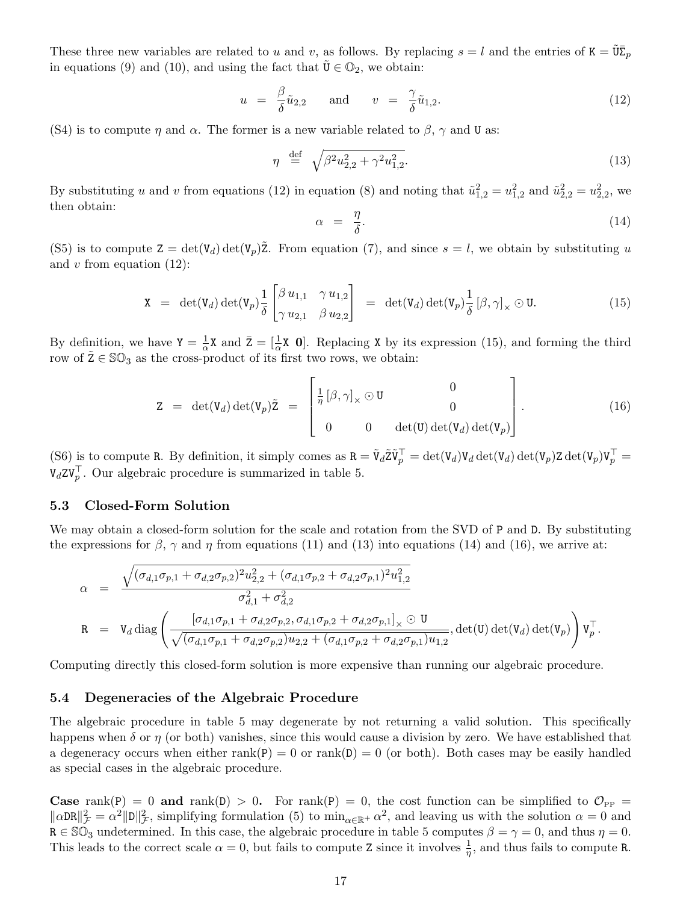These three new variables are related to $u$ and $v$, as follows. By replacing $s = l$ and the entries of $\mathtt{K} = \tilde{\mathtt{U}}\bar{\Sigma}_p$ in equations (9) and (10), and using the fact that $\tilde{\mathtt{U}} \in \mathbb{O}_2$, we obtain:

$$u \;=\; \frac{\beta}{\delta}\tilde{u}_{2,2} \qquad \text{and} \qquad v \;=\; \frac{\gamma}{\delta}\tilde{u}_{1,2}. \tag{12}$$

(S4) is to compute $\eta$ and $\alpha$. The former is a new variable related to $\beta$, $\gamma$ and $\mathtt{U}$ as:

$$\eta \;\stackrel{\text{def}}{=}\; \sqrt{\beta^2 u_{2,2}^2 + \gamma^2 u_{1,2}^2}. \tag{13}$$

By substituting $u$ and $v$ from equations (12) in equation (8) and noting that $\tilde{u}_{1,2}^2 = u_{1,2}^2$ and $\tilde{u}_{2,2}^2 = u_{2,2}^2$, we then obtain:

$$\alpha \;=\; \frac{\eta}{\delta}. \tag{14}$$

(S5) is to compute $\mathtt{Z} = \det(\mathtt{V}_d)\det(\mathtt{V}_p)\tilde{\mathtt{Z}}$. From equation (7), and since $s = l$, we obtain by substituting $u$ and $v$ from equation (12):

$$\mathtt{X} \;=\; \det(\mathtt{V}_d)\det(\mathtt{V}_p)\frac{1}{\delta}\begin{bmatrix} \beta\, u_{1,1} & \gamma\, u_{1,2} \\ \gamma\, u_{2,1} & \beta\, u_{2,2} \end{bmatrix} \;=\; \det(\mathtt{V}_d)\det(\mathtt{V}_p)\frac{1}{\delta}\left[\beta, \gamma\right]_\times \odot \mathtt{U}. \tag{15}$$

By definition, we have $\mathtt{Y} = \frac{1}{\alpha}\mathtt{X}$ and $\bar{\mathtt{Z}} = [\frac{1}{\alpha}\mathtt{X}\ \mathbf{0}]$. Replacing $\mathtt{X}$ by its expression (15), and forming the third row of $\tilde{\mathtt{Z}} \in \mathbb{SO}_3$ as the cross-product of its first two rows, we obtain:

$$\mathtt{Z} \;=\; \det(\mathtt{V}_d)\det(\mathtt{V}_p)\tilde{\mathtt{Z}} \;=\; \begin{bmatrix} \frac{1}{\eta}\left[\beta, \gamma\right]_\times \odot \mathtt{U} & \begin{matrix} 0 \\ 0 \end{matrix} \\ \begin{matrix} 0 & 0 \end{matrix} & \det(\mathtt{U})\det(\mathtt{V}_d)\det(\mathtt{V}_p) \end{bmatrix}. \tag{16}$$

(S6) is to compute $\mathtt{R}$. By definition, it simply comes as $\mathtt{R} = \tilde{\mathtt{V}}_d\tilde{\mathtt{Z}}\tilde{\mathtt{V}}_p^\top = \det(\mathtt{V}_d)\mathtt{V}_d\det(\mathtt{V}_d)\det(\mathtt{V}_p)\mathtt{Z}\det(\mathtt{V}_p)\mathtt{V}_p^\top = \mathtt{V}_d\mathtt{Z}\mathtt{V}_p^\top$. Our algebraic procedure is summarized in table 5.

### 5.3 Closed-Form Solution

We may obtain a closed-form solution for the scale and rotation from the SVD of $\mathtt{P}$ and $\mathtt{D}$. By substituting the expressions for $\beta$, $\gamma$ and $\eta$ from equations (11) and (13) into equations (14) and (16), we arrive at:

$$\begin{aligned}
\alpha &= \frac{\sqrt{(\sigma_{d,1}\sigma_{p,1} + \sigma_{d,2}\sigma_{p,2})^2 u_{2,2}^2 + (\sigma_{d,1}\sigma_{p,2} + \sigma_{d,2}\sigma_{p,1})^2 u_{1,2}^2}}{\sigma_{d,1}^2 + \sigma_{d,2}^2} \\
\mathtt{R} &= \mathtt{V}_d \operatorname{diag}\left( \frac{\left[\sigma_{d,1}\sigma_{p,1} + \sigma_{d,2}\sigma_{p,2}, \sigma_{d,1}\sigma_{p,2} + \sigma_{d,2}\sigma_{p,1}\right]_\times \odot \mathtt{U}}{\sqrt{(\sigma_{d,1}\sigma_{p,1} + \sigma_{d,2}\sigma_{p,2})u_{2,2} + (\sigma_{d,1}\sigma_{p,2} + \sigma_{d,2}\sigma_{p,1})u_{1,2}}}, \det(\mathtt{U})\det(\mathtt{V}_d)\det(\mathtt{V}_p) \right) \mathtt{V}_p^\top.
\end{aligned}$$

Computing directly this closed-form solution is more expensive than running our algebraic procedure.

### 5.4 Degeneracies of the Algebraic Procedure

The algebraic procedure in table 5 may degenerate by not returning a valid solution. This specifically happens when $\delta$ or $\eta$ (or both) vanishes, since this would cause a division by zero. We have established that a degeneracy occurs when either $\operatorname{rank}(\mathtt{P}) = 0$ or $\operatorname{rank}(\mathtt{D}) = 0$ (or both). Both cases may be easily handled as special cases in the algebraic procedure.

**Case $\operatorname{rank}(\mathtt{P}) = 0$ and $\operatorname{rank}(\mathtt{D}) > 0$.** For $\operatorname{rank}(\mathtt{P}) = 0$, the cost function can be simplified to $\mathcal{O}_{\text{PP}} = \|\alpha\mathtt{D}\mathtt{R}\|_{\mathcal{F}}^2 = \alpha^2\|\mathtt{D}\|_{\mathcal{F}}^2$, simplifying formulation (5) to $\min_{\alpha\in\mathbb{R}^+} \alpha^2$, and leaving us with the solution $\alpha = 0$ and $\mathtt{R} \in \mathbb{SO}_3$ undetermined. In this case, the algebraic procedure in table 5 computes $\beta = \gamma = 0$, and thus $\eta = 0$. This leads to the correct scale $\alpha = 0$, but fails to compute $\mathtt{Z}$ since it involves $\frac{1}{\eta}$, and thus fails to compute $\mathtt{R}$.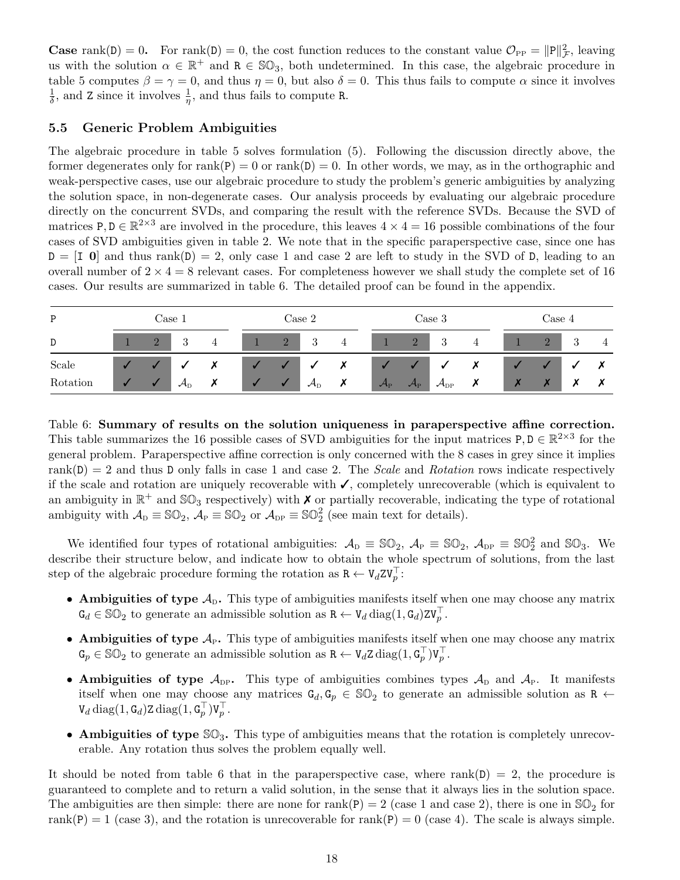**Case** $\text{rank}(\mathtt{D}) = 0$**.** For $\text{rank}(\mathtt{D}) = 0$, the cost function reduces to the constant value $\mathcal{O}_{\text{PP}} = \|\mathtt{P}\|_{\mathcal{F}}^2$, leaving us with the solution $\alpha \in \mathbb{R}^+$ and $\mathtt{R} \in \mathbb{SO}_3$, both undetermined. In this case, the algebraic procedure in table 5 computes $\beta = \gamma = 0$, and thus $\eta = 0$, but also $\delta = 0$. This thus fails to compute $\alpha$ since it involves $\frac{1}{\delta}$, and $\mathtt{Z}$ since it involves $\frac{1}{\eta}$, and thus fails to compute $\mathtt{R}$.

### 5.5 Generic Problem Ambiguities

The algebraic procedure in table 5 solves formulation (5). Following the discussion directly above, the former degenerates only for $\text{rank}(\mathtt{P}) = 0$ or $\text{rank}(\mathtt{D}) = 0$. In other words, we may, as in the orthographic and weak-perspective cases, use our algebraic procedure to study the problem's generic ambiguities by analyzing the solution space, in non-degenerate cases. Our analysis proceeds by evaluating our algebraic procedure directly on the concurrent SVDs, and comparing the result with the reference SVDs. Because the SVD of matrices $\mathtt{P}, \mathtt{D} \in \mathbb{R}^{2\times 3}$ are involved in the procedure, this leaves $4 \times 4 = 16$ possible combinations of the four cases of SVD ambiguities given in table 2. We note that in the specific paraperspective case, since one has $\mathtt{D} = [\mathtt{I}\ \mathbf{0}]$ and thus $\text{rank}(\mathtt{D}) = 2$, only case 1 and case 2 are left to study in the SVD of $\mathtt{D}$, leading to an overall number of $2 \times 4 = 8$ relevant cases. For completeness however we shall study the complete set of 16 cases. Our results are summarized in table 6. The detailed proof can be found in the appendix.

| P | Case 1 | | | | Case 2 | | | | Case 3 | | | | Case 4 | | | |
|---|---|---|---|---|---|---|---|---|---|---|---|---|---|---|---|---|
| D | 1 | 2 | 3 | 4 | 1 | 2 | 3 | 4 | 1 | 2 | 3 | 4 | 1 | 2 | 3 | 4 |
| Scale | ✓ | ✓ | ✓ | ✗ | ✓ | ✓ | ✓ | ✗ | ✓ | ✓ | ✓ | ✗ | ✓ | ✓ | ✓ | ✗ |
| Rotation | ✓ | ✓ | $\mathcal{A}_{\text{D}}$ | ✗ | ✓ | ✓ | $\mathcal{A}_{\text{D}}$ | ✗ | $\mathcal{A}_{\text{P}}$ | $\mathcal{A}_{\text{P}}$ | $\mathcal{A}_{\text{DP}}$ | ✗ | ✗ | ✗ | ✗ | ✗ |

Table 6: **Summary of results on the solution uniqueness in paraperspective affine correction.** This table summarizes the 16 possible cases of SVD ambiguities for the input matrices $\mathtt{P}, \mathtt{D} \in \mathbb{R}^{2\times 3}$ for the general problem. Paraperspective affine correction is only concerned with the 8 cases in grey since it implies $\text{rank}(\mathtt{D}) = 2$ and thus $\mathtt{D}$ only falls in case 1 and case 2. The *Scale* and *Rotation* rows indicate respectively if the scale and rotation are uniquely recoverable with ✓, completely unrecoverable (which is equivalent to an ambiguity in $\mathbb{R}^+$ and $\mathbb{SO}_3$ respectively) with ✗ or partially recoverable, indicating the type of rotational ambiguity with $\mathcal{A}_{\text{D}} \equiv \mathbb{SO}_2$, $\mathcal{A}_{\text{P}} \equiv \mathbb{SO}_2$ or $\mathcal{A}_{\text{DP}} \equiv \mathbb{SO}_2^2$ (see main text for details).

We identified four types of rotational ambiguities: $\mathcal{A}_{\text{D}} \equiv \mathbb{SO}_2$, $\mathcal{A}_{\text{P}} \equiv \mathbb{SO}_2$, $\mathcal{A}_{\text{DP}} \equiv \mathbb{SO}_2^2$ and $\mathbb{SO}_3$. We describe their structure below, and indicate how to obtain the whole spectrum of solutions, from the last step of the algebraic procedure forming the rotation as $\mathtt{R} \leftarrow \mathtt{V}_d \mathtt{Z} \mathtt{V}_p^\top$:

- **Ambiguities of type** $\mathcal{A}_{\text{D}}$**.** This type of ambiguities manifests itself when one may choose any matrix $\mathtt{G}_d \in \mathbb{SO}_2$ to generate an admissible solution as $\mathtt{R} \leftarrow \mathtt{V}_d \operatorname{diag}(1, \mathtt{G}_d) \mathtt{Z} \mathtt{V}_p^\top$.
- **Ambiguities of type** $\mathcal{A}_{\text{P}}$**.** This type of ambiguities manifests itself when one may choose any matrix $\mathtt{G}_p \in \mathbb{SO}_2$ to generate an admissible solution as $\mathtt{R} \leftarrow \mathtt{V}_d \mathtt{Z} \operatorname{diag}(1, \mathtt{G}_p^\top) \mathtt{V}_p^\top$.
- **Ambiguities of type** $\mathcal{A}_{\text{DP}}$**.** This type of ambiguities combines types $\mathcal{A}_{\text{D}}$ and $\mathcal{A}_{\text{P}}$. It manifests itself when one may choose any matrices $\mathtt{G}_d, \mathtt{G}_p \in \mathbb{SO}_2$ to generate an admissible solution as $\mathtt{R} \leftarrow \mathtt{V}_d \operatorname{diag}(1, \mathtt{G}_d) \mathtt{Z} \operatorname{diag}(1, \mathtt{G}_p^\top) \mathtt{V}_p^\top$.
- **Ambiguities of type** $\mathbb{SO}_3$**.** This type of ambiguities means that the rotation is completely unrecoverable. Any rotation thus solves the problem equally well.

It should be noted from table 6 that in the paraperspective case, where $\text{rank}(\mathtt{D}) = 2$, the procedure is guaranteed to complete and to return a valid solution, in the sense that it always lies in the solution space. The ambiguities are then simple: there are none for $\text{rank}(\mathtt{P}) = 2$ (case 1 and case 2), there is one in $\mathbb{SO}_2$ for $\text{rank}(\mathtt{P}) = 1$ (case 3), and the rotation is unrecoverable for $\text{rank}(\mathtt{P}) = 0$ (case 4). The scale is always simple.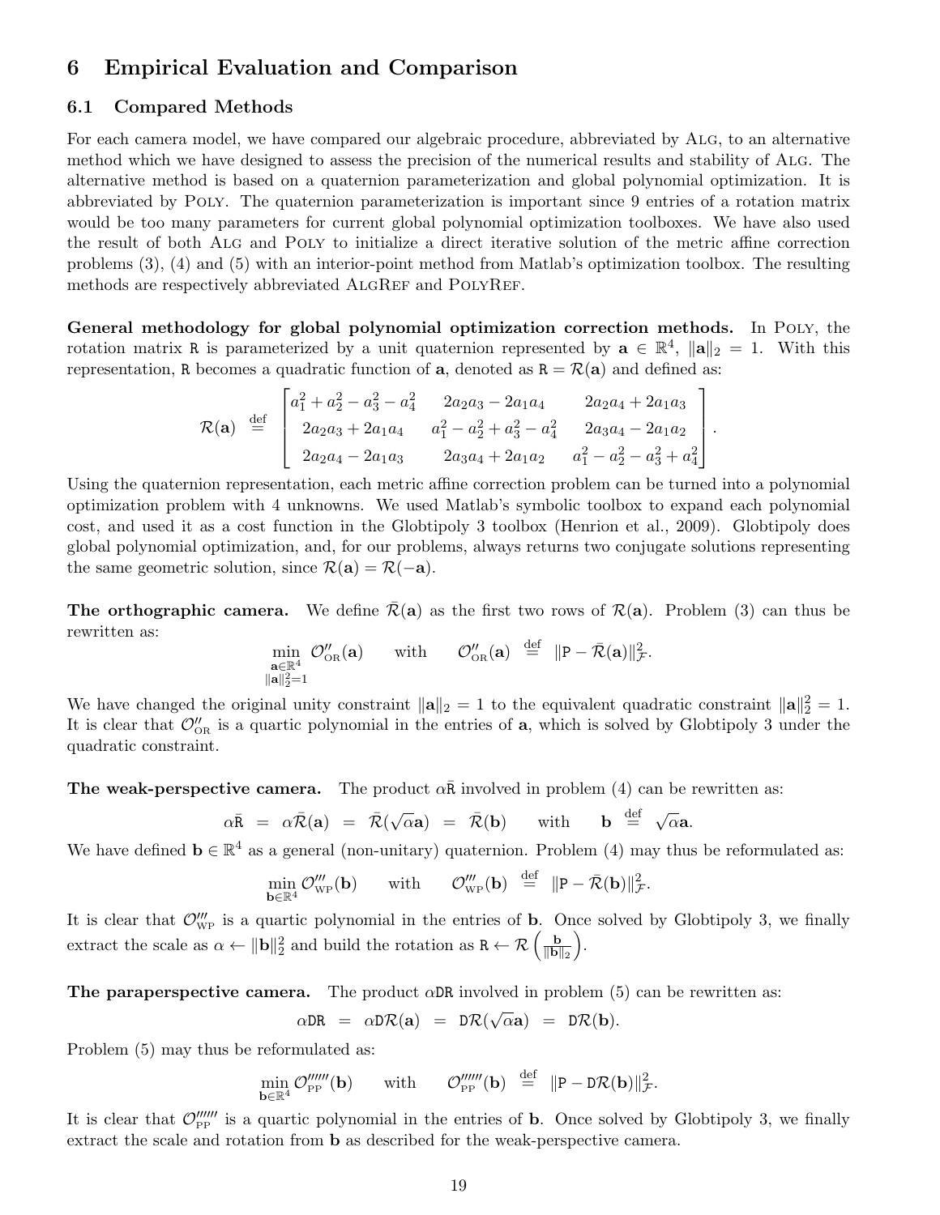# 6 Empirical Evaluation and Comparison

## 6.1 Compared Methods

For each camera model, we have compared our algebraic procedure, abbreviated by ALG, to an alternative method which we have designed to assess the precision of the numerical results and stability of ALG. The alternative method is based on a quaternion parameterization and global polynomial optimization. It is abbreviated by POLY. The quaternion parameterization is important since 9 entries of a rotation matrix would be too many parameters for current global polynomial optimization toolboxes. We have also used the result of both ALG and POLY to initialize a direct iterative solution of the metric affine correction problems (3), (4) and (5) with an interior-point method from Matlab's optimization toolbox. The resulting methods are respectively abbreviated ALGREF and POLYREF.

**General methodology for global polynomial optimization correction methods.** In POLY, the rotation matrix $\mathtt{R}$ is parameterized by a unit quaternion represented by $\mathbf{a} \in \mathbb{R}^4$, $\|\mathbf{a}\|_2 = 1$. With this representation, $\mathtt{R}$ becomes a quadratic function of $\mathbf{a}$, denoted as $\mathtt{R} = \mathcal{R}(\mathbf{a})$ and defined as:

$$\mathcal{R}(\mathbf{a}) \stackrel{\text{def}}{=} \begin{bmatrix} a_1^2 + a_2^2 - a_3^2 - a_4^2 & 2a_2a_3 - 2a_1a_4 & 2a_2a_4 + 2a_1a_3 \\ 2a_2a_3 + 2a_1a_4 & a_1^2 - a_2^2 + a_3^2 - a_4^2 & 2a_3a_4 - 2a_1a_2 \\ 2a_2a_4 - 2a_1a_3 & 2a_3a_4 + 2a_1a_2 & a_1^2 - a_2^2 - a_3^2 + a_4^2 \end{bmatrix}.$$

Using the quaternion representation, each metric affine correction problem can be turned into a polynomial optimization problem with 4 unknowns. We used Matlab's symbolic toolbox to expand each polynomial cost, and used it as a cost function in the Globtipoly 3 toolbox (Henrion et al., 2009). Globtipoly does global polynomial optimization, and, for our problems, always returns two conjugate solutions representing the same geometric solution, since $\mathcal{R}(\mathbf{a}) = \mathcal{R}(-\mathbf{a})$.

**The orthographic camera.** We define $\bar{\mathcal{R}}(\mathbf{a})$ as the first two rows of $\mathcal{R}(\mathbf{a})$. Problem (3) can thus be rewritten as:

$$\min_{\substack{\mathbf{a}\in\mathbb{R}^4 \\ \|\mathbf{a}\|_2^2=1}} \mathcal{O}''_{\text{OR}}(\mathbf{a}) \qquad \text{with} \qquad \mathcal{O}''_{\text{OR}}(\mathbf{a}) \stackrel{\text{def}}{=} \|\mathtt{P} - \bar{\mathcal{R}}(\mathbf{a})\|_{\mathcal{F}}^2.$$

We have changed the original unity constraint $\|\mathbf{a}\|_2 = 1$ to the equivalent quadratic constraint $\|\mathbf{a}\|_2^2 = 1$. It is clear that $\mathcal{O}''_{\text{OR}}$ is a quartic polynomial in the entries of $\mathbf{a}$, which is solved by Globtipoly 3 under the quadratic constraint.

**The weak-perspective camera.** The product $\alpha\bar{\mathtt{R}}$ involved in problem (4) can be rewritten as:

$$\alpha\bar{\mathtt{R}} \;=\; \alpha\bar{\mathcal{R}}(\mathbf{a}) \;=\; \bar{\mathcal{R}}(\sqrt{\alpha}\mathbf{a}) \;=\; \bar{\mathcal{R}}(\mathbf{b}) \qquad \text{with} \qquad \mathbf{b} \stackrel{\text{def}}{=} \sqrt{\alpha}\mathbf{a}.$$

We have defined $\mathbf{b} \in \mathbb{R}^4$ as a general (non-unitary) quaternion. Problem (4) may thus be reformulated as:

$$\min_{\mathbf{b}\in\mathbb{R}^4} \mathcal{O}'''_{\text{WP}}(\mathbf{b}) \qquad \text{with} \qquad \mathcal{O}'''_{\text{WP}}(\mathbf{b}) \stackrel{\text{def}}{=} \|\mathtt{P} - \bar{\mathcal{R}}(\mathbf{b})\|_{\mathcal{F}}^2.$$

It is clear that $\mathcal{O}'''_{\text{WP}}$ is a quartic polynomial in the entries of $\mathbf{b}$. Once solved by Globtipoly 3, we finally extract the scale as $\alpha \leftarrow \|\mathbf{b}\|_2^2$ and build the rotation as $\mathtt{R} \leftarrow \mathcal{R}\left(\frac{\mathbf{b}}{\|\mathbf{b}\|_2}\right)$.

**The paraperspective camera.** The product $\alpha\mathtt{D}\mathtt{R}$ involved in problem (5) can be rewritten as:

$$\alpha\mathtt{D}\mathtt{R} \;=\; \alpha\mathtt{D}\mathcal{R}(\mathbf{a}) \;=\; \mathtt{D}\mathcal{R}(\sqrt{\alpha}\mathbf{a}) \;=\; \mathtt{D}\mathcal{R}(\mathbf{b}).$$

Problem (5) may thus be reformulated as:

$$\min_{\mathbf{b}\in\mathbb{R}^4} \mathcal{O}''''''_{\text{PP}}(\mathbf{b}) \qquad \text{with} \qquad \mathcal{O}''''''_{\text{PP}}(\mathbf{b}) \stackrel{\text{def}}{=} \|\mathtt{P} - \mathtt{D}\mathcal{R}(\mathbf{b})\|_{\mathcal{F}}^2.$$

It is clear that $\mathcal{O}''''''_{\text{PP}}$ is a quartic polynomial in the entries of $\mathbf{b}$. Once solved by Globtipoly 3, we finally extract the scale and rotation from $\mathbf{b}$ as described for the weak-perspective camera.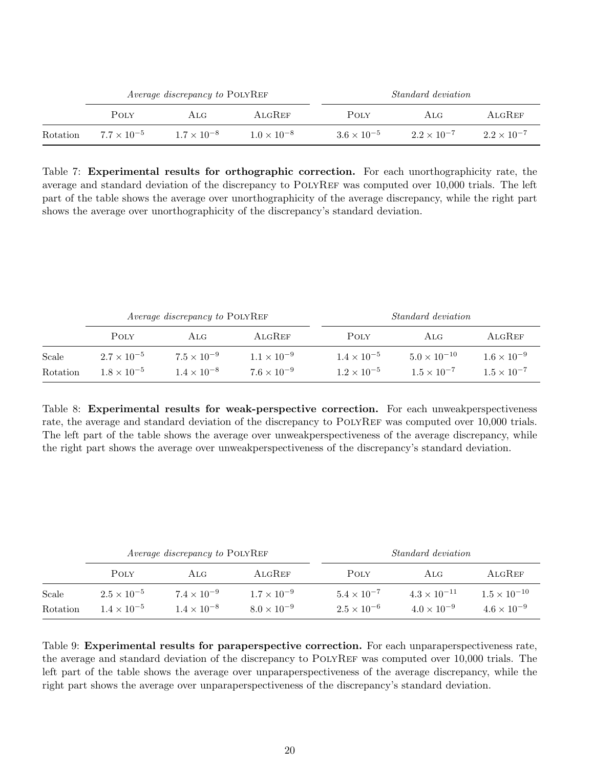| | *Average discrepancy to* PolyRef | | | *Standard deviation* | | |
|---|---|---|---|---|---|---|
| | Poly | Alg | AlgRef | Poly | Alg | AlgRef |
| Rotation | $7.7 \times 10^{-5}$ | $1.7 \times 10^{-8}$ | $1.0 \times 10^{-8}$ | $3.6 \times 10^{-5}$ | $2.2 \times 10^{-7}$ | $2.2 \times 10^{-7}$ |

Table 7: **Experimental results for orthographic correction.** For each unorthographicity rate, the average and standard deviation of the discrepancy to PolyRef was computed over 10,000 trials. The left part of the table shows the average over unorthographicity of the average discrepancy, while the right part shows the average over unorthographicity of the discrepancy's standard deviation.

| | *Average discrepancy to* PolyRef | | | *Standard deviation* | | |
|---|---|---|---|---|---|---|
| | Poly | Alg | AlgRef | Poly | Alg | AlgRef |
| Scale | $2.7 \times 10^{-5}$ | $7.5 \times 10^{-9}$ | $1.1 \times 10^{-9}$ | $1.4 \times 10^{-5}$ | $5.0 \times 10^{-10}$ | $1.6 \times 10^{-9}$ |
| Rotation | $1.8 \times 10^{-5}$ | $1.4 \times 10^{-8}$ | $7.6 \times 10^{-9}$ | $1.2 \times 10^{-5}$ | $1.5 \times 10^{-7}$ | $1.5 \times 10^{-7}$ |

Table 8: **Experimental results for weak-perspective correction.** For each unweakperspectiveness rate, the average and standard deviation of the discrepancy to PolyRef was computed over 10,000 trials. The left part of the table shows the average over unweakperspectiveness of the average discrepancy, while the right part shows the average over unweakperspectiveness of the discrepancy's standard deviation.

| | *Average discrepancy to* PolyRef | | | *Standard deviation* | | |
|---|---|---|---|---|---|---|
| | Poly | Alg | AlgRef | Poly | Alg | AlgRef |
| Scale | $2.5 \times 10^{-5}$ | $7.4 \times 10^{-9}$ | $1.7 \times 10^{-9}$ | $5.4 \times 10^{-7}$ | $4.3 \times 10^{-11}$ | $1.5 \times 10^{-10}$ |
| Rotation | $1.4 \times 10^{-5}$ | $1.4 \times 10^{-8}$ | $8.0 \times 10^{-9}$ | $2.5 \times 10^{-6}$ | $4.0 \times 10^{-9}$ | $4.6 \times 10^{-9}$ |

Table 9: **Experimental results for paraperspective correction.** For each unparaperspectiveness rate, the average and standard deviation of the discrepancy to PolyRef was computed over 10,000 trials. The left part of the table shows the average over unparaperspectiveness of the average discrepancy, while the right part shows the average over unparaperspectiveness of the discrepancy's standard deviation.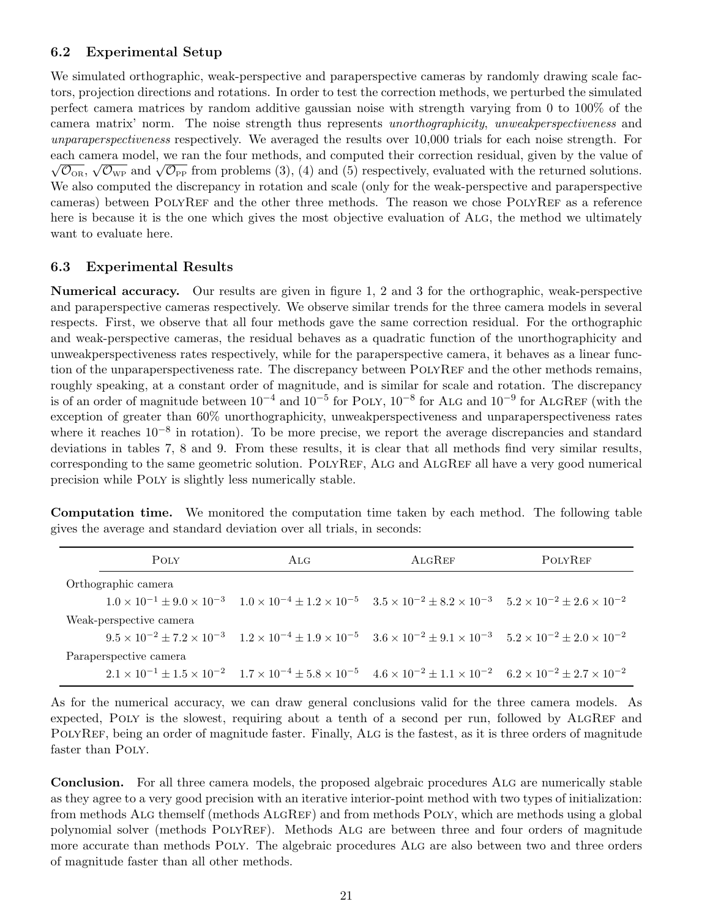### 6.2 Experimental Setup

We simulated orthographic, weak-perspective and paraperspective cameras by randomly drawing scale factors, projection directions and rotations. In order to test the correction methods, we perturbed the simulated perfect camera matrices by random additive gaussian noise with strength varying from 0 to 100% of the camera matrix' norm. The noise strength thus represents *unorthographicity*, *unweakperspectiveness* and *unparaperspectiveness* respectively. We averaged the results over 10,000 trials for each noise strength. For each camera model, we ran the four methods, and computed their correction residual, given by the value of $\sqrt{\mathcal{O}_{\text{OR}}}$, $\sqrt{\mathcal{O}_{\text{WP}}}$ and $\sqrt{\mathcal{O}_{\text{PP}}}$ from problems (3), (4) and (5) respectively, evaluated with the returned solutions. We also computed the discrepancy in rotation and scale (only for the weak-perspective and paraperspective cameras) between PolyRef and the other three methods. The reason we chose PolyRef as a reference here is because it is the one which gives the most objective evaluation of Alg, the method we ultimately want to evaluate here.

### 6.3 Experimental Results

**Numerical accuracy.** Our results are given in figure 1, 2 and 3 for the orthographic, weak-perspective and paraperspective cameras respectively. We observe similar trends for the three camera models in several respects. First, we observe that all four methods gave the same correction residual. For the orthographic and weak-perspective cameras, the residual behaves as a quadratic function of the unorthographicity and unweakperspectiveness rates respectively, while for the paraperspective camera, it behaves as a linear function of the unparaperspectiveness rate. The discrepancy between PolyRef and the other methods remains, roughly speaking, at a constant order of magnitude, and is similar for scale and rotation. The discrepancy is of an order of magnitude between $10^{-4}$ and $10^{-5}$ for Poly, $10^{-8}$ for Alg and $10^{-9}$ for AlgRef (with the exception of greater than 60% unorthographicity, unweakperspectiveness and unparaperspectiveness rates where it reaches $10^{-8}$ in rotation). To be more precise, we report the average discrepancies and standard deviations in tables 7, 8 and 9. From these results, it is clear that all methods find very similar results, corresponding to the same geometric solution. PolyRef, Alg and AlgRef all have a very good numerical precision while Poly is slightly less numerically stable.

**Computation time.** We monitored the computation time taken by each method. The following table gives the average and standard deviation over all trials, in seconds:

| | Poly | Alg | AlgRef | PolyRef |
|---|---|---|---|---|
| Orthographic camera | | | | |
| | $1.0 \times 10^{-1} \pm 9.0 \times 10^{-3}$ | $1.0 \times 10^{-4} \pm 1.2 \times 10^{-5}$ | $3.5 \times 10^{-2} \pm 8.2 \times 10^{-3}$ | $5.2 \times 10^{-2} \pm 2.6 \times 10^{-2}$ |
| Weak-perspective camera | | | | |
| | $9.5 \times 10^{-2} \pm 7.2 \times 10^{-3}$ | $1.2 \times 10^{-4} \pm 1.9 \times 10^{-5}$ | $3.6 \times 10^{-2} \pm 9.1 \times 10^{-3}$ | $5.2 \times 10^{-2} \pm 2.0 \times 10^{-2}$ |
| Paraperspective camera | | | | |
| | $2.1 \times 10^{-1} \pm 1.5 \times 10^{-2}$ | $1.7 \times 10^{-4} \pm 5.8 \times 10^{-5}$ | $4.6 \times 10^{-2} \pm 1.1 \times 10^{-2}$ | $6.2 \times 10^{-2} \pm 2.7 \times 10^{-2}$ |

As for the numerical accuracy, we can draw general conclusions valid for the three camera models. As expected, Poly is the slowest, requiring about a tenth of a second per run, followed by AlgRef and PolyRef, being an order of magnitude faster. Finally, Alg is the fastest, as it is three orders of magnitude faster than Poly.

**Conclusion.** For all three camera models, the proposed algebraic procedures Alg are numerically stable as they agree to a very good precision with an iterative interior-point method with two types of initialization: from methods Alg themself (methods AlgRef) and from methods Poly, which are methods using a global polynomial solver (methods PolyRef). Methods Alg are between three and four orders of magnitude more accurate than methods Poly. The algebraic procedures Alg are also between two and three orders of magnitude faster than all other methods.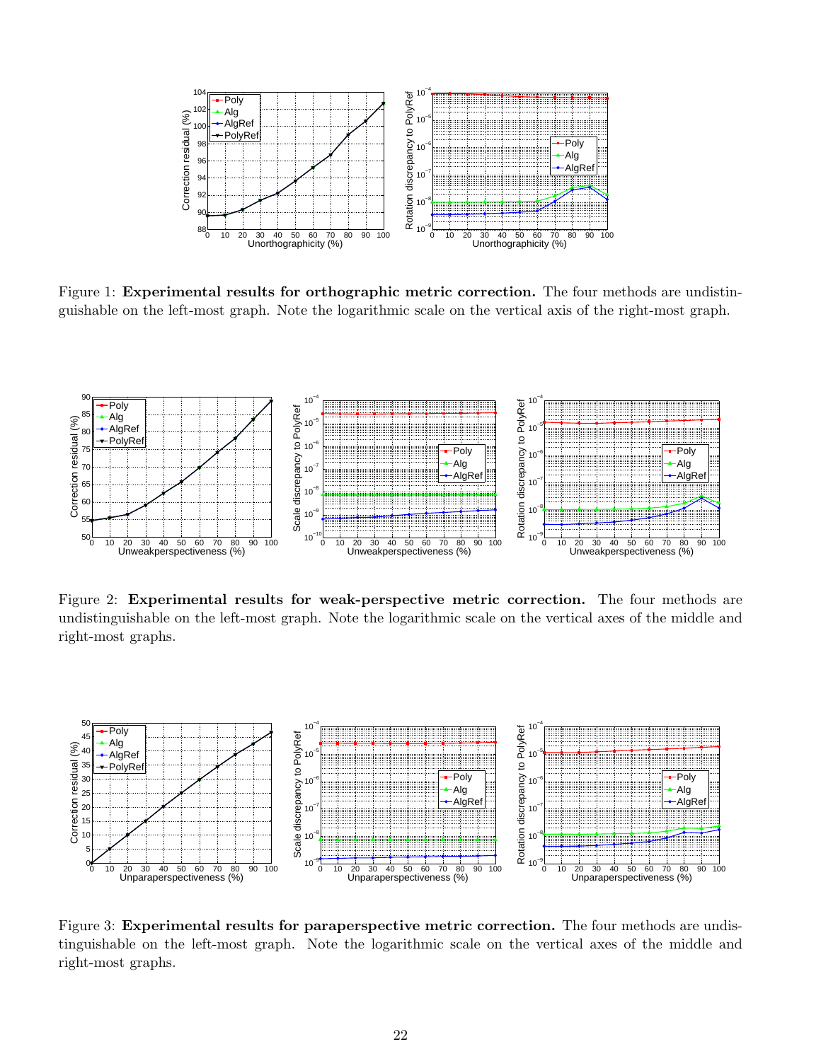Figure 1: **Experimental results for orthographic metric correction.** The four methods are undistinguishable on the left-most graph. Note the logarithmic scale on the vertical axis of the right-most graph.

Figure 2: **Experimental results for weak-perspective metric correction.** The four methods are undistinguishable on the left-most graph. Note the logarithmic scale on the vertical axes of the middle and right-most graphs.

Figure 3: **Experimental results for paraperspective metric correction.** The four methods are undistinguishable on the left-most graph. Note the logarithmic scale on the vertical axes of the middle and right-most graphs.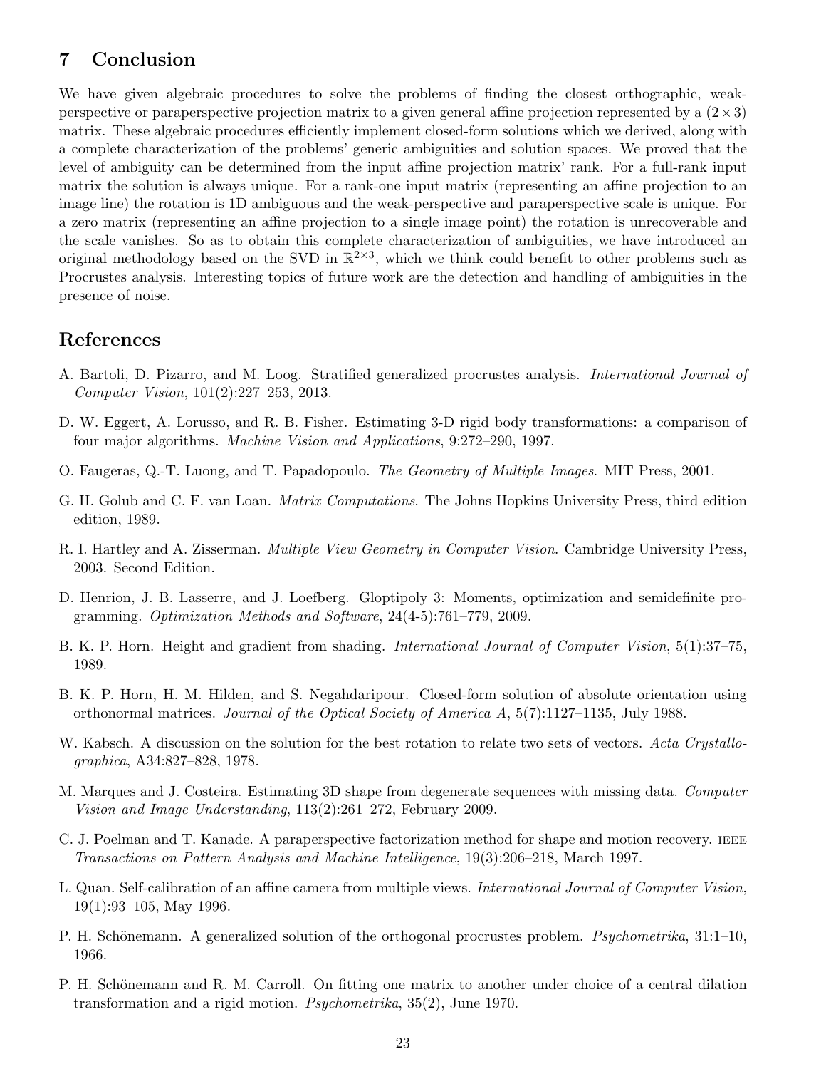## 7 Conclusion

We have given algebraic procedures to solve the problems of finding the closest orthographic, weak-perspective or paraperspective projection matrix to a given general affine projection represented by a $(2 \times 3)$ matrix. These algebraic procedures efficiently implement closed-form solutions which we derived, along with a complete characterization of the problems' generic ambiguities and solution spaces. We proved that the level of ambiguity can be determined from the input affine projection matrix' rank. For a full-rank input matrix the solution is always unique. For a rank-one input matrix (representing an affine projection to an image line) the rotation is 1D ambiguous and the weak-perspective and paraperspective scale is unique. For a zero matrix (representing an affine projection to a single image point) the rotation is unrecoverable and the scale vanishes. So as to obtain this complete characterization of ambiguities, we have introduced an original methodology based on the SVD in $\mathbb{R}^{2\times3}$, which we think could benefit to other problems such as Procrustes analysis. Interesting topics of future work are the detection and handling of ambiguities in the presence of noise.

## References

A. Bartoli, D. Pizarro, and M. Loog. Stratified generalized procrustes analysis. *International Journal of Computer Vision*, 101(2):227–253, 2013.

D. W. Eggert, A. Lorusso, and R. B. Fisher. Estimating 3-D rigid body transformations: a comparison of four major algorithms. *Machine Vision and Applications*, 9:272–290, 1997.

O. Faugeras, Q.-T. Luong, and T. Papadopoulo. *The Geometry of Multiple Images*. MIT Press, 2001.

G. H. Golub and C. F. van Loan. *Matrix Computations*. The Johns Hopkins University Press, third edition edition, 1989.

R. I. Hartley and A. Zisserman. *Multiple View Geometry in Computer Vision*. Cambridge University Press, 2003. Second Edition.

D. Henrion, J. B. Lasserre, and J. Loefberg. Gloptipoly 3: Moments, optimization and semidefinite programming. *Optimization Methods and Software*, 24(4-5):761–779, 2009.

B. K. P. Horn. Height and gradient from shading. *International Journal of Computer Vision*, 5(1):37–75, 1989.

B. K. P. Horn, H. M. Hilden, and S. Negahdaripour. Closed-form solution of absolute orientation using orthonormal matrices. *Journal of the Optical Society of America A*, 5(7):1127–1135, July 1988.

W. Kabsch. A discussion on the solution for the best rotation to relate two sets of vectors. *Acta Crystallographica*, A34:827–828, 1978.

M. Marques and J. Costeira. Estimating 3D shape from degenerate sequences with missing data. *Computer Vision and Image Understanding*, 113(2):261–272, February 2009.

C. J. Poelman and T. Kanade. A paraperspective factorization method for shape and motion recovery. IEEE *Transactions on Pattern Analysis and Machine Intelligence*, 19(3):206–218, March 1997.

L. Quan. Self-calibration of an affine camera from multiple views. *International Journal of Computer Vision*, 19(1):93–105, May 1996.

P. H. Schönemann. A generalized solution of the orthogonal procrustes problem. *Psychometrika*, 31:1–10, 1966.

P. H. Schönemann and R. M. Carroll. On fitting one matrix to another under choice of a central dilation transformation and a rigid motion. *Psychometrika*, 35(2), June 1970.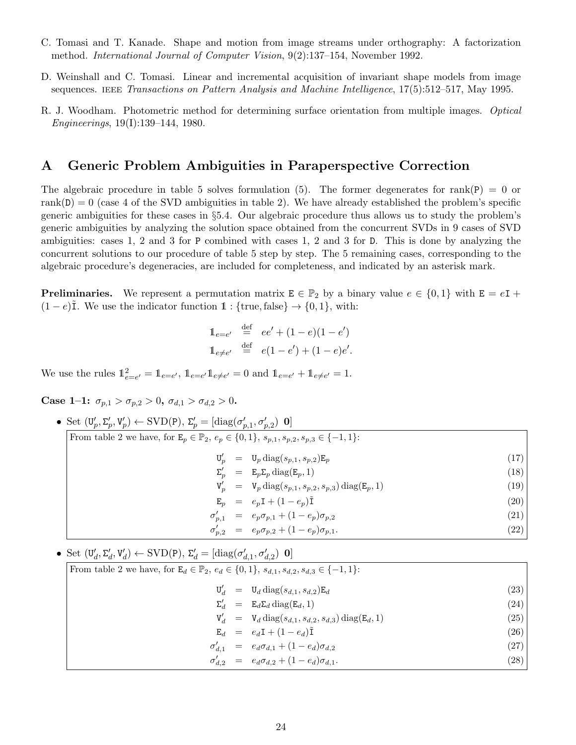C. Tomasi and T. Kanade. Shape and motion from image streams under orthography: A factorization method. *International Journal of Computer Vision*, 9(2):137–154, November 1992.

D. Weinshall and C. Tomasi. Linear and incremental acquisition of invariant shape models from image sequences. IEEE *Transactions on Pattern Analysis and Machine Intelligence*, 17(5):512–517, May 1995.

R. J. Woodham. Photometric method for determining surface orientation from multiple images. *Optical Engineerings*, 19(I):139–144, 1980.

# A Generic Problem Ambiguities in Paraperspective Correction

The algebraic procedure in table 5 solves formulation (5). The former degenerates for $\text{rank}(\mathtt{P}) = 0$ or $\text{rank}(\mathtt{D}) = 0$ (case 4 of the SVD ambiguities in table 2). We have already established the problem's specific generic ambiguities for these cases in §5.4. Our algebraic procedure thus allows us to study the problem's generic ambiguities by analyzing the solution space obtained from the concurrent SVDs in 9 cases of SVD ambiguities: cases 1, 2 and 3 for P combined with cases 1, 2 and 3 for D. This is done by analyzing the concurrent solutions to our procedure of table 5 step by step. The 5 remaining cases, corresponding to the algebraic procedure's degeneracies, are included for completeness, and indicated by an asterisk mark.

**Preliminaries.** We represent a permutation matrix $\mathtt{E} \in \mathbb{P}_2$ by a binary value $e \in \{0, 1\}$ with $\mathtt{E} = e\mathtt{I} + (1-e)\tilde{\mathtt{I}}$. We use the indicator function $\mathbb{1} : \{\text{true}, \text{false}\} \to \{0, 1\}$, with:

$$\mathbb{1}_{e=e'} \stackrel{\text{def}}{=} ee' + (1-e)(1-e')$$
$$\mathbb{1}_{e\neq e'} \stackrel{\text{def}}{=} e(1-e') + (1-e)e'.$$

We use the rules $\mathbb{1}_{e=e'}^2 = \mathbb{1}_{e=e'}$, $\mathbb{1}_{e=e'}\mathbb{1}_{e\neq e'} = 0$ and $\mathbb{1}_{e=e'} + \mathbb{1}_{e\neq e'} = 1$.

**Case 1–1: $\sigma_{p,1} > \sigma_{p,2} > 0$, $\sigma_{d,1} > \sigma_{d,2} > 0$.**

- Set $(\mathtt{U}'_p, \Sigma'_p, \mathtt{V}'_p) \leftarrow \text{SVD}(\mathtt{P})$, $\Sigma'_p = [\text{diag}(\sigma'_{p,1}, \sigma'_{p,2})\ \ \mathbf{0}]$

From table 2 we have, for $\mathtt{E}_p \in \mathbb{P}_2$, $e_p \in \{0, 1\}$, $s_{p,1}, s_{p,2}, s_{p,3} \in \{-1, 1\}$:

$$\mathtt{U}'_p = \mathtt{U}_p \,\text{diag}(s_{p,1}, s_{p,2})\mathtt{E}_p \quad (17)$$
$$\Sigma'_p = \mathtt{E}_p\Sigma_p \,\text{diag}(\mathtt{E}_p, 1) \quad (18)$$
$$\mathtt{V}'_p = \mathtt{V}_p \,\text{diag}(s_{p,1}, s_{p,2}, s_{p,3}) \,\text{diag}(\mathtt{E}_p, 1) \quad (19)$$
$$\mathtt{E}_p = e_p\mathtt{I} + (1-e_p)\tilde{\mathtt{I}} \quad (20)$$
$$\sigma'_{p,1} = e_p\sigma_{p,1} + (1-e_p)\sigma_{p,2} \quad (21)$$
$$\sigma'_{p,2} = e_p\sigma_{p,2} + (1-e_p)\sigma_{p,1}. \quad (22)$$

- Set $(\mathtt{U}'_d, \Sigma'_d, \mathtt{V}'_d) \leftarrow \text{SVD}(\mathtt{P})$, $\Sigma'_d = [\text{diag}(\sigma'_{d,1}, \sigma'_{d,2})\ \ \mathbf{0}]$

From table 2 we have, for $\mathtt{E}_d \in \mathbb{P}_2$, $e_d \in \{0, 1\}$, $s_{d,1}, s_{d,2}, s_{d,3} \in \{-1, 1\}$:

$$\mathtt{U}'_d = \mathtt{U}_d \,\text{diag}(s_{d,1}, s_{d,2})\mathtt{E}_d \quad (23)$$
$$\Sigma'_d = \mathtt{E}_d\Sigma_d \,\text{diag}(\mathtt{E}_d, 1) \quad (24)$$
$$\mathtt{V}'_d = \mathtt{V}_d \,\text{diag}(s_{d,1}, s_{d,2}, s_{d,3}) \,\text{diag}(\mathtt{E}_d, 1) \quad (25)$$
$$\mathtt{E}_d = e_d\mathtt{I} + (1-e_d)\tilde{\mathtt{I}} \quad (26)$$
$$\sigma'_{d,1} = e_d\sigma_{d,1} + (1-e_d)\sigma_{d,2} \quad (27)$$
$$\sigma'_{d,2} = e_d\sigma_{d,2} + (1-e_d)\sigma_{d,1}. \quad (28)$$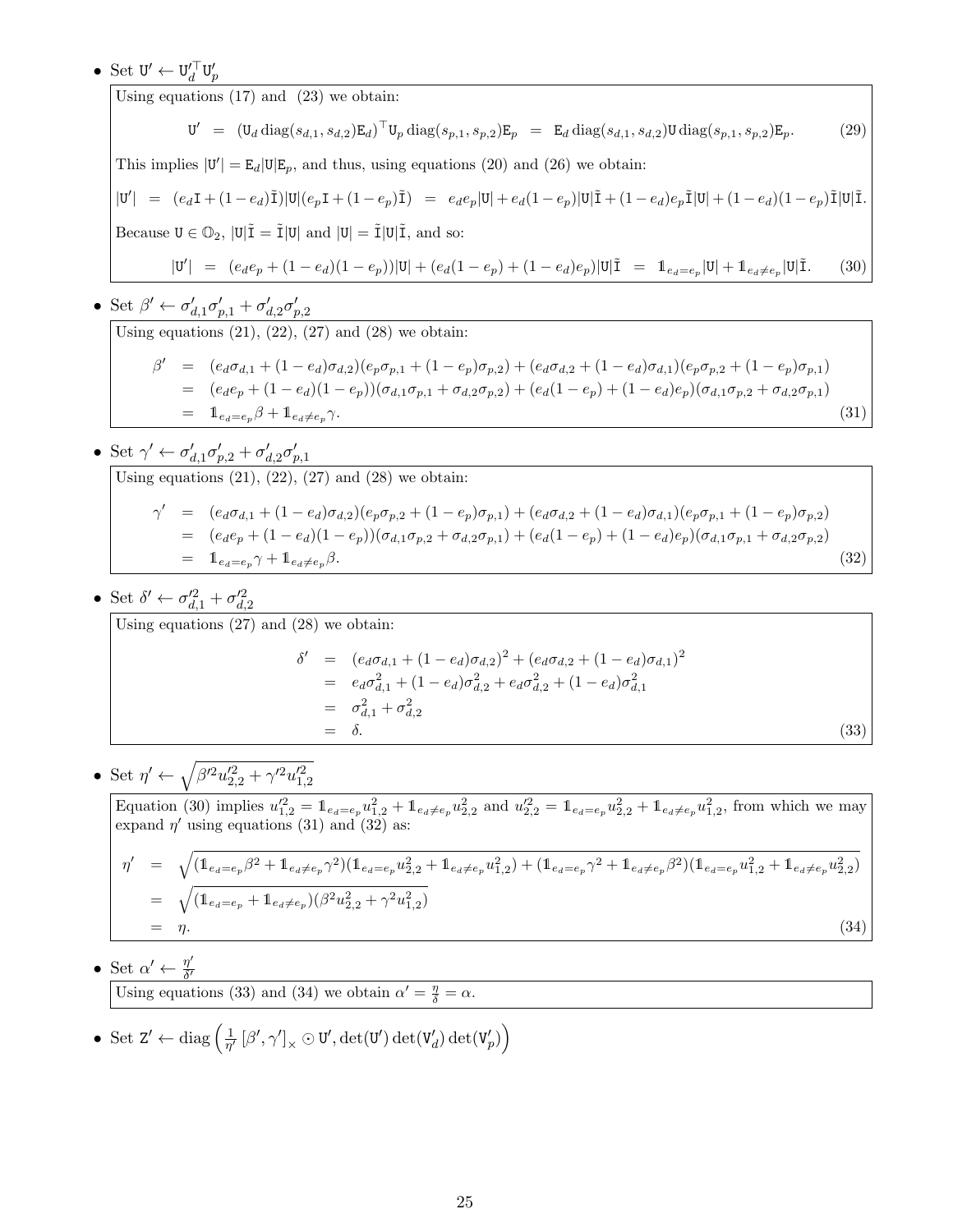- Set $\mathtt{U}' \leftarrow \mathtt{U}_d'^\top \mathtt{U}_p'$

Using equations (17) and (23) we obtain:

$$\mathtt{U}' \;=\; (\mathtt{U}_d \operatorname{diag}(s_{d,1}, s_{d,2})\mathtt{E}_d)^\top \mathtt{U}_p \operatorname{diag}(s_{p,1}, s_{p,2})\mathtt{E}_p \;=\; \mathtt{E}_d \operatorname{diag}(s_{d,1}, s_{d,2})\mathtt{U} \operatorname{diag}(s_{p,1}, s_{p,2})\mathtt{E}_p. \tag{29}$$

This implies $|\mathtt{U}'| = \mathtt{E}_d|\mathtt{U}|\mathtt{E}_p$, and thus, using equations (20) and (26) we obtain:

$$|\mathtt{U}'| \;=\; (e_d\mathtt{I} + (1-e_d)\tilde{\mathtt{I}})|\mathtt{U}|(e_p\mathtt{I} + (1-e_p)\tilde{\mathtt{I}}) \;=\; e_de_p|\mathtt{U}| + e_d(1-e_p)|\mathtt{U}|\tilde{\mathtt{I}} + (1-e_d)e_p\tilde{\mathtt{I}}|\mathtt{U}| + (1-e_d)(1-e_p)\tilde{\mathtt{I}}|\mathtt{U}|\tilde{\mathtt{I}}.$$

Because $\mathtt{U} \in \mathbb{O}_2$, $|\mathtt{U}|\tilde{\mathtt{I}} = \tilde{\mathtt{I}}|\mathtt{U}|$ and $|\mathtt{U}| = \tilde{\mathtt{I}}|\mathtt{U}|\tilde{\mathtt{I}}$, and so:

$$|\mathtt{U}'| \;=\; (e_de_p + (1-e_d)(1-e_p))|\mathtt{U}| + (e_d(1-e_p) + (1-e_d)e_p)|\mathtt{U}|\tilde{\mathtt{I}} \;=\; \mathbb{1}_{e_d=e_p}|\mathtt{U}| + \mathbb{1}_{e_d\neq e_p}|\mathtt{U}|\tilde{\mathtt{I}}. \tag{30}$$

- Set $\beta' \leftarrow \sigma_{d,1}'\sigma_{p,1}' + \sigma_{d,2}'\sigma_{p,2}'$

Using equations (21), (22), (27) and (28) we obtain:

$$\begin{aligned}
\beta' &= (e_d\sigma_{d,1} + (1-e_d)\sigma_{d,2})(e_p\sigma_{p,1} + (1-e_p)\sigma_{p,2}) + (e_d\sigma_{d,2} + (1-e_d)\sigma_{d,1})(e_p\sigma_{p,2} + (1-e_p)\sigma_{p,1}) \\
&= (e_de_p + (1-e_d)(1-e_p))(\sigma_{d,1}\sigma_{p,1} + \sigma_{d,2}\sigma_{p,2}) + (e_d(1-e_p) + (1-e_d)e_p)(\sigma_{d,1}\sigma_{p,2} + \sigma_{d,2}\sigma_{p,1}) \\
&= \mathbb{1}_{e_d=e_p}\beta + \mathbb{1}_{e_d\neq e_p}\gamma.
\end{aligned} \tag{31}$$

- Set $\gamma' \leftarrow \sigma_{d,1}'\sigma_{p,2}' + \sigma_{d,2}'\sigma_{p,1}'$

Using equations (21), (22), (27) and (28) we obtain:

$$\begin{aligned}
\gamma' &= (e_d\sigma_{d,1} + (1-e_d)\sigma_{d,2})(e_p\sigma_{p,2} + (1-e_p)\sigma_{p,1}) + (e_d\sigma_{d,2} + (1-e_d)\sigma_{d,1})(e_p\sigma_{p,1} + (1-e_p)\sigma_{p,2}) \\
&= (e_de_p + (1-e_d)(1-e_p))(\sigma_{d,1}\sigma_{p,2} + \sigma_{d,2}\sigma_{p,1}) + (e_d(1-e_p) + (1-e_d)e_p)(\sigma_{d,1}\sigma_{p,1} + \sigma_{d,2}\sigma_{p,2}) \\
&= \mathbb{1}_{e_d=e_p}\gamma + \mathbb{1}_{e_d\neq e_p}\beta.
\end{aligned} \tag{32}$$

- Set $\delta' \leftarrow \sigma_{d,1}'^2 + \sigma_{d,2}'^2$

Using equations (27) and (28) we obtain:

$$\begin{aligned}
\delta' &= (e_d\sigma_{d,1} + (1-e_d)\sigma_{d,2})^2 + (e_d\sigma_{d,2} + (1-e_d)\sigma_{d,1})^2 \\
&= e_d\sigma_{d,1}^2 + (1-e_d)\sigma_{d,2}^2 + e_d\sigma_{d,2}^2 + (1-e_d)\sigma_{d,1}^2 \\
&= \sigma_{d,1}^2 + \sigma_{d,2}^2 \\
&= \delta.
\end{aligned} \tag{33}$$

- Set $\eta' \leftarrow \sqrt{\beta'^2 u_{2,2}'^2 + \gamma'^2 u_{1,2}'^2}$

Equation (30) implies $u_{1,2}'^2 = \mathbb{1}_{e_d=e_p}u_{1,2}^2 + \mathbb{1}_{e_d\neq e_p}u_{2,2}^2$ and $u_{2,2}'^2 = \mathbb{1}_{e_d=e_p}u_{2,2}^2 + \mathbb{1}_{e_d\neq e_p}u_{1,2}^2$, from which we may expand $\eta'$ using equations (31) and (32) as:

$$\begin{aligned}
\eta' &= \sqrt{(\mathbb{1}_{e_d=e_p}\beta^2 + \mathbb{1}_{e_d\neq e_p}\gamma^2)(\mathbb{1}_{e_d=e_p}u_{2,2}^2 + \mathbb{1}_{e_d\neq e_p}u_{1,2}^2) + (\mathbb{1}_{e_d=e_p}\gamma^2 + \mathbb{1}_{e_d\neq e_p}\beta^2)(\mathbb{1}_{e_d=e_p}u_{1,2}^2 + \mathbb{1}_{e_d\neq e_p}u_{2,2}^2)} \\
&= \sqrt{(\mathbb{1}_{e_d=e_p} + \mathbb{1}_{e_d\neq e_p})(\beta^2 u_{2,2}^2 + \gamma^2 u_{1,2}^2)} \\
&= \eta.
\end{aligned} \tag{34}$$

- Set $\alpha' \leftarrow \frac{\eta'}{\delta'}$

Using equations (33) and (34) we obtain $\alpha' = \frac{\eta}{\delta} = \alpha$.

- Set $\mathtt{Z}' \leftarrow \operatorname{diag}\left(\frac{1}{\eta'}\left[\beta', \gamma'\right]_\times \odot \mathtt{U}', \det(\mathtt{U}')\det(\mathtt{V}_d')\det(\mathtt{V}_p')\right)$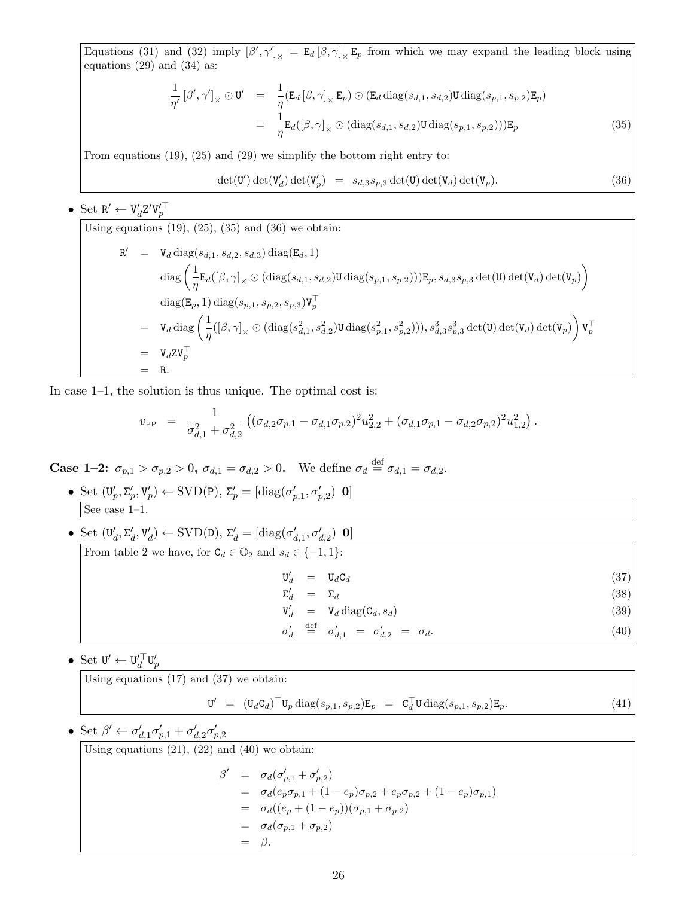Equations (31) and (32) imply $[\beta', \gamma']_\times = \mathtt{E}_d [\beta, \gamma]_\times \mathtt{E}_p$ from which we may expand the leading block using equations (29) and (34) as:

$$
\begin{aligned}
\frac{1}{\eta'} [\beta', \gamma']_\times \odot \mathtt{U}' &= \frac{1}{\eta} (\mathtt{E}_d [\beta, \gamma]_\times \mathtt{E}_p) \odot (\mathtt{E}_d \operatorname{diag}(s_{d,1}, s_{d,2}) \mathtt{U} \operatorname{diag}(s_{p,1}, s_{p,2}) \mathtt{E}_p) \\
&= \frac{1}{\eta} \mathtt{E}_d ([\beta, \gamma]_\times \odot (\operatorname{diag}(s_{d,1}, s_{d,2}) \mathtt{U} \operatorname{diag}(s_{p,1}, s_{p,2}))) \mathtt{E}_p \qquad (35)
\end{aligned}
$$

From equations (19), (25) and (29) we simplify the bottom right entry to:

$$
\det(\mathtt{U}') \det(\mathtt{V}'_d) \det(\mathtt{V}'_p) = s_{d,3} s_{p,3} \det(\mathtt{U}) \det(\mathtt{V}_d) \det(\mathtt{V}_p). \qquad (36)
$$

- Set $\mathtt{R}' \leftarrow \mathtt{V}'_d \mathtt{Z}' \mathtt{V}'^\top_p$

Using equations (19), (25), (35) and (36) we obtain:

$$
\begin{aligned}
\mathtt{R}' &= \mathtt{V}_d \operatorname{diag}(s_{d,1}, s_{d,2}, s_{d,3}) \operatorname{diag}(\mathtt{E}_d, 1) \\
&\quad \operatorname{diag}\left( \frac{1}{\eta} \mathtt{E}_d ([\beta, \gamma]_\times \odot (\operatorname{diag}(s_{d,1}, s_{d,2}) \mathtt{U} \operatorname{diag}(s_{p,1}, s_{p,2}))) \mathtt{E}_p, s_{d,3} s_{p,3} \det(\mathtt{U}) \det(\mathtt{V}_d) \det(\mathtt{V}_p) \right) \\
&\quad \operatorname{diag}(\mathtt{E}_p, 1) \operatorname{diag}(s_{p,1}, s_{p,2}, s_{p,3}) \mathtt{V}_p^\top \\
&= \mathtt{V}_d \operatorname{diag}\left( \frac{1}{\eta} ([\beta, \gamma]_\times \odot (\operatorname{diag}(s_{d,1}^2, s_{d,2}^2) \mathtt{U} \operatorname{diag}(s_{p,1}^2, s_{p,2}^2))), s_{d,3}^3 s_{p,3}^3 \det(\mathtt{U}) \det(\mathtt{V}_d) \det(\mathtt{V}_p) \right) \mathtt{V}_p^\top \\
&= \mathtt{V}_d \mathtt{Z} \mathtt{V}_p^\top \\
&= \mathtt{R}.
\end{aligned}
$$

In case 1–1, the solution is thus unique. The optimal cost is:

$$
v_{\text{PP}} = \frac{1}{\sigma_{d,1}^2 + \sigma_{d,2}^2} \left( (\sigma_{d,2}\sigma_{p,1} - \sigma_{d,1}\sigma_{p,2})^2 u_{2,2}^2 + (\sigma_{d,1}\sigma_{p,1} - \sigma_{d,2}\sigma_{p,2})^2 u_{1,2}^2 \right).
$$

**Case 1–2: $\sigma_{p,1} > \sigma_{p,2} > 0$, $\sigma_{d,1} = \sigma_{d,2} > 0$.** We define $\sigma_d \overset{\text{def}}{=} \sigma_{d,1} = \sigma_{d,2}$.

- Set $(\mathtt{U}'_p, \Sigma'_p, \mathtt{V}'_p) \leftarrow \text{SVD}(\mathtt{P})$, $\Sigma'_p = [\operatorname{diag}(\sigma'_{p,1}, \sigma'_{p,2}) \ \ \mathbf{0}]$

See case 1–1.

- Set $(\mathtt{U}'_d, \Sigma'_d, \mathtt{V}'_d) \leftarrow \text{SVD}(\mathtt{D})$, $\Sigma'_d = [\operatorname{diag}(\sigma'_{d,1}, \sigma'_{d,2}) \ \ \mathbf{0}]$

From table 2 we have, for $\mathtt{C}_d \in \mathbb{O}_2$ and $s_d \in \{-1, 1\}$:

$$
\begin{aligned}
\mathtt{U}'_d &= \mathtt{U}_d \mathtt{C}_d \qquad (37) \\
\Sigma'_d &= \Sigma_d \qquad (38) \\
\mathtt{V}'_d &= \mathtt{V}_d \operatorname{diag}(\mathtt{C}_d, s_d) \qquad (39) \\
\sigma'_d &\overset{\text{def}}{=} \sigma'_{d,1} = \sigma'_{d,2} = \sigma_d. \qquad (40)
\end{aligned}
$$

- Set $\mathtt{U}' \leftarrow \mathtt{U}'^\top_d \mathtt{U}'_p$

Using equations (17) and (37) we obtain:

$$
\mathtt{U}' = (\mathtt{U}_d \mathtt{C}_d)^\top \mathtt{U}_p \operatorname{diag}(s_{p,1}, s_{p,2}) \mathtt{E}_p = \mathtt{C}_d^\top \mathtt{U} \operatorname{diag}(s_{p,1}, s_{p,2}) \mathtt{E}_p. \qquad (41)
$$

- Set $\beta' \leftarrow \sigma'_{d,1}\sigma'_{p,1} + \sigma'_{d,2}\sigma'_{p,2}$

Using equations (21), (22) and (40) we obtain:

$$
\begin{aligned}
\beta' &= \sigma_d (\sigma'_{p,1} + \sigma'_{p,2}) \\
&= \sigma_d (e_p \sigma_{p,1} + (1 - e_p)\sigma_{p,2} + e_p \sigma_{p,2} + (1 - e_p)\sigma_{p,1}) \\
&= \sigma_d ((e_p + (1 - e_p))(\sigma_{p,1} + \sigma_{p,2}) \\
&= \sigma_d (\sigma_{p,1} + \sigma_{p,2}) \\
&= \beta.
\end{aligned}
$$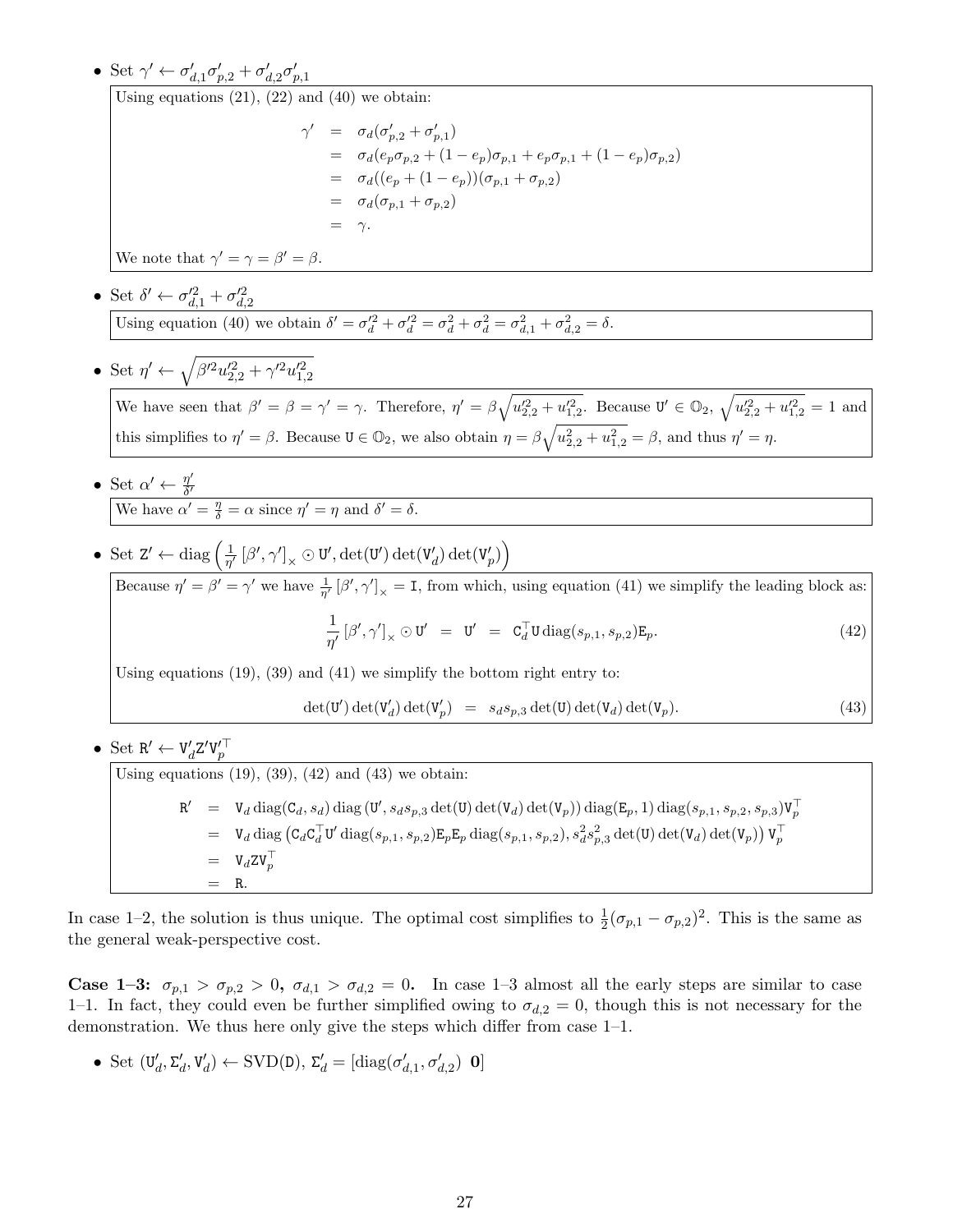- Set $\gamma' \leftarrow \sigma'_{d,1}\sigma'_{p,2} + \sigma'_{d,2}\sigma'_{p,1}$

  Using equations (21), (22) and (40) we obtain:

$$
\begin{aligned}
\gamma' &= \sigma_d(\sigma'_{p,2} + \sigma'_{p,1}) \\
&= \sigma_d(e_p\sigma_{p,2} + (1-e_p)\sigma_{p,1} + e_p\sigma_{p,1} + (1-e_p)\sigma_{p,2}) \\
&= \sigma_d((e_p + (1-e_p))(\sigma_{p,1} + \sigma_{p,2}) \\
&= \sigma_d(\sigma_{p,1} + \sigma_{p,2}) \\
&= \gamma.
\end{aligned}
$$

  We note that $\gamma' = \gamma = \beta' = \beta$.

- Set $\delta' \leftarrow \sigma'^2_{d,1} + \sigma'^2_{d,2}$

  Using equation (40) we obtain $\delta' = \sigma'^2_d + \sigma'^2_d = \sigma^2_d + \sigma^2_d = \sigma^2_{d,1} + \sigma^2_{d,2} = \delta$.

- Set $\eta' \leftarrow \sqrt{\beta'^2 u'^2_{2,2} + \gamma'^2 u'^2_{1,2}}$

  We have seen that $\beta' = \beta = \gamma' = \gamma$. Therefore, $\eta' = \beta\sqrt{u'^2_{2,2} + u'^2_{1,2}}$. Because $\mathtt{U}' \in \mathbb{O}_2$, $\sqrt{u'^2_{2,2} + u'^2_{1,2}} = 1$ and this simplifies to $\eta' = \beta$. Because $\mathtt{U} \in \mathbb{O}_2$, we also obtain $\eta = \beta\sqrt{u^2_{2,2} + u^2_{1,2}} = \beta$, and thus $\eta' = \eta$.

- Set $\alpha' \leftarrow \frac{\eta'}{\delta'}$

  We have $\alpha' = \frac{\eta}{\delta} = \alpha$ since $\eta' = \eta$ and $\delta' = \delta$.

- Set $\mathtt{Z}' \leftarrow \operatorname{diag}\left(\frac{1}{\eta'}\left[\beta', \gamma'\right]_\times \odot \mathtt{U}', \det(\mathtt{U}')\det(\mathtt{V}'_d)\det(\mathtt{V}'_p)\right)$

  Because $\eta' = \beta' = \gamma'$ we have $\frac{1}{\eta'}\left[\beta', \gamma'\right]_\times = \mathtt{I}$, from which, using equation (41) we simplify the leading block as:

$$
\frac{1}{\eta'}\left[\beta', \gamma'\right]_\times \odot \mathtt{U}' \;=\; \mathtt{U}' \;=\; \mathtt{C}_d^\top \mathtt{U}\operatorname{diag}(s_{p,1}, s_{p,2})\mathtt{E}_p. \tag{42}
$$

  Using equations (19), (39) and (41) we simplify the bottom right entry to:

$$
\det(\mathtt{U}')\det(\mathtt{V}'_d)\det(\mathtt{V}'_p) \;=\; s_d s_{p,3}\det(\mathtt{U})\det(\mathtt{V}_d)\det(\mathtt{V}_p). \tag{43}
$$

- Set $\mathtt{R}' \leftarrow \mathtt{V}'_d\mathtt{Z}'\mathtt{V}'^\top_p$

  Using equations (19), (39), (42) and (43) we obtain:

$$
\begin{aligned}
\mathtt{R}' &= \mathtt{V}_d\operatorname{diag}(\mathtt{C}_d, s_d)\operatorname{diag}\left(\mathtt{U}', s_d s_{p,3}\det(\mathtt{U})\det(\mathtt{V}_d)\det(\mathtt{V}_p)\right)\operatorname{diag}(\mathtt{E}_p, 1)\operatorname{diag}(s_{p,1}, s_{p,2}, s_{p,3})\mathtt{V}_p^\top \\
&= \mathtt{V}_d\operatorname{diag}\left(\mathtt{C}_d\mathtt{C}_d^\top\mathtt{U}'\operatorname{diag}(s_{p,1}, s_{p,2})\mathtt{E}_p\mathtt{E}_p\operatorname{diag}(s_{p,1}, s_{p,2}), s_d^2 s_{p,3}^2\det(\mathtt{U})\det(\mathtt{V}_d)\det(\mathtt{V}_p)\right)\mathtt{V}_p^\top \\
&= \mathtt{V}_d\mathtt{Z}\mathtt{V}_p^\top \\
&= \mathtt{R}.
\end{aligned}
$$

In case 1–2, the solution is thus unique. The optimal cost simplifies to $\frac{1}{2}(\sigma_{p,1} - \sigma_{p,2})^2$. This is the same as the general weak-perspective cost.

**Case 1–3: $\sigma_{p,1} > \sigma_{p,2} > 0$, $\sigma_{d,1} > \sigma_{d,2} = 0$.** In case 1–3 almost all the early steps are similar to case 1–1. In fact, they could even be further simplified owing to $\sigma_{d,2} = 0$, though this is not necessary for the demonstration. We thus here only give the steps which differ from case 1–1.

- Set $(\mathtt{U}'_d, \Sigma'_d, \mathtt{V}'_d) \leftarrow \operatorname{SVD}(\mathtt{D})$, $\Sigma'_d = [\operatorname{diag}(\sigma'_{d,1}, \sigma'_{d,2}) \;\; \mathbf{0}]$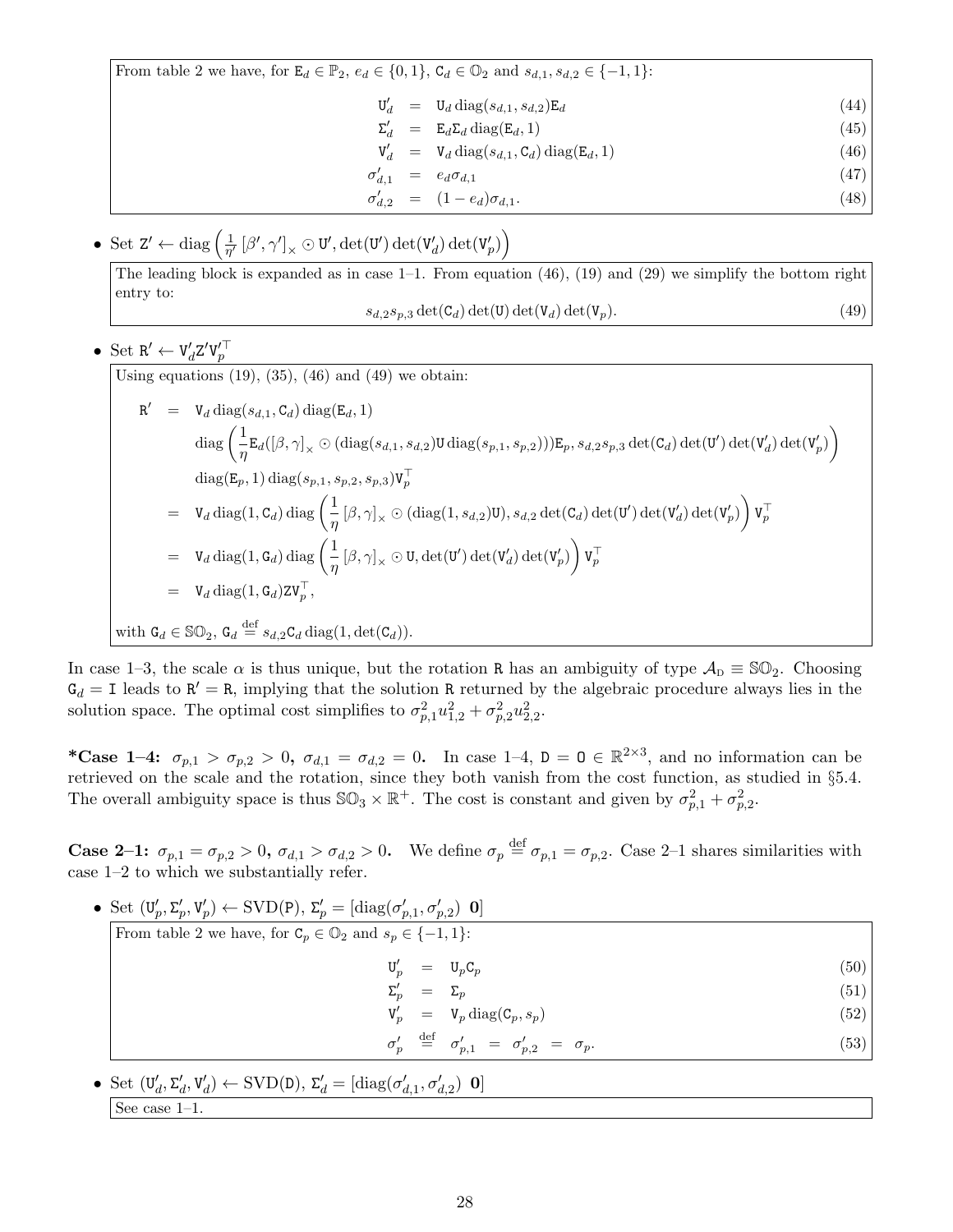From table 2 we have, for $\mathtt{E}_d \in \mathbb{P}_2$, $e_d \in \{0,1\}$, $\mathtt{C}_d \in \mathbb{O}_2$ and $s_{d,1}, s_{d,2} \in \{-1,1\}$:

$$
\begin{aligned}
\mathtt{U}'_d &= \mathtt{U}_d \operatorname{diag}(s_{d,1}, s_{d,2})\mathtt{E}_d && (44)\\
\Sigma'_d &= \mathtt{E}_d \Sigma_d \operatorname{diag}(\mathtt{E}_d, 1) && (45)\\
\mathtt{V}'_d &= \mathtt{V}_d \operatorname{diag}(s_{d,1}, \mathtt{C}_d)\operatorname{diag}(\mathtt{E}_d, 1) && (46)\\
\sigma'_{d,1} &= e_d \sigma_{d,1} && (47)\\
\sigma'_{d,2} &= (1-e_d)\sigma_{d,1}. && (48)
\end{aligned}
$$

- Set $\mathtt{Z}' \leftarrow \operatorname{diag}\left(\frac{1}{\eta'}\left[\beta', \gamma'\right]_\times \odot \mathtt{U}', \det(\mathtt{U}')\det(\mathtt{V}'_d)\det(\mathtt{V}'_p)\right)$

The leading block is expanded as in case 1–1. From equation (46), (19) and (29) we simplify the bottom right entry to:

$$
s_{d,2}s_{p,3}\det(\mathtt{C}_d)\det(\mathtt{U})\det(\mathtt{V}_d)\det(\mathtt{V}_p). \qquad (49)
$$

- Set $\mathtt{R}' \leftarrow \mathtt{V}'_d \mathtt{Z}' \mathtt{V}'^{\top}_p$

Using equations (19), (35), (46) and (49) we obtain:

$$
\begin{aligned}
\mathtt{R}' &= \mathtt{V}_d \operatorname{diag}(s_{d,1}, \mathtt{C}_d)\operatorname{diag}(\mathtt{E}_d, 1)\\
&\quad \operatorname{diag}\left(\frac{1}{\eta}\mathtt{E}_d([\beta,\gamma]_\times \odot (\operatorname{diag}(s_{d,1}, s_{d,2})\mathtt{U}\operatorname{diag}(s_{p,1}, s_{p,2})))\mathtt{E}_p, s_{d,2}s_{p,3}\det(\mathtt{C}_d)\det(\mathtt{U}')\det(\mathtt{V}'_d)\det(\mathtt{V}'_p)\right)\\
&\quad \operatorname{diag}(\mathtt{E}_p, 1)\operatorname{diag}(s_{p,1}, s_{p,2}, s_{p,3})\mathtt{V}_p^\top\\
&= \mathtt{V}_d \operatorname{diag}(1, \mathtt{C}_d)\operatorname{diag}\left(\frac{1}{\eta}[\beta,\gamma]_\times \odot (\operatorname{diag}(1, s_{d,2})\mathtt{U}), s_{d,2}\det(\mathtt{C}_d)\det(\mathtt{U}')\det(\mathtt{V}'_d)\det(\mathtt{V}'_p)\right)\mathtt{V}_p^\top\\
&= \mathtt{V}_d \operatorname{diag}(1, \mathtt{G}_d)\operatorname{diag}\left(\frac{1}{\eta}[\beta,\gamma]_\times \odot \mathtt{U}, \det(\mathtt{U}')\det(\mathtt{V}'_d)\det(\mathtt{V}'_p)\right)\mathtt{V}_p^\top\\
&= \mathtt{V}_d \operatorname{diag}(1, \mathtt{G}_d)\mathtt{Z}\mathtt{V}_p^\top,
\end{aligned}
$$

with $\mathtt{G}_d \in \mathbb{SO}_2$, $\mathtt{G}_d \stackrel{\text{def}}{=} s_{d,2}\mathtt{C}_d\operatorname{diag}(1, \det(\mathtt{C}_d))$.

In case 1–3, the scale $\alpha$ is thus unique, but the rotation $\mathtt{R}$ has an ambiguity of type $\mathcal{A}_\text{D} \equiv \mathbb{SO}_2$. Choosing $\mathtt{G}_d = \mathtt{I}$ leads to $\mathtt{R}' = \mathtt{R}$, implying that the solution $\mathtt{R}$ returned by the algebraic procedure always lies in the solution space. The optimal cost simplifies to $\sigma_{p,1}^2 u_{1,2}^2 + \sigma_{p,2}^2 u_{2,2}^2$.

**\*Case 1–4:** $\sigma_{p,1} > \sigma_{p,2} > 0$**,** $\sigma_{d,1} = \sigma_{d,2} = 0$**.** In case 1–4, $\mathtt{D} = \mathtt{0} \in \mathbb{R}^{2\times 3}$, and no information can be retrieved on the scale and the rotation, since they both vanish from the cost function, as studied in §5.4. The overall ambiguity space is thus $\mathbb{SO}_3 \times \mathbb{R}^+$. The cost is constant and given by $\sigma_{p,1}^2 + \sigma_{p,2}^2$.

**Case 2–1:** $\sigma_{p,1} = \sigma_{p,2} > 0$**,** $\sigma_{d,1} > \sigma_{d,2} > 0$**.** We define $\sigma_p \stackrel{\text{def}}{=} \sigma_{p,1} = \sigma_{p,2}$. Case 2–1 shares similarities with case 1–2 to which we substantially refer.

- Set $(\mathtt{U}'_p, \Sigma'_p, \mathtt{V}'_p) \leftarrow \text{SVD}(\mathtt{P})$, $\Sigma'_p = [\operatorname{diag}(\sigma'_{p,1}, \sigma'_{p,2})\ \ \mathbf{0}]$

From table 2 we have, for $\mathtt{C}_p \in \mathbb{O}_2$ and $s_p \in \{-1,1\}$:

$$
\begin{aligned}
\mathtt{U}'_p &= \mathtt{U}_p \mathtt{C}_p && (50)\\
\Sigma'_p &= \Sigma_p && (51)\\
\mathtt{V}'_p &= \mathtt{V}_p \operatorname{diag}(\mathtt{C}_p, s_p) && (52)\\
\sigma'_p &\stackrel{\text{def}}{=} \sigma'_{p,1} = \sigma'_{p,2} = \sigma_p. && (53)
\end{aligned}
$$

- Set $(\mathtt{U}'_d, \Sigma'_d, \mathtt{V}'_d) \leftarrow \text{SVD}(\mathtt{D})$, $\Sigma'_d = [\operatorname{diag}(\sigma'_{d,1}, \sigma'_{d,2})\ \ \mathbf{0}]$

See case 1–1.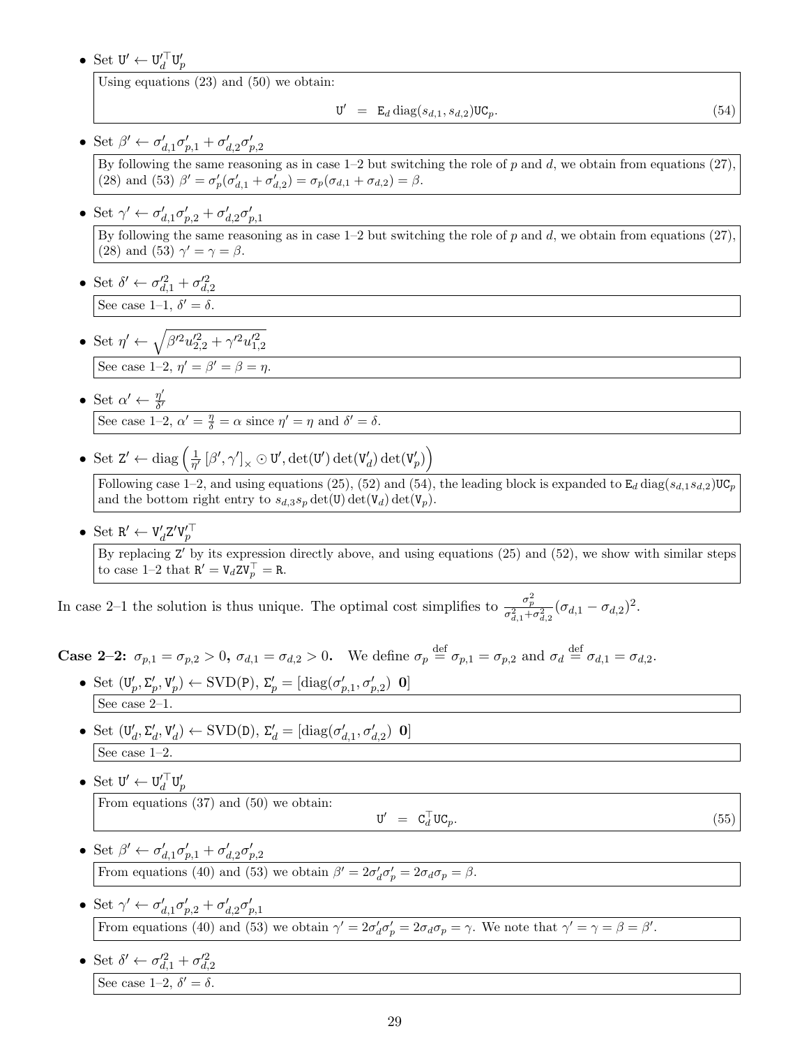- Set $\mathtt{U}' \leftarrow \mathtt{U}_d'^{\top}\mathtt{U}_p'$

  Using equations (23) and (50) we obtain:
  $$\mathtt{U}' \;=\; \mathtt{E}_d \operatorname{diag}(s_{d,1}, s_{d,2})\mathtt{U}\mathtt{C}_p. \tag{54}$$

- Set $\beta' \leftarrow \sigma'_{d,1}\sigma'_{p,1} + \sigma'_{d,2}\sigma'_{p,2}$

  By following the same reasoning as in case 1–2 but switching the role of $p$ and $d$, we obtain from equations (27), (28) and (53) $\beta' = \sigma'_p(\sigma'_{d,1} + \sigma'_{d,2}) = \sigma_p(\sigma_{d,1} + \sigma_{d,2}) = \beta$.

- Set $\gamma' \leftarrow \sigma'_{d,1}\sigma'_{p,2} + \sigma'_{d,2}\sigma'_{p,1}$

  By following the same reasoning as in case 1–2 but switching the role of $p$ and $d$, we obtain from equations (27), (28) and (53) $\gamma' = \gamma = \beta$.

- Set $\delta' \leftarrow \sigma'^2_{d,1} + \sigma'^2_{d,2}$

  See case 1–1, $\delta' = \delta$.

- Set $\eta' \leftarrow \sqrt{\beta'^2 u'^2_{2,2} + \gamma'^2 u'^2_{1,2}}$

  See case 1–2, $\eta' = \beta' = \beta = \eta$.

- Set $\alpha' \leftarrow \frac{\eta'}{\delta'}$

  See case 1–2, $\alpha' = \frac{\eta}{\delta} = \alpha$ since $\eta' = \eta$ and $\delta' = \delta$.

- Set $\mathtt{Z}' \leftarrow \operatorname{diag}\left(\frac{1}{\eta'}\left[\beta', \gamma'\right]_\times \odot \mathtt{U}', \det(\mathtt{U}')\det(\mathtt{V}_d')\det(\mathtt{V}_p')\right)$

  Following case 1–2, and using equations (25), (52) and (54), the leading block is expanded to $\mathtt{E}_d \operatorname{diag}(s_{d,1}s_{d,2})\mathtt{U}\mathtt{C}_p$ and the bottom right entry to $s_{d,3}s_p \det(\mathtt{U})\det(\mathtt{V}_d)\det(\mathtt{V}_p)$.

- Set $\mathtt{R}' \leftarrow \mathtt{V}_d'\mathtt{Z}'\mathtt{V}_p'^{\top}$

  By replacing $\mathtt{Z}'$ by its expression directly above, and using equations (25) and (52), we show with similar steps to case 1–2 that $\mathtt{R}' = \mathtt{V}_d\mathtt{Z}\mathtt{V}_p^{\top} = \mathtt{R}$.

In case 2–1 the solution is thus unique. The optimal cost simplifies to $\frac{\sigma_p^2}{\sigma_{d,1}^2+\sigma_{d,2}^2}(\sigma_{d,1} - \sigma_{d,2})^2$.

**Case 2–2: $\sigma_{p,1} = \sigma_{p,2} > 0$, $\sigma_{d,1} = \sigma_{d,2} > 0$.** We define $\sigma_p \overset{\text{def}}{=} \sigma_{p,1} = \sigma_{p,2}$ and $\sigma_d \overset{\text{def}}{=} \sigma_{d,1} = \sigma_{d,2}$.

- Set $(\mathtt{U}_p', \Sigma_p', \mathtt{V}_p') \leftarrow \operatorname{SVD}(\mathtt{P})$, $\Sigma_p' = [\operatorname{diag}(\sigma'_{p,1}, \sigma'_{p,2}) \;\; \mathbf{0}]$

  See case 2–1.

- Set $(\mathtt{U}_d', \Sigma_d', \mathtt{V}_d') \leftarrow \operatorname{SVD}(\mathtt{D})$, $\Sigma_d' = [\operatorname{diag}(\sigma'_{d,1}, \sigma'_{d,2}) \;\; \mathbf{0}]$

  See case 1–2.

- Set $\mathtt{U}' \leftarrow \mathtt{U}_d'^{\top}\mathtt{U}_p'$

  From equations (37) and (50) we obtain:
  $$\mathtt{U}' \;=\; \mathtt{C}_d^{\top}\mathtt{U}\mathtt{C}_p. \tag{55}$$

- Set $\beta' \leftarrow \sigma'_{d,1}\sigma'_{p,1} + \sigma'_{d,2}\sigma'_{p,2}$

  From equations (40) and (53) we obtain $\beta' = 2\sigma'_d\sigma'_p = 2\sigma_d\sigma_p = \beta$.

- Set $\gamma' \leftarrow \sigma'_{d,1}\sigma'_{p,2} + \sigma'_{d,2}\sigma'_{p,1}$

  From equations (40) and (53) we obtain $\gamma' = 2\sigma'_d\sigma'_p = 2\sigma_d\sigma_p = \gamma$. We note that $\gamma' = \gamma = \beta = \beta'$.

- Set $\delta' \leftarrow \sigma'^2_{d,1} + \sigma'^2_{d,2}$

  See case 1–2, $\delta' = \delta$.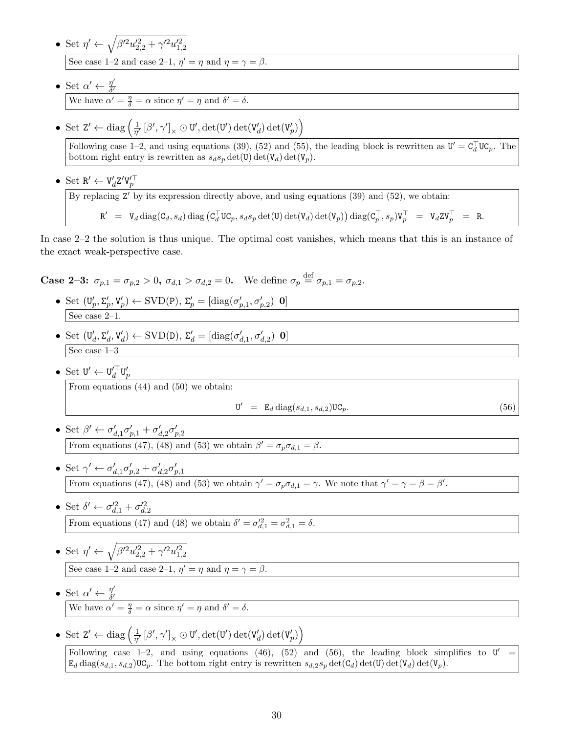- Set $\eta' \leftarrow \sqrt{\beta'^2 u'^2_{2,2} + \gamma'^2 u'^2_{1,2}}$

  See case 1–2 and case 2–1, $\eta' = \eta$ and $\eta = \gamma = \beta$.

- Set $\alpha' \leftarrow \frac{\eta'}{\delta'}$

  We have $\alpha' = \frac{\eta}{\delta} = \alpha$ since $\eta' = \eta$ and $\delta' = \delta$.

- Set $\mathtt{Z}' \leftarrow \operatorname{diag}\left(\frac{1}{\eta'}\left[\beta', \gamma'\right]_\times \odot \mathtt{U}', \det(\mathtt{U}')\det(\mathtt{V}'_d)\det(\mathtt{V}'_p)\right)$

  Following case 1–2, and using equations (39), (52) and (55), the leading block is rewritten as $\mathtt{U}' = \mathtt{C}_d^\top \mathtt{U} \mathtt{C}_p$. The bottom right entry is rewritten as $s_d s_p \det(\mathtt{U})\det(\mathtt{V}_d)\det(\mathtt{V}_p)$.

- Set $\mathtt{R}' \leftarrow \mathtt{V}'_d \mathtt{Z}' \mathtt{V}'^\top_p$

  By replacing $\mathtt{Z}'$ by its expression directly above, and using equations (39) and (52), we obtain:

  $$\mathtt{R}' \;=\; \mathtt{V}_d \operatorname{diag}(\mathtt{C}_d, s_d) \operatorname{diag}\left(\mathtt{C}_d^\top \mathtt{U} \mathtt{C}_p, s_d s_p \det(\mathtt{U})\det(\mathtt{V}_d)\det(\mathtt{V}_p)\right) \operatorname{diag}(\mathtt{C}_p^\top, s_p)\mathtt{V}_p^\top \;=\; \mathtt{V}_d \mathtt{Z} \mathtt{V}_p^\top \;=\; \mathtt{R}.$$

In case 2–2 the solution is thus unique. The optimal cost vanishes, which means that this is an instance of the exact weak-perspective case.

**Case 2–3: $\sigma_{p,1} = \sigma_{p,2} > 0$, $\sigma_{d,1} > \sigma_{d,2} = 0$.** We define $\sigma_p \overset{\text{def}}{=} \sigma_{p,1} = \sigma_{p,2}$.

- Set $(\mathtt{U}'_p, \Sigma'_p, \mathtt{V}'_p) \leftarrow \text{SVD}(\mathtt{P})$, $\Sigma'_p = [\operatorname{diag}(\sigma'_{p,1}, \sigma'_{p,2}) \;\; \mathbf{0}]$

  See case 2–1.

- Set $(\mathtt{U}'_d, \Sigma'_d, \mathtt{V}'_d) \leftarrow \text{SVD}(\mathtt{D})$, $\Sigma'_d = [\operatorname{diag}(\sigma'_{d,1}, \sigma'_{d,2}) \;\; \mathbf{0}]$

  See case 1–3

- Set $\mathtt{U}' \leftarrow \mathtt{U}'^\top_d \mathtt{U}'_p$

  From equations (44) and (50) we obtain:

  $$\mathtt{U}' \;=\; \mathtt{E}_d \operatorname{diag}(s_{d,1}, s_{d,2}) \mathtt{U} \mathtt{C}_p. \tag{56}$$

- Set $\beta' \leftarrow \sigma'_{d,1}\sigma'_{p,1} + \sigma'_{d,2}\sigma'_{p,2}$

  From equations (47), (48) and (53) we obtain $\beta' = \sigma_p \sigma_{d,1} = \beta$.

- Set $\gamma' \leftarrow \sigma'_{d,1}\sigma'_{p,2} + \sigma'_{d,2}\sigma'_{p,1}$

  From equations (47), (48) and (53) we obtain $\gamma' = \sigma_p \sigma_{d,1} = \gamma$. We note that $\gamma' = \gamma = \beta = \beta'$.

- Set $\delta' \leftarrow \sigma'^2_{d,1} + \sigma'^2_{d,2}$

  From equations (47) and (48) we obtain $\delta' = \sigma'^2_{d,1} = \sigma^2_{d,1} = \delta$.

- Set $\eta' \leftarrow \sqrt{\beta'^2 u'^2_{2,2} + \gamma'^2 u'^2_{1,2}}$

  See case 1–2 and case 2–1, $\eta' = \eta$ and $\eta = \gamma = \beta$.

- Set $\alpha' \leftarrow \frac{\eta'}{\delta'}$

  We have $\alpha' = \frac{\eta}{\delta} = \alpha$ since $\eta' = \eta$ and $\delta' = \delta$.

- Set $\mathtt{Z}' \leftarrow \operatorname{diag}\left(\frac{1}{\eta'}\left[\beta', \gamma'\right]_\times \odot \mathtt{U}', \det(\mathtt{U}')\det(\mathtt{V}'_d)\det(\mathtt{V}'_p)\right)$

  Following case 1–2, and using equations (46), (52) and (56), the leading block simplifies to $\mathtt{U}' = \mathtt{E}_d \operatorname{diag}(s_{d,1}, s_{d,2}) \mathtt{U} \mathtt{C}_p$. The bottom right entry is rewritten $s_{d,2} s_p \det(\mathtt{C}_d)\det(\mathtt{U})\det(\mathtt{V}_d)\det(\mathtt{V}_p)$.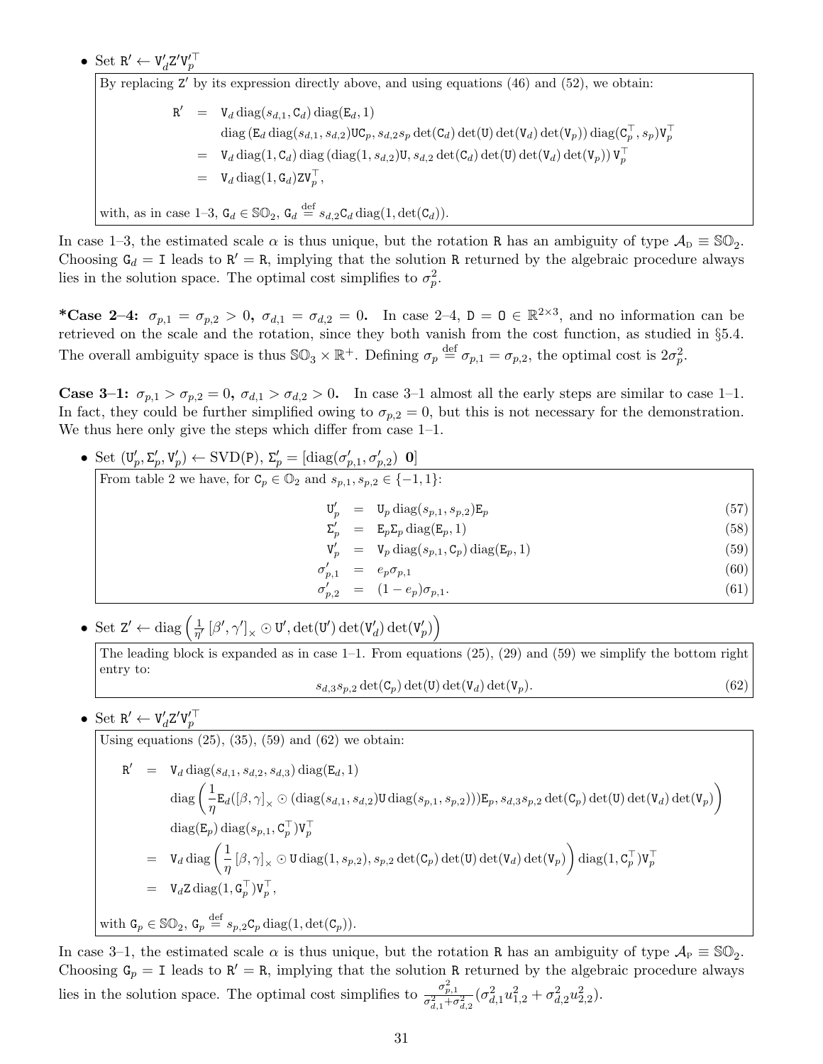- Set $\mathtt{R}' \leftarrow \mathtt{V}_d'\mathtt{Z}'\mathtt{V}_p'^\top$

By replacing $\mathtt{Z}'$ by its expression directly above, and using equations (46) and (52), we obtain:

$$
\begin{aligned}
\mathtt{R}' &= \mathtt{V}_d \operatorname{diag}(s_{d,1}, \mathtt{C}_d) \operatorname{diag}(\mathtt{E}_d, 1) \\
&\quad \operatorname{diag}\left(\mathtt{E}_d \operatorname{diag}(s_{d,1}, s_{d,2})\mathtt{U}\mathtt{C}_p, s_{d,2}s_p \det(\mathtt{C}_d)\det(\mathtt{U})\det(\mathtt{V}_d)\det(\mathtt{V}_p)\right) \operatorname{diag}(\mathtt{C}_p^\top, s_p)\mathtt{V}_p^\top \\
&= \mathtt{V}_d \operatorname{diag}(1, \mathtt{C}_d) \operatorname{diag}\left(\operatorname{diag}(1, s_{d,2})\mathtt{U}, s_{d,2}\det(\mathtt{C}_d)\det(\mathtt{U})\det(\mathtt{V}_d)\det(\mathtt{V}_p)\right)\mathtt{V}_p^\top \\
&= \mathtt{V}_d \operatorname{diag}(1, \mathtt{G}_d)\mathtt{Z}\mathtt{V}_p^\top,
\end{aligned}
$$

with, as in case 1–3, $\mathtt{G}_d \in \mathbb{SO}_2$, $\mathtt{G}_d \stackrel{\text{def}}{=} s_{d,2}\mathtt{C}_d \operatorname{diag}(1, \det(\mathtt{C}_d))$.

In case 1–3, the estimated scale $\alpha$ is thus unique, but the rotation $\mathtt{R}$ has an ambiguity of type $\mathcal{A}_{\text{D}} \equiv \mathbb{SO}_2$. Choosing $\mathtt{G}_d = \mathtt{I}$ leads to $\mathtt{R}' = \mathtt{R}$, implying that the solution $\mathtt{R}$ returned by the algebraic procedure always lies in the solution space. The optimal cost simplifies to $\sigma_p^2$.

***Case 2–4:** $\sigma_{p,1} = \sigma_{p,2} > 0$**,** $\sigma_{d,1} = \sigma_{d,2} = 0$**.** In case 2–4, $\mathtt{D} = \mathtt{0} \in \mathbb{R}^{2\times 3}$, and no information can be retrieved on the scale and the rotation, since they both vanish from the cost function, as studied in §5.4. The overall ambiguity space is thus $\mathbb{SO}_3 \times \mathbb{R}^+$. Defining $\sigma_p \stackrel{\text{def}}{=} \sigma_{p,1} = \sigma_{p,2}$, the optimal cost is $2\sigma_p^2$.

**Case 3–1:** $\sigma_{p,1} > \sigma_{p,2} = 0$**,** $\sigma_{d,1} > \sigma_{d,2} > 0$**.** In case 3–1 almost all the early steps are similar to case 1–1. In fact, they could be further simplified owing to $\sigma_{p,2} = 0$, but this is not necessary for the demonstration. We thus here only give the steps which differ from case 1–1.

- Set $(\mathtt{U}_p', \Sigma_p', \mathtt{V}_p') \leftarrow \text{SVD}(\mathtt{P})$, $\Sigma_p' = [\operatorname{diag}(\sigma_{p,1}', \sigma_{p,2}') \ \ \mathbf{0}]$

From table 2 we have, for $\mathtt{C}_p \in \mathbb{O}_2$ and $s_{p,1}, s_{p,2} \in \{-1, 1\}$:

$$
\begin{aligned}
\mathtt{U}_p' &= \mathtt{U}_p \operatorname{diag}(s_{p,1}, s_{p,2})\mathtt{E}_p &(57)\\
\Sigma_p' &= \mathtt{E}_p \Sigma_p \operatorname{diag}(\mathtt{E}_p, 1) &(58)\\
\mathtt{V}_p' &= \mathtt{V}_p \operatorname{diag}(s_{p,1}, \mathtt{C}_p)\operatorname{diag}(\mathtt{E}_p, 1) &(59)\\
\sigma_{p,1}' &= e_p \sigma_{p,1} &(60)\\
\sigma_{p,2}' &= (1 - e_p)\sigma_{p,1}. &(61)
\end{aligned}
$$

- Set $\mathtt{Z}' \leftarrow \operatorname{diag}\left(\frac{1}{\eta'}[\beta', \gamma']_\times \odot \mathtt{U}', \det(\mathtt{U}')\det(\mathtt{V}_d')\det(\mathtt{V}_p')\right)$

The leading block is expanded as in case 1–1. From equations (25), (29) and (59) we simplify the bottom right entry to:

$$
s_{d,3}s_{p,2}\det(\mathtt{C}_p)\det(\mathtt{U})\det(\mathtt{V}_d)\det(\mathtt{V}_p). \tag{62}
$$

- Set $\mathtt{R}' \leftarrow \mathtt{V}_d'\mathtt{Z}'\mathtt{V}_p'^\top$

Using equations (25), (35), (59) and (62) we obtain:

$$
\begin{aligned}
\mathtt{R}' &= \mathtt{V}_d \operatorname{diag}(s_{d,1}, s_{d,2}, s_{d,3}) \operatorname{diag}(\mathtt{E}_d, 1) \\
&\quad \operatorname{diag}\left(\frac{1}{\eta}\mathtt{E}_d([\beta, \gamma]_\times \odot (\operatorname{diag}(s_{d,1}, s_{d,2})\mathtt{U}\operatorname{diag}(s_{p,1}, s_{p,2})))\mathtt{E}_p, s_{d,3}s_{p,2}\det(\mathtt{C}_p)\det(\mathtt{U})\det(\mathtt{V}_d)\det(\mathtt{V}_p)\right) \\
&\quad \operatorname{diag}(\mathtt{E}_p)\operatorname{diag}(s_{p,1}, \mathtt{C}_p^\top)\mathtt{V}_p^\top \\
&= \mathtt{V}_d \operatorname{diag}\left(\frac{1}{\eta}[\beta, \gamma]_\times \odot \mathtt{U}\operatorname{diag}(1, s_{p,2}), s_{p,2}\det(\mathtt{C}_p)\det(\mathtt{U})\det(\mathtt{V}_d)\det(\mathtt{V}_p)\right)\operatorname{diag}(1, \mathtt{C}_p^\top)\mathtt{V}_p^\top \\
&= \mathtt{V}_d \mathtt{Z} \operatorname{diag}(1, \mathtt{G}_p^\top)\mathtt{V}_p^\top,
\end{aligned}
$$

with $\mathtt{G}_p \in \mathbb{SO}_2$, $\mathtt{G}_p \stackrel{\text{def}}{=} s_{p,2}\mathtt{C}_p \operatorname{diag}(1, \det(\mathtt{C}_p))$.

In case 3–1, the estimated scale $\alpha$ is thus unique, but the rotation $\mathtt{R}$ has an ambiguity of type $\mathcal{A}_{\text{P}} \equiv \mathbb{SO}_2$. Choosing $\mathtt{G}_p = \mathtt{I}$ leads to $\mathtt{R}' = \mathtt{R}$, implying that the solution $\mathtt{R}$ returned by the algebraic procedure always lies in the solution space. The optimal cost simplifies to $\frac{\sigma_{p,1}^2}{\sigma_{d,1}^2 + \sigma_{d,2}^2}(\sigma_{d,1}^2 u_{1,2}^2 + \sigma_{d,2}^2 u_{2,2}^2)$.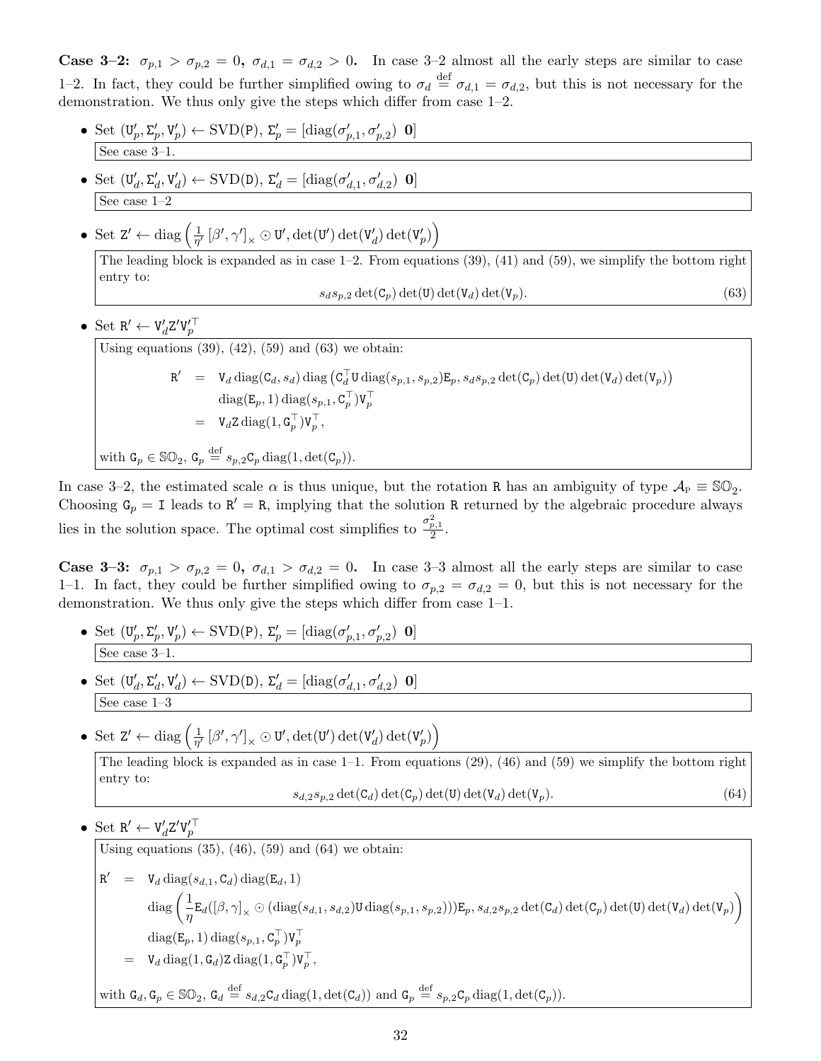**Case 3–2:** $\sigma_{p,1} > \sigma_{p,2} = 0$**,** $\sigma_{d,1} = \sigma_{d,2} > 0$**.** In case 3–2 almost all the early steps are similar to case 1–2. In fact, they could be further simplified owing to $\sigma_d \stackrel{\text{def}}{=} \sigma_{d,1} = \sigma_{d,2}$, but this is not necessary for the demonstration. We thus only give the steps which differ from case 1–2.

- Set $(\mathtt{U}'_p, \Sigma'_p, \mathtt{V}'_p) \leftarrow \text{SVD}(\mathtt{P})$, $\Sigma'_p = [\text{diag}(\sigma'_{p,1}, \sigma'_{p,2}) \;\; \mathbf{0}]$

  See case 3–1.

- Set $(\mathtt{U}'_d, \Sigma'_d, \mathtt{V}'_d) \leftarrow \text{SVD}(\mathtt{D})$, $\Sigma'_d = [\text{diag}(\sigma'_{d,1}, \sigma'_{d,2}) \;\; \mathbf{0}]$

  See case 1–2

- Set $\mathtt{Z}' \leftarrow \text{diag}\left(\frac{1}{\eta'}[\beta', \gamma']_\times \odot \mathtt{U}', \det(\mathtt{U}')\det(\mathtt{V}'_d)\det(\mathtt{V}'_p)\right)$

  The leading block is expanded as in case 1–2. From equations (39), (41) and (59), we simplify the bottom right entry to:

$$s_d s_{p,2} \det(\mathtt{C}_p)\det(\mathtt{U})\det(\mathtt{V}_d)\det(\mathtt{V}_p). \tag{63}$$

- Set $\mathtt{R}' \leftarrow \mathtt{V}'_d \mathtt{Z}' \mathtt{V}'^\top_p$

  Using equations (39), (42), (59) and (63) we obtain:

$$\begin{aligned}
\mathtt{R}' &= \mathtt{V}_d \,\text{diag}(\mathtt{C}_d, s_d)\,\text{diag}\left(\mathtt{C}_d^\top \mathtt{U}\,\text{diag}(s_{p,1}, s_{p,2})\mathtt{E}_p, s_d s_{p,2}\det(\mathtt{C}_p)\det(\mathtt{U})\det(\mathtt{V}_d)\det(\mathtt{V}_p)\right) \\
&\quad \text{diag}(\mathtt{E}_p, 1)\,\text{diag}(s_{p,1}, \mathtt{C}_p^\top)\mathtt{V}_p^\top \\
&= \mathtt{V}_d \mathtt{Z}\,\text{diag}(1, \mathtt{G}_p^\top)\mathtt{V}_p^\top,
\end{aligned}$$

  with $\mathtt{G}_p \in \mathbb{SO}_2$, $\mathtt{G}_p \stackrel{\text{def}}{=} s_{p,2}\mathtt{C}_p\,\text{diag}(1, \det(\mathtt{C}_p))$.

In case 3–2, the estimated scale $\alpha$ is thus unique, but the rotation $\mathtt{R}$ has an ambiguity of type $\mathcal{A}_{\text{P}} \equiv \mathbb{SO}_2$. Choosing $\mathtt{G}_p = \mathtt{I}$ leads to $\mathtt{R}' = \mathtt{R}$, implying that the solution $\mathtt{R}$ returned by the algebraic procedure always lies in the solution space. The optimal cost simplifies to $\frac{\sigma_{p,1}^2}{2}$.

**Case 3–3:** $\sigma_{p,1} > \sigma_{p,2} = 0$**,** $\sigma_{d,1} > \sigma_{d,2} = 0$**.** In case 3–3 almost all the early steps are similar to case 1–1. In fact, they could be further simplified owing to $\sigma_{p,2} = \sigma_{d,2} = 0$, but this is not necessary for the demonstration. We thus only give the steps which differ from case 1–1.

- Set $(\mathtt{U}'_p, \Sigma'_p, \mathtt{V}'_p) \leftarrow \text{SVD}(\mathtt{P})$, $\Sigma'_p = [\text{diag}(\sigma'_{p,1}, \sigma'_{p,2}) \;\; \mathbf{0}]$

  See case 3–1.

- Set $(\mathtt{U}'_d, \Sigma'_d, \mathtt{V}'_d) \leftarrow \text{SVD}(\mathtt{D})$, $\Sigma'_d = [\text{diag}(\sigma'_{d,1}, \sigma'_{d,2}) \;\; \mathbf{0}]$

  See case 1–3

- Set $\mathtt{Z}' \leftarrow \text{diag}\left(\frac{1}{\eta'}[\beta', \gamma']_\times \odot \mathtt{U}', \det(\mathtt{U}')\det(\mathtt{V}'_d)\det(\mathtt{V}'_p)\right)$

  The leading block is expanded as in case 1–1. From equations (29), (46) and (59) we simplify the bottom right entry to:

$$s_{d,2}s_{p,2}\det(\mathtt{C}_d)\det(\mathtt{C}_p)\det(\mathtt{U})\det(\mathtt{V}_d)\det(\mathtt{V}_p). \tag{64}$$

- Set $\mathtt{R}' \leftarrow \mathtt{V}'_d \mathtt{Z}' \mathtt{V}'^\top_p$

  Using equations (35), (46), (59) and (64) we obtain:

$$\begin{aligned}
\mathtt{R}' &= \mathtt{V}_d\,\text{diag}(s_{d,1}, \mathtt{C}_d)\,\text{diag}(\mathtt{E}_d, 1) \\
&\quad \text{diag}\left(\frac{1}{\eta}\mathtt{E}_d([\beta,\gamma]_\times \odot (\text{diag}(s_{d,1}, s_{d,2})\mathtt{U}\,\text{diag}(s_{p,1}, s_{p,2})))\mathtt{E}_p, s_{d,2}s_{p,2}\det(\mathtt{C}_d)\det(\mathtt{C}_p)\det(\mathtt{U})\det(\mathtt{V}_d)\det(\mathtt{V}_p)\right) \\
&\quad \text{diag}(\mathtt{E}_p, 1)\,\text{diag}(s_{p,1}, \mathtt{C}_p^\top)\mathtt{V}_p^\top \\
&= \mathtt{V}_d\,\text{diag}(1, \mathtt{G}_d)\mathtt{Z}\,\text{diag}(1, \mathtt{G}_p^\top)\mathtt{V}_p^\top,
\end{aligned}$$

  with $\mathtt{G}_d, \mathtt{G}_p \in \mathbb{SO}_2$, $\mathtt{G}_d \stackrel{\text{def}}{=} s_{d,2}\mathtt{C}_d\,\text{diag}(1, \det(\mathtt{C}_d))$ and $\mathtt{G}_p \stackrel{\text{def}}{=} s_{p,2}\mathtt{C}_p\,\text{diag}(1, \det(\mathtt{C}_p))$.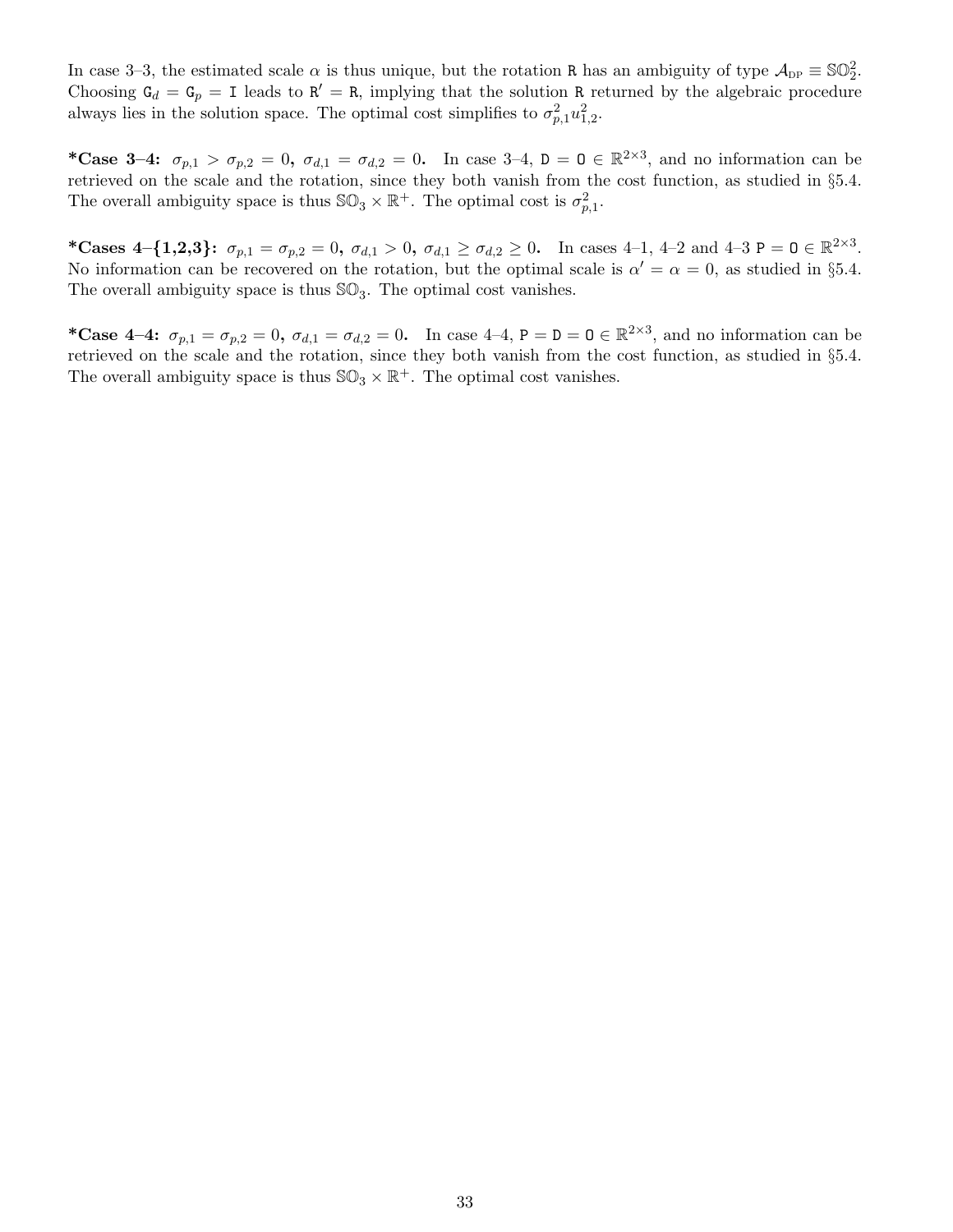In case 3–3, the estimated scale $\alpha$ is thus unique, but the rotation $\mathtt{R}$ has an ambiguity of type $\mathcal{A}_{\text{DP}} \equiv \mathbb{SO}_2^2$. Choosing $\mathtt{G}_d = \mathtt{G}_p = \mathtt{I}$ leads to $\mathtt{R}' = \mathtt{R}$, implying that the solution $\mathtt{R}$ returned by the algebraic procedure always lies in the solution space. The optimal cost simplifies to $\sigma_{p,1}^2 u_{1,2}^2$.

**\*Case 3–4:** $\sigma_{p,1} > \sigma_{p,2} = 0$**,** $\sigma_{d,1} = \sigma_{d,2} = 0$**.** In case 3–4, $\mathtt{D} = \mathtt{0} \in \mathbb{R}^{2\times 3}$, and no information can be retrieved on the scale and the rotation, since they both vanish from the cost function, as studied in §5.4. The overall ambiguity space is thus $\mathbb{SO}_3 \times \mathbb{R}^+$. The optimal cost is $\sigma_{p,1}^2$.

**\*Cases 4–{1,2,3}:** $\sigma_{p,1} = \sigma_{p,2} = 0$**,** $\sigma_{d,1} > 0$**,** $\sigma_{d,1} \geq \sigma_{d,2} \geq 0$**.** In cases 4–1, 4–2 and 4–3 $\mathtt{P} = \mathtt{0} \in \mathbb{R}^{2\times 3}$. No information can be recovered on the rotation, but the optimal scale is $\alpha' = \alpha = 0$, as studied in §5.4. The overall ambiguity space is thus $\mathbb{SO}_3$. The optimal cost vanishes.

**\*Case 4–4:** $\sigma_{p,1} = \sigma_{p,2} = 0$**,** $\sigma_{d,1} = \sigma_{d,2} = 0$**.** In case 4–4, $\mathtt{P} = \mathtt{D} = \mathtt{0} \in \mathbb{R}^{2\times 3}$, and no information can be retrieved on the scale and the rotation, since they both vanish from the cost function, as studied in §5.4. The overall ambiguity space is thus $\mathbb{SO}_3 \times \mathbb{R}^+$. The optimal cost vanishes.